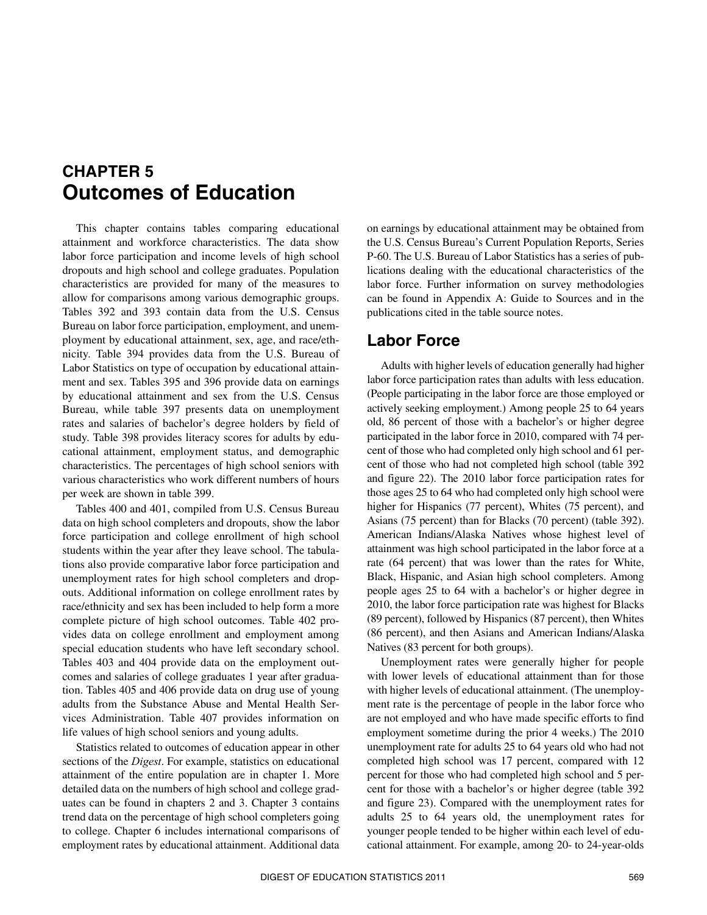# CHAPTER 5
# Outcomes of Education

This chapter contains tables comparing educational attainment and workforce characteristics. The data show labor force participation and income levels of high school dropouts and high school and college graduates. Population characteristics are provided for many of the measures to allow for comparisons among various demographic groups. Tables 392 and 393 contain data from the U.S. Census Bureau on labor force participation, employment, and unemployment by educational attainment, sex, age, and race/ethnicity. Table 394 provides data from the U.S. Bureau of Labor Statistics on type of occupation by educational attainment and sex. Tables 395 and 396 provide data on earnings by educational attainment and sex from the U.S. Census Bureau, while table 397 presents data on unemployment rates and salaries of bachelor's degree holders by field of study. Table 398 provides literacy scores for adults by educational attainment, employment status, and demographic characteristics. The percentages of high school seniors with various characteristics who work different numbers of hours per week are shown in table 399.

Tables 400 and 401, compiled from U.S. Census Bureau data on high school completers and dropouts, show the labor force participation and college enrollment of high school students within the year after they leave school. The tabulations also provide comparative labor force participation and unemployment rates for high school completers and dropouts. Additional information on college enrollment rates by race/ethnicity and sex has been included to help form a more complete picture of high school outcomes. Table 402 provides data on college enrollment and employment among special education students who have left secondary school. Tables 403 and 404 provide data on the employment outcomes and salaries of college graduates 1 year after graduation. Tables 405 and 406 provide data on drug use of young adults from the Substance Abuse and Mental Health Services Administration. Table 407 provides information on life values of high school seniors and young adults.

Statistics related to outcomes of education appear in other sections of the *Digest*. For example, statistics on educational attainment of the entire population are in chapter 1. More detailed data on the numbers of high school and college graduates can be found in chapters 2 and 3. Chapter 3 contains trend data on the percentage of high school completers going to college. Chapter 6 includes international comparisons of employment rates by educational attainment. Additional data on earnings by educational attainment may be obtained from the U.S. Census Bureau's Current Population Reports, Series P-60. The U.S. Bureau of Labor Statistics has a series of publications dealing with the educational characteristics of the labor force. Further information on survey methodologies can be found in Appendix A: Guide to Sources and in the publications cited in the table source notes.

## Labor Force

Adults with higher levels of education generally had higher labor force participation rates than adults with less education. (People participating in the labor force are those employed or actively seeking employment.) Among people 25 to 64 years old, 86 percent of those with a bachelor's or higher degree participated in the labor force in 2010, compared with 74 percent of those who had completed only high school and 61 percent of those who had not completed high school (table 392 and figure 22). The 2010 labor force participation rates for those ages 25 to 64 who had completed only high school were higher for Hispanics (77 percent), Whites (75 percent), and Asians (75 percent) than for Blacks (70 percent) (table 392). American Indians/Alaska Natives whose highest level of attainment was high school participated in the labor force at a rate (64 percent) that was lower than the rates for White, Black, Hispanic, and Asian high school completers. Among people ages 25 to 64 with a bachelor's or higher degree in 2010, the labor force participation rate was highest for Blacks (89 percent), followed by Hispanics (87 percent), then Whites (86 percent), and then Asians and American Indians/Alaska Natives (83 percent for both groups).

Unemployment rates were generally higher for people with lower levels of educational attainment than for those with higher levels of educational attainment. (The unemployment rate is the percentage of people in the labor force who are not employed and who have made specific efforts to find employment sometime during the prior 4 weeks.) The 2010 unemployment rate for adults 25 to 64 years old who had not completed high school was 17 percent, compared with 12 percent for those who had completed high school and 5 percent for those with a bachelor's or higher degree (table 392 and figure 23). Compared with the unemployment rates for adults 25 to 64 years old, the unemployment rates for younger people tended to be higher within each level of educational attainment. For example, among 20- to 24-year-olds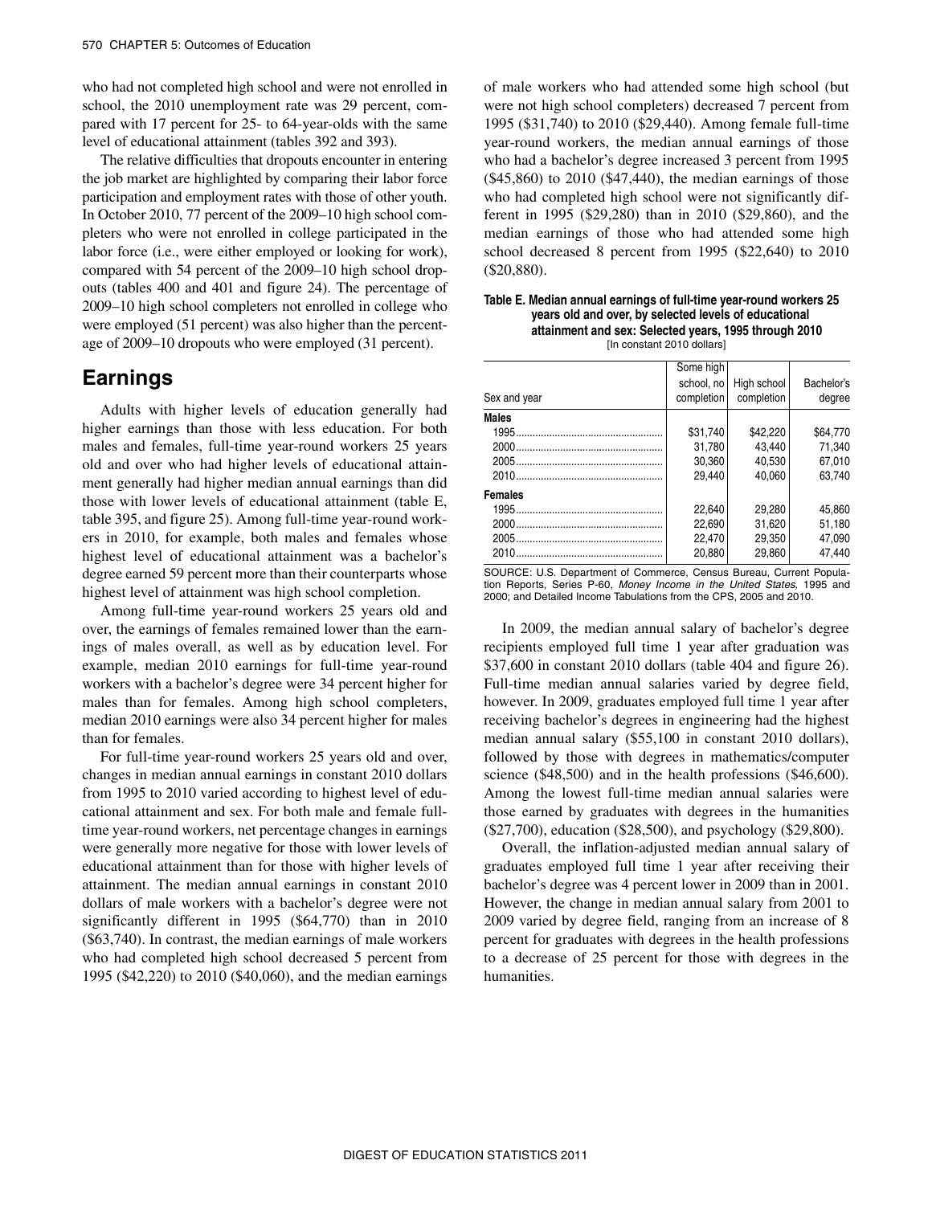who had not completed high school and were not enrolled in school, the 2010 unemployment rate was 29 percent, compared with 17 percent for 25- to 64-year-olds with the same level of educational attainment (tables 392 and 393).

The relative difficulties that dropouts encounter in entering the job market are highlighted by comparing their labor force participation and employment rates with those of other youth. In October 2010, 77 percent of the 2009–10 high school completers who were not enrolled in college participated in the labor force (i.e., were either employed or looking for work), compared with 54 percent of the 2009–10 high school dropouts (tables 400 and 401 and figure 24). The percentage of 2009–10 high school completers not enrolled in college who were employed (51 percent) was also higher than the percentage of 2009–10 dropouts who were employed (31 percent).

## Earnings

Adults with higher levels of education generally had higher earnings than those with less education. For both males and females, full-time year-round workers 25 years old and over who had higher levels of educational attainment generally had higher median annual earnings than did those with lower levels of educational attainment (table E, table 395, and figure 25). Among full-time year-round workers in 2010, for example, both males and females whose highest level of educational attainment was a bachelor's degree earned 59 percent more than their counterparts whose highest level of attainment was high school completion.

Among full-time year-round workers 25 years old and over, the earnings of females remained lower than the earnings of males overall, as well as by education level. For example, median 2010 earnings for full-time year-round workers with a bachelor's degree were 34 percent higher for males than for females. Among high school completers, median 2010 earnings were also 34 percent higher for males than for females.

For full-time year-round workers 25 years old and over, changes in median annual earnings in constant 2010 dollars from 1995 to 2010 varied according to highest level of educational attainment and sex. For both male and female full-time year-round workers, net percentage changes in earnings were generally more negative for those with lower levels of educational attainment than for those with higher levels of attainment. The median annual earnings in constant 2010 dollars of male workers with a bachelor's degree were not significantly different in 1995 ($64,770) than in 2010 ($63,740). In contrast, the median earnings of male workers who had completed high school decreased 5 percent from 1995 ($42,220) to 2010 ($40,060), and the median earnings of male workers who had attended some high school (but were not high school completers) decreased 7 percent from 1995 ($31,740) to 2010 ($29,440). Among female full-time year-round workers, the median annual earnings of those who had a bachelor's degree increased 3 percent from 1995 ($45,860) to 2010 ($47,440), the median earnings of those who had completed high school were not significantly different in 1995 ($29,280) than in 2010 ($29,860), and the median earnings of those who had attended some high school decreased 8 percent from 1995 ($22,640) to 2010 ($20,880).

**Table E. Median annual earnings of full-time year-round workers 25 years old and over, by selected levels of educational attainment and sex: Selected years, 1995 through 2010**
[In constant 2010 dollars]

| Sex and year | Some high school, no completion | High school completion | Bachelor's degree |
|---|---|---|---|
| **Males** | | | |
| 1995 | $31,740 | $42,220 | $64,770 |
| 2000 | 31,780 | 43,440 | 71,340 |
| 2005 | 30,360 | 40,530 | 67,010 |
| 2010 | 29,440 | 40,060 | 63,740 |
| **Females** | | | |
| 1995 | 22,640 | 29,280 | 45,860 |
| 2000 | 22,690 | 31,620 | 51,180 |
| 2005 | 22,470 | 29,350 | 47,090 |
| 2010 | 20,880 | 29,860 | 47,440 |

SOURCE: U.S. Department of Commerce, Census Bureau, Current Population Reports, Series P-60, *Money Income in the United States,* 1995 and 2000; and Detailed Income Tabulations from the CPS, 2005 and 2010.

In 2009, the median annual salary of bachelor's degree recipients employed full time 1 year after graduation was $37,600 in constant 2010 dollars (table 404 and figure 26). Full-time median annual salaries varied by degree field, however. In 2009, graduates employed full time 1 year after receiving bachelor's degrees in engineering had the highest median annual salary ($55,100 in constant 2010 dollars), followed by those with degrees in mathematics/computer science ($48,500) and in the health professions ($46,600). Among the lowest full-time median annual salaries were those earned by graduates with degrees in the humanities ($27,700), education ($28,500), and psychology ($29,800).

Overall, the inflation-adjusted median annual salary of graduates employed full time 1 year after receiving their bachelor's degree was 4 percent lower in 2009 than in 2001. However, the change in median annual salary from 2001 to 2009 varied by degree field, ranging from an increase of 8 percent for graduates with degrees in the health professions to a decrease of 25 percent for those with degrees in the humanities.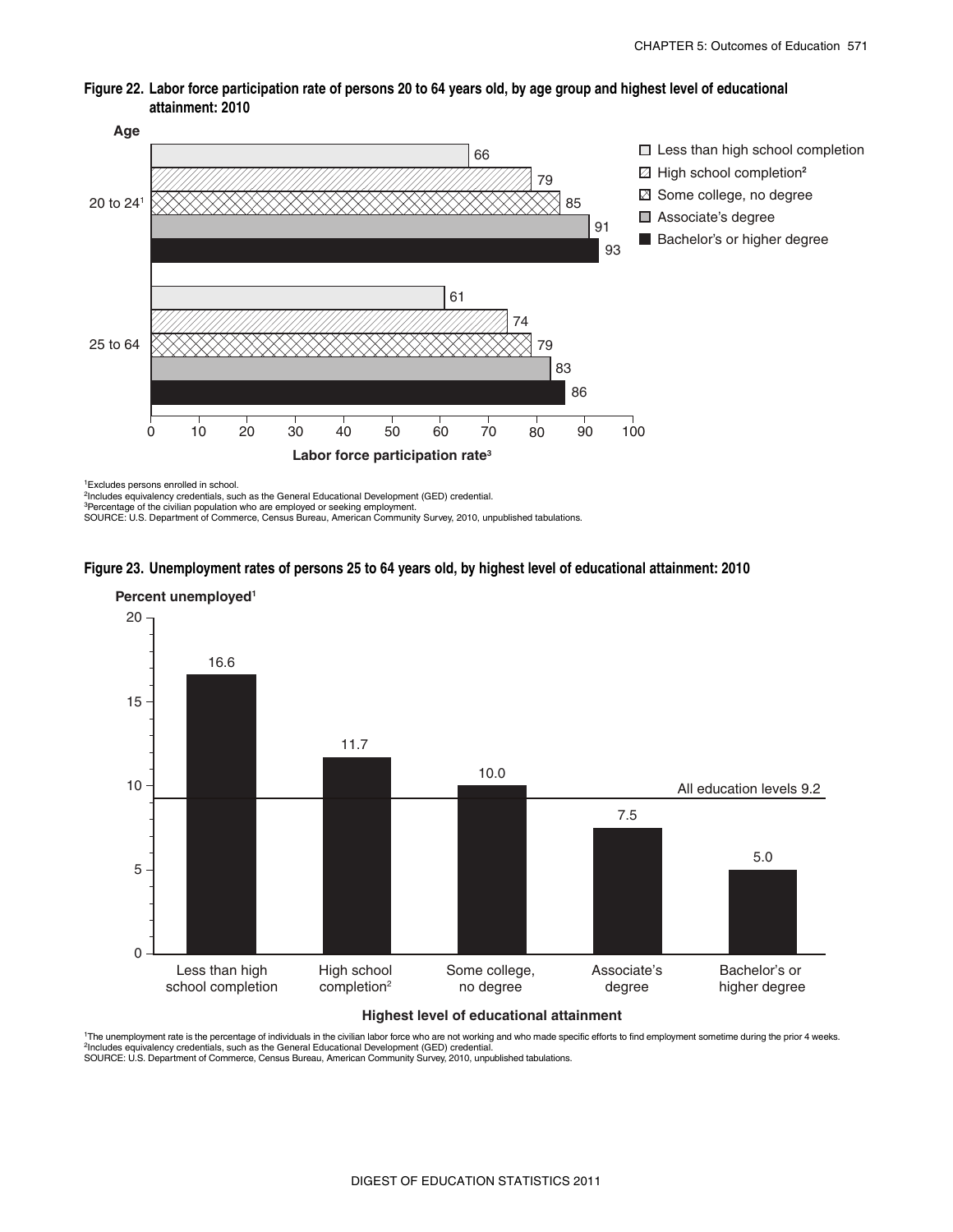**Figure 22. Labor force participation rate of persons 20 to 64 years old, by age group and highest level of educational attainment: 2010**

Age

20 to 24[1]

66

79

85

91

93

25 to 64

61

74

79

83

86

0 10 20 30 40 50 60 70 80 90 100

Labor force participation rate[3]

Less than high school completion

High school completion[2]

Some college, no degree

Associate's degree

Bachelor's or higher degree

[1]Excludes persons enrolled in school.
[2]Includes equivalency credentials, such as the General Educational Development (GED) credential.
[3]Percentage of the civilian population who are employed or seeking employment.
SOURCE: U.S. Department of Commerce, Census Bureau, American Community Survey, 2010, unpublished tabulations.

**Figure 23. Unemployment rates of persons 25 to 64 years old, by highest level of educational attainment: 2010**

Percent unemployed[1]

20

15

10

5

0

16.6

11.7

10.0

7.5

5.0

All education levels 9.2

Less than high school completion

High school completion[2]

Some college, no degree

Associate's degree

Bachelor's or higher degree

Highest level of educational attainment

[1]The unemployment rate is the percentage of individuals in the civilian labor force who are not working and who made specific efforts to find employment sometime during the prior 4 weeks.
[2]Includes equivalency credentials, such as the General Educational Development (GED) credential.
SOURCE: U.S. Department of Commerce, Census Bureau, American Community Survey, 2010, unpublished tabulations.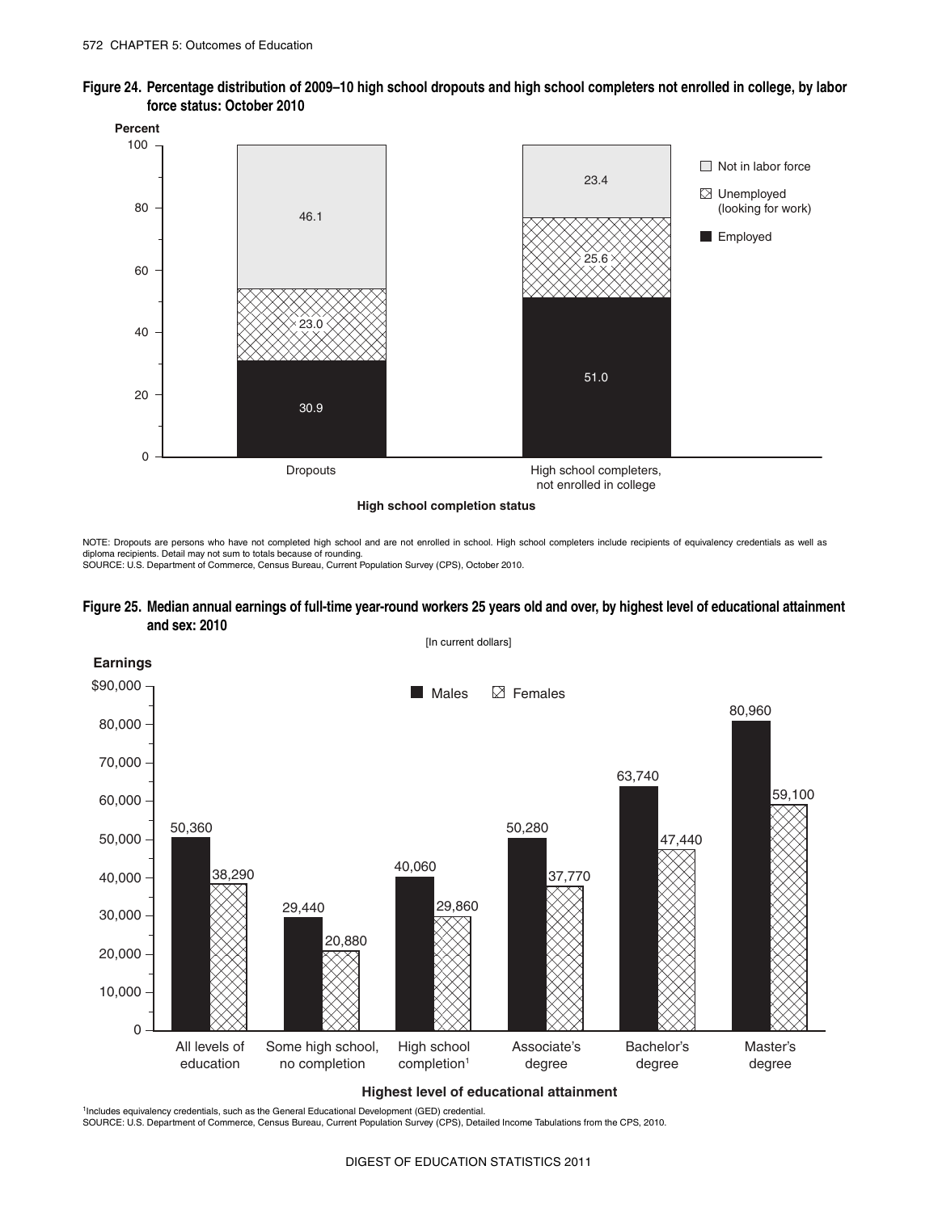**Figure 24. Percentage distribution of 2009–10 high school dropouts and high school completers not enrolled in college, by labor force status: October 2010**

Percent

100
80
60
40
20
0

Not in labor force
Unemployed (looking for work)
Employed

Dropouts
46.1
23.0
30.9

High school completers, not enrolled in college
23.4
25.6
51.0

High school completion status

NOTE: Dropouts are persons who have not completed high school and are not enrolled in school. High school completers include recipients of equivalency credentials as well as diploma recipients. Detail may not sum to totals because of rounding.
SOURCE: U.S. Department of Commerce, Census Bureau, Current Population Survey (CPS), October 2010.

**Figure 25. Median annual earnings of full-time year-round workers 25 years old and over, by highest level of educational attainment and sex: 2010**

[In current dollars]

Earnings

$90,000
80,000
70,000
60,000
50,000
40,000
30,000
20,000
10,000
0

Males
Females

All levels of education
50,360
38,290

Some high school, no completion
29,440
20,880

High school completion[1]
40,060
29,860

Associate's degree
50,280
37,770

Bachelor's degree
63,740
47,440

Master's degree
80,960
59,100

Highest level of educational attainment

[1]Includes equivalency credentials, such as the General Educational Development (GED) credential.
SOURCE: U.S. Department of Commerce, Census Bureau, Current Population Survey (CPS), Detailed Income Tabulations from the CPS, 2010.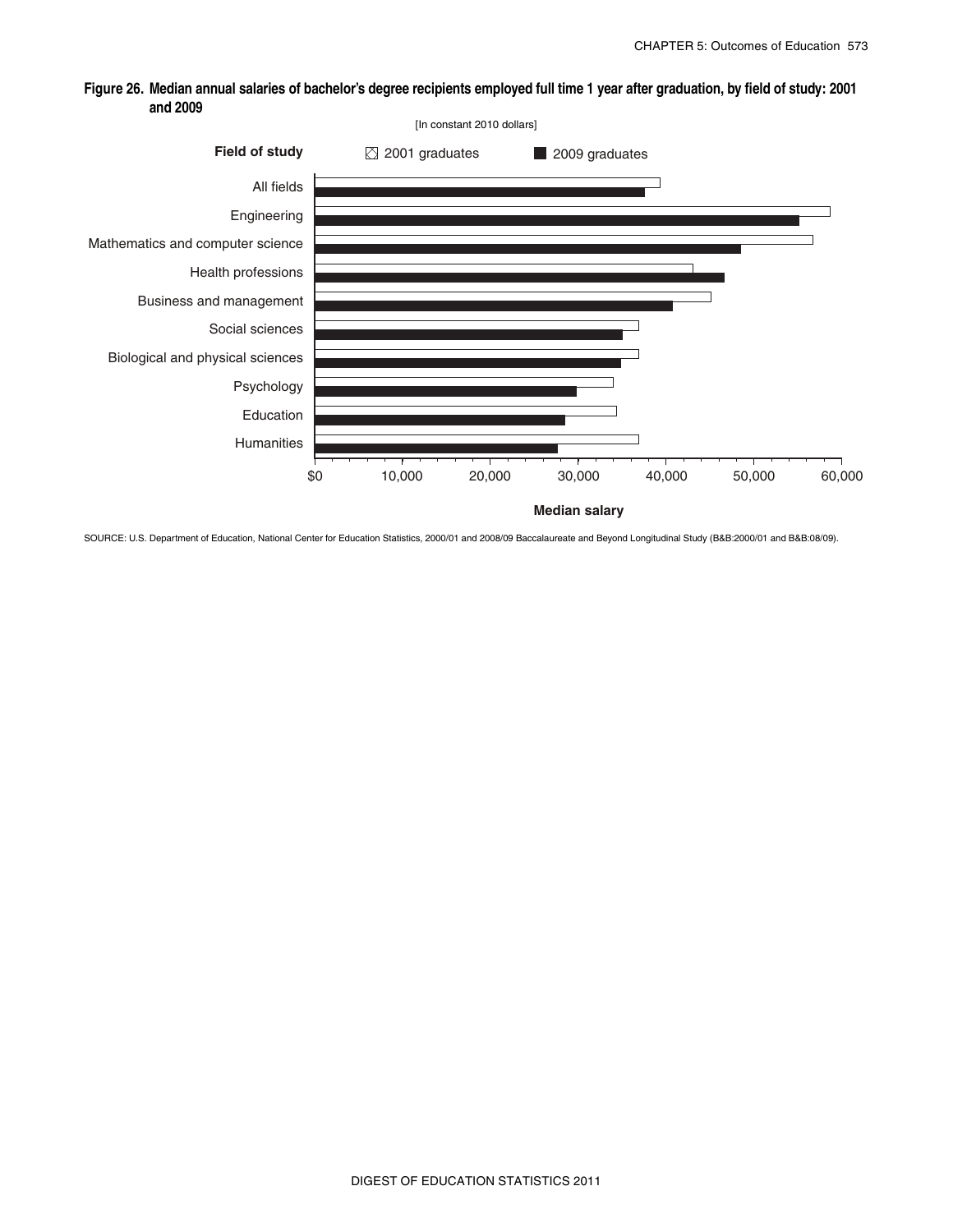**Figure 26. Median annual salaries of bachelor's degree recipients employed full time 1 year after graduation, by field of study: 2001 and 2009**

[In constant 2010 dollars]

Field of study

2001 graduates

2009 graduates

All fields

Engineering

Mathematics and computer science

Health professions

Business and management

Social sciences

Biological and physical sciences

Psychology

Education

Humanities

$0

10,000

20,000

30,000

40,000

50,000

60,000

Median salary

SOURCE: U.S. Department of Education, National Center for Education Statistics, 2000/01 and 2008/09 Baccalaureate and Beyond Longitudinal Study (B&B:2000/01 and B&B:08/09).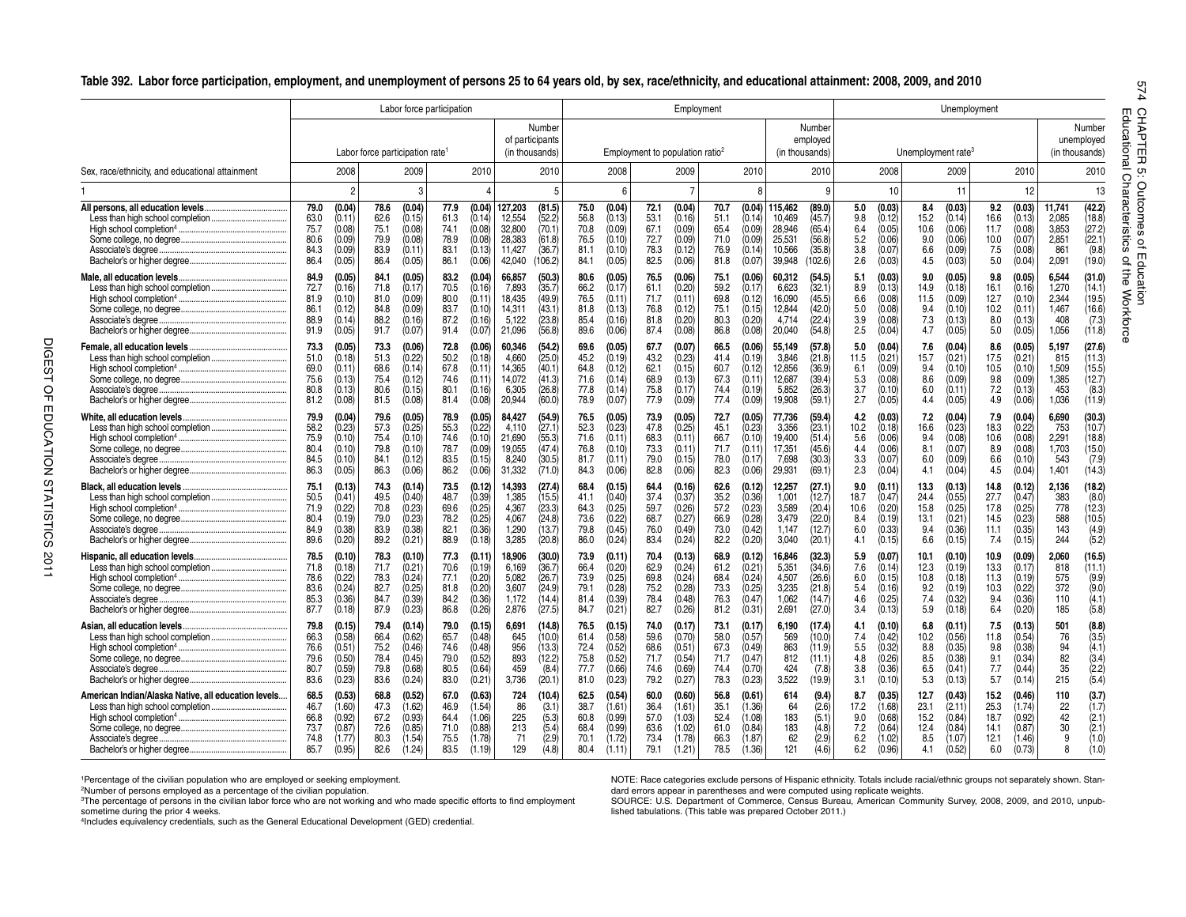**Table 392. Labor force participation, employment, and unemployment of persons 25 to 64 years old, by sex, race/ethnicity, and educational attainment: 2008, 2009, and 2010**

| Sex, race/ethnicity, and educational attainment | Labor force participation: Labor force participation rate[1] 2008 | | 2009 | | 2010 | | Number of participants (in thousands) 2010 | | Employment: Employment to population ratio[2] 2008 | | 2009 | | 2010 | | Number employed (in thousands) 2010 | | Unemployment: Unemployment rate[3] 2008 | | 2009 | | 2010 | | Number unemployed (in thousands) 2010 | |
|---|---|---|---|---|---|---|---|---|---|---|---|---|---|---|---|---|---|---|---|---|---|---|---|---|
| 1 | 2 | | 3 | | 4 | | 5 | | 6 | | 7 | | 8 | | 9 | | 10 | | 11 | | 12 | | 13 | |
| **All persons, all education levels** | **79.0** | **(0.04)** | **78.6** | **(0.04)** | **77.9** | **(0.04)** | **127,203** | **(81.5)** | **75.0** | **(0.04)** | **72.1** | **(0.04)** | **70.7** | **(0.04)** | **115,462** | **(89.0)** | **5.0** | **(0.03)** | **8.4** | **(0.03)** | **9.2** | **(0.03)** | **11,741** | **(42.2)** |
| Less than high school completion | 63.0 | (0.11) | 62.6 | (0.15) | 61.3 | (0.14) | 12,554 | (52.2) | 56.8 | (0.13) | 53.1 | (0.16) | 51.1 | (0.14) | 10,469 | (45.7) | 9.8 | (0.12) | 15.2 | (0.14) | 16.6 | (0.13) | 2,085 | (18.8) |
| High school completion[4] | 75.7 | (0.08) | 75.1 | (0.08) | 74.1 | (0.08) | 32,800 | (70.1) | 70.8 | (0.09) | 67.1 | (0.09) | 65.4 | (0.09) | 28,946 | (65.4) | 6.4 | (0.05) | 10.6 | (0.06) | 11.7 | (0.08) | 3,853 | (27.2) |
| Some college, no degree | 80.6 | (0.09) | 79.9 | (0.08) | 78.9 | (0.08) | 28,383 | (61.8) | 76.5 | (0.10) | 72.7 | (0.09) | 71.0 | (0.09) | 25,531 | (56.8) | 5.2 | (0.06) | 9.0 | (0.06) | 10.0 | (0.07) | 2,851 | (22.1) |
| Associate's degree | 84.3 | (0.09) | 83.9 | (0.11) | 83.1 | (0.13) | 11,427 | (36.7) | 81.1 | (0.10) | 78.3 | (0.12) | 76.9 | (0.14) | 10,566 | (35.8) | 3.8 | (0.07) | 6.6 | (0.09) | 7.5 | (0.08) | 861 | (9.8) |
| Bachelor's or higher degree | 86.4 | (0.05) | 86.4 | (0.05) | 86.1 | (0.06) | 42,040 | (106.2) | 84.1 | (0.05) | 82.5 | (0.06) | 81.8 | (0.07) | 39,948 | (102.6) | 2.6 | (0.03) | 4.5 | (0.03) | 5.0 | (0.04) | 2,091 | (19.0) |
| **Male, all education levels** | **84.9** | **(0.05)** | **84.1** | **(0.05)** | **83.2** | **(0.04)** | **66,857** | **(50.3)** | **80.6** | **(0.05)** | **76.5** | **(0.06)** | **75.1** | **(0.06)** | **60,312** | **(54.5)** | **5.1** | **(0.03)** | **9.0** | **(0.05)** | **9.8** | **(0.05)** | **6,544** | **(31.0)** |
| Less than high school completion | 72.7 | (0.16) | 71.8 | (0.17) | 70.5 | (0.16) | 7,893 | (35.7) | 66.2 | (0.17) | 61.1 | (0.20) | 59.2 | (0.17) | 6,623 | (32.1) | 8.9 | (0.13) | 14.9 | (0.18) | 16.1 | (0.16) | 1,270 | (14.1) |
| High school completion[4] | 81.9 | (0.10) | 81.0 | (0.09) | 80.0 | (0.11) | 18,435 | (49.9) | 76.5 | (0.11) | 71.7 | (0.11) | 69.8 | (0.12) | 16,090 | (45.5) | 6.6 | (0.08) | 11.5 | (0.09) | 12.7 | (0.10) | 2,344 | (19.5) |
| Some college, no degree | 86.1 | (0.12) | 84.8 | (0.09) | 83.7 | (0.10) | 14,311 | (43.1) | 81.8 | (0.13) | 76.8 | (0.12) | 75.1 | (0.15) | 12,844 | (42.0) | 5.0 | (0.08) | 9.4 | (0.10) | 10.2 | (0.11) | 1,467 | (16.6) |
| Associate's degree | 88.9 | (0.14) | 88.2 | (0.16) | 87.2 | (0.16) | 5,122 | (23.8) | 85.4 | (0.16) | 81.8 | (0.20) | 80.3 | (0.20) | 4,714 | (22.4) | 3.9 | (0.12) | 7.3 | (0.13) | 8.0 | (0.13) | 408 | (7.3) |
| Bachelor's or higher degree | 91.9 | (0.05) | 91.7 | (0.07) | 91.4 | (0.07) | 21,096 | (56.8) | 89.6 | (0.06) | 87.4 | (0.08) | 86.8 | (0.08) | 20,040 | (54.8) | 2.5 | (0.04) | 4.7 | (0.05) | 5.0 | (0.05) | 1,056 | (11.8) |
| **Female, all education levels** | **73.3** | **(0.05)** | **73.3** | **(0.06)** | **72.8** | **(0.06)** | **60,346** | **(54.2)** | **69.6** | **(0.05)** | **67.7** | **(0.07)** | **66.5** | **(0.06)** | **55,149** | **(57.8)** | **5.0** | **(0.04)** | **7.6** | **(0.04)** | **8.6** | **(0.05)** | **5,197** | **(27.6)** |
| Less than high school completion | 51.0 | (0.18) | 51.3 | (0.22) | 50.2 | (0.18) | 4,660 | (25.0) | 45.2 | (0.19) | 43.2 | (0.23) | 41.4 | (0.19) | 3,846 | (21.8) | 11.5 | (0.21) | 15.7 | (0.21) | 17.5 | (0.21) | 815 | (11.3) |
| High school completion[4] | 69.0 | (0.11) | 68.6 | (0.14) | 67.8 | (0.11) | 14,365 | (40.1) | 64.8 | (0.12) | 62.1 | (0.15) | 60.7 | (0.12) | 12,856 | (36.9) | 6.1 | (0.09) | 9.4 | (0.10) | 10.5 | (0.10) | 1,509 | (15.5) |
| Some college, no degree | 75.6 | (0.13) | 75.4 | (0.12) | 74.6 | (0.11) | 14,072 | (41.3) | 71.6 | (0.14) | 68.9 | (0.13) | 67.3 | (0.11) | 12,687 | (39.4) | 5.3 | (0.08) | 8.6 | (0.09) | 9.8 | (0.09) | 1,385 | (12.7) |
| Associate's degree | 80.8 | (0.13) | 80.6 | (0.15) | 80.1 | (0.16) | 6,305 | (26.8) | 77.8 | (0.14) | 75.8 | (0.17) | 74.4 | (0.19) | 5,852 | (26.3) | 3.7 | (0.10) | 6.0 | (0.11) | 7.2 | (0.13) | 453 | (8.3) |
| Bachelor's or higher degree | 81.2 | (0.08) | 81.5 | (0.08) | 81.4 | (0.08) | 20,944 | (60.0) | 78.9 | (0.07) | 77.9 | (0.09) | 77.4 | (0.09) | 19,908 | (59.1) | 2.7 | (0.05) | 4.4 | (0.05) | 4.9 | (0.06) | 1,036 | (11.9) |
| **White, all education levels** | **79.9** | **(0.04)** | **79.6** | **(0.05)** | **78.9** | **(0.05)** | **84,427** | **(54.9)** | **76.5** | **(0.05)** | **73.9** | **(0.05)** | **72.7** | **(0.05)** | **77,736** | **(59.4)** | **4.2** | **(0.03)** | **7.2** | **(0.04)** | **7.9** | **(0.04)** | **6,690** | **(30.3)** |
| Less than high school completion | 58.2 | (0.23) | 57.3 | (0.25) | 55.3 | (0.22) | 4,110 | (27.1) | 52.3 | (0.23) | 47.8 | (0.25) | 45.1 | (0.23) | 3,356 | (23.1) | 10.2 | (0.18) | 16.6 | (0.23) | 18.3 | (0.22) | 753 | (10.7) |
| High school completion[4] | 75.9 | (0.10) | 75.4 | (0.10) | 74.6 | (0.10) | 21,690 | (55.3) | 71.6 | (0.11) | 68.3 | (0.11) | 66.7 | (0.10) | 19,400 | (51.4) | 5.6 | (0.06) | 9.4 | (0.08) | 10.6 | (0.08) | 2,291 | (18.8) |
| Some college, no degree | 80.4 | (0.10) | 79.8 | (0.10) | 78.7 | (0.09) | 19,055 | (47.4) | 76.8 | (0.10) | 73.3 | (0.11) | 71.7 | (0.11) | 17,351 | (45.6) | 4.4 | (0.06) | 8.1 | (0.07) | 8.9 | (0.08) | 1,703 | (15.0) |
| Associate's degree | 84.5 | (0.10) | 84.1 | (0.12) | 83.5 | (0.15) | 8,240 | (30.5) | 81.7 | (0.11) | 79.0 | (0.15) | 78.0 | (0.17) | 7,698 | (30.3) | 3.3 | (0.07) | 6.0 | (0.09) | 6.6 | (0.10) | 543 | (7.9) |
| Bachelor's or higher degree | 86.3 | (0.05) | 86.3 | (0.06) | 86.2 | (0.06) | 31,332 | (71.0) | 84.3 | (0.06) | 82.8 | (0.06) | 82.3 | (0.06) | 29,931 | (69.1) | 2.3 | (0.04) | 4.1 | (0.04) | 4.5 | (0.04) | 1,401 | (14.3) |
| **Black, all education levels** | **75.1** | **(0.13)** | **74.3** | **(0.14)** | **73.5** | **(0.12)** | **14,393** | **(27.4)** | **68.4** | **(0.15)** | **64.4** | **(0.16)** | **62.6** | **(0.12)** | **12,257** | **(27.1)** | **9.0** | **(0.11)** | **13.3** | **(0.13)** | **14.8** | **(0.12)** | **2,136** | **(18.2)** |
| Less than high school completion | 50.5 | (0.41) | 49.5 | (0.40) | 48.7 | (0.39) | 1,385 | (15.5) | 41.1 | (0.40) | 37.4 | (0.37) | 35.2 | (0.36) | 1,001 | (12.7) | 18.7 | (0.47) | 24.4 | (0.55) | 27.7 | (0.47) | 383 | (8.0) |
| High school completion[4] | 71.9 | (0.22) | 70.8 | (0.23) | 69.6 | (0.25) | 4,367 | (23.3) | 64.3 | (0.25) | 59.7 | (0.26) | 57.2 | (0.23) | 3,589 | (20.4) | 10.6 | (0.20) | 15.8 | (0.25) | 17.8 | (0.25) | 778 | (12.3) |
| Some college, no degree | 80.4 | (0.19) | 79.0 | (0.23) | 78.2 | (0.25) | 4,067 | (24.8) | 73.6 | (0.22) | 68.7 | (0.27) | 66.9 | (0.28) | 3,479 | (22.0) | 8.4 | (0.19) | 13.1 | (0.21) | 14.5 | (0.23) | 588 | (10.5) |
| Associate's degree | 84.9 | (0.38) | 83.9 | (0.38) | 82.1 | (0.36) | 1,290 | (13.7) | 79.8 | (0.45) | 76.0 | (0.49) | 73.0 | (0.42) | 1,147 | (12.7) | 6.0 | (0.33) | 9.4 | (0.36) | 11.1 | (0.35) | 143 | (4.9) |
| Bachelor's or higher degree | 89.6 | (0.20) | 89.2 | (0.21) | 88.9 | (0.18) | 3,285 | (20.8) | 86.0 | (0.24) | 83.4 | (0.24) | 82.2 | (0.20) | 3,040 | (20.1) | 4.1 | (0.15) | 6.6 | (0.15) | 7.4 | (0.15) | 244 | (5.2) |
| **Hispanic, all education levels** | **78.5** | **(0.10)** | **78.3** | **(0.10)** | **77.3** | **(0.11)** | **18,906** | **(30.0)** | **73.9** | **(0.11)** | **70.4** | **(0.13)** | **68.9** | **(0.12)** | **16,846** | **(32.3)** | **5.9** | **(0.07)** | **10.1** | **(0.10)** | **10.9** | **(0.09)** | **2,060** | **(16.5)** |
| Less than high school completion | 71.8 | (0.18) | 71.7 | (0.21) | 70.6 | (0.19) | 6,169 | (36.7) | 66.4 | (0.20) | 62.9 | (0.24) | 61.2 | (0.21) | 5,351 | (34.6) | 7.6 | (0.14) | 12.3 | (0.19) | 13.3 | (0.17) | 818 | (11.1) |
| High school completion[4] | 78.6 | (0.22) | 78.3 | (0.24) | 77.1 | (0.20) | 5,082 | (26.7) | 73.9 | (0.25) | 69.8 | (0.24) | 68.4 | (0.24) | 4,507 | (26.6) | 6.0 | (0.15) | 10.8 | (0.18) | 11.3 | (0.19) | 575 | (9.9) |
| Some college, no degree | 83.6 | (0.24) | 82.7 | (0.25) | 81.8 | (0.20) | 3,607 | (24.9) | 79.1 | (0.28) | 75.2 | (0.28) | 73.3 | (0.25) | 3,235 | (21.8) | 5.4 | (0.16) | 9.2 | (0.19) | 10.3 | (0.22) | 372 | (9.0) |
| Associate's degree | 85.3 | (0.36) | 84.7 | (0.39) | 84.2 | (0.36) | 1,172 | (14.4) | 81.4 | (0.39) | 78.4 | (0.48) | 76.3 | (0.47) | 1,062 | (14.7) | 4.6 | (0.25) | 7.4 | (0.32) | 9.4 | (0.36) | 110 | (4.1) |
| Bachelor's or higher degree | 87.7 | (0.18) | 87.9 | (0.23) | 86.8 | (0.26) | 2,876 | (27.5) | 84.7 | (0.21) | 82.7 | (0.26) | 81.2 | (0.31) | 2,691 | (27.0) | 3.4 | (0.13) | 5.9 | (0.18) | 6.4 | (0.20) | 185 | (5.8) |
| **Asian, all education levels** | **79.8** | **(0.15)** | **79.4** | **(0.14)** | **79.0** | **(0.15)** | **6,691** | **(14.8)** | **76.5** | **(0.15)** | **74.0** | **(0.17)** | **73.1** | **(0.17)** | **6,190** | **(17.4)** | **4.1** | **(0.10)** | **6.8** | **(0.11)** | **7.5** | **(0.13)** | **501** | **(8.8)** |
| Less than high school completion | 66.3 | (0.58) | 66.4 | (0.62) | 65.7 | (0.48) | 645 | (10.0) | 61.4 | (0.58) | 59.6 | (0.70) | 58.0 | (0.57) | 569 | (10.0) | 7.4 | (0.42) | 10.2 | (0.56) | 11.8 | (0.54) | 76 | (3.5) |
| High school completion[4] | 76.6 | (0.51) | 75.2 | (0.46) | 74.6 | (0.48) | 956 | (13.3) | 72.4 | (0.52) | 68.6 | (0.51) | 67.3 | (0.49) | 863 | (11.9) | 5.5 | (0.32) | 8.8 | (0.35) | 9.8 | (0.38) | 94 | (4.1) |
| Some college, no degree | 79.6 | (0.50) | 78.4 | (0.45) | 79.0 | (0.52) | 893 | (12.2) | 75.8 | (0.52) | 71.7 | (0.54) | 71.7 | (0.47) | 812 | (11.1) | 4.8 | (0.26) | 8.5 | (0.38) | 9.1 | (0.34) | 82 | (3.4) |
| Associate's degree | 80.7 | (0.59) | 79.8 | (0.68) | 80.5 | (0.64) | 459 | (8.4) | 77.7 | (0.66) | 74.6 | (0.69) | 74.4 | (0.70) | 424 | (7.8) | 3.8 | (0.36) | 6.5 | (0.41) | 7.7 | (0.44) | 35 | (2.2) |
| Bachelor's or higher degree | 83.6 | (0.23) | 83.6 | (0.24) | 83.0 | (0.21) | 3,736 | (20.1) | 81.0 | (0.23) | 79.2 | (0.27) | 78.3 | (0.23) | 3,522 | (19.9) | 3.1 | (0.10) | 5.3 | (0.13) | 5.7 | (0.14) | 215 | (5.4) |
| **American Indian/Alaska Native, all education levels** | **68.5** | **(0.53)** | **68.8** | **(0.52)** | **67.0** | **(0.63)** | **724** | **(10.4)** | **62.5** | **(0.54)** | **60.0** | **(0.60)** | **56.8** | **(0.61)** | **614** | **(9.4)** | **8.7** | **(0.35)** | **12.7** | **(0.43)** | **15.2** | **(0.46)** | **110** | **(3.7)** |
| Less than high school completion | 46.7 | (1.60) | 47.3 | (1.62) | 46.9 | (1.54) | 86 | (3.1) | 38.7 | (1.61) | 36.4 | (1.61) | 35.1 | (1.36) | 64 | (2.6) | 17.2 | (1.68) | 23.1 | (2.11) | 25.3 | (1.74) | 22 | (1.7) |
| High school completion[4] | 66.8 | (0.92) | 67.2 | (0.93) | 64.4 | (1.06) | 225 | (5.3) | 60.8 | (0.99) | 57.0 | (1.03) | 52.4 | (1.08) | 183 | (5.1) | 9.0 | (0.68) | 15.2 | (0.84) | 18.7 | (0.92) | 42 | (2.1) |
| Some college, no degree | 73.7 | (0.87) | 72.6 | (0.85) | 71.0 | (0.88) | 213 | (5.4) | 68.4 | (0.99) | 63.6 | (1.02) | 61.0 | (0.84) | 183 | (4.8) | 7.2 | (0.64) | 12.4 | (0.84) | 14.1 | (0.87) | 30 | (2.1) |
| Associate's degree | 74.8 | (1.77) | 80.3 | (1.54) | 75.5 | (1.78) | 71 | (2.9) | 70.1 | (1.72) | 73.4 | (1.78) | 66.3 | (1.87) | 62 | (2.9) | 6.2 | (1.02) | 8.5 | (1.07) | 12.1 | (1.46) | 9 | (1.0) |
| Bachelor's or higher degree | 85.7 | (0.95) | 82.6 | (1.24) | 83.5 | (1.19) | 129 | (4.8) | 80.4 | (1.11) | 79.1 | (1.21) | 78.5 | (1.36) | 121 | (4.6) | 6.2 | (0.96) | 4.1 | (0.52) | 6.0 | (0.73) | 8 | (1.0) |

[1]Percentage of the civilian population who are employed or seeking employment.
[2]Number of persons employed as a percentage of the civilian population.
[3]The percentage of persons in the civilian labor force who are not working and who made specific efforts to find employment sometime during the prior 4 weeks.
[4]Includes equivalency credentials, such as the General Educational Development (GED) credential.

NOTE: Race categories exclude persons of Hispanic ethnicity. Totals include racial/ethnic groups not separately shown. Standard errors appear in parentheses and were computed using replicate weights.
SOURCE: U.S. Department of Commerce, Census Bureau, American Community Survey, 2008, 2009, and 2010, unpublished tabulations. (This table was prepared October 2011.)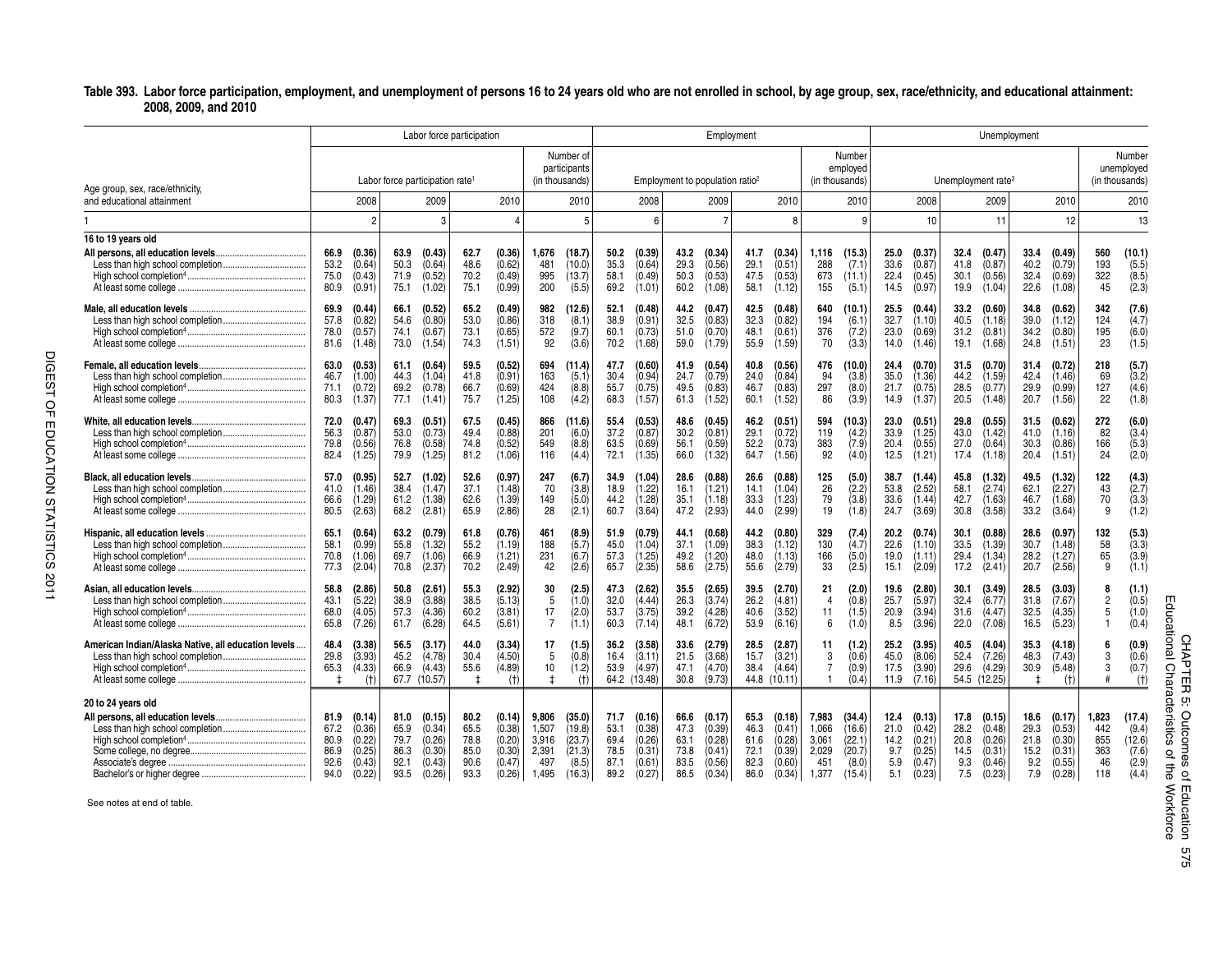**Table 393. Labor force participation, employment, and unemployment of persons 16 to 24 years old who are not enrolled in school, by age group, sex, race/ethnicity, and educational attainment: 2008, 2009, and 2010**

| Age group, sex, race/ethnicity, and educational attainment | Labor force participation rate[1] 2008 | | Labor force participation rate[1] 2009 | | Labor force participation rate[1] 2010 | | Number of participants (in thousands) 2010 | | Employment to population ratio[2] 2008 | | Employment to population ratio[2] 2009 | | Employment to population ratio[2] 2010 | | Number employed (in thousands) 2010 | | Unemployment rate[3] 2008 | | Unemployment rate[3] 2009 | | Unemployment rate[3] 2010 | | Number unemployed (in thousands) 2010 | |
|---|---|---|---|---|---|---|---|---|---|---|---|---|---|---|---|---|---|---|---|---|---|---|---|---|
| 1 | 2 | | 3 | | 4 | | 5 | | 6 | | 7 | | 8 | | 9 | | 10 | | 11 | | 12 | | 13 | |
| **16 to 19 years old** | | | | | | | | | | | | | | | | | | | | | | | | |
| **All persons, all education levels** | **66.9** | **(0.36)** | **63.9** | **(0.43)** | **62.7** | **(0.36)** | **1,676** | **(18.7)** | **50.2** | **(0.39)** | **43.2** | **(0.34)** | **41.7** | **(0.34)** | **1,116** | **(15.3)** | **25.0** | **(0.37)** | **32.4** | **(0.47)** | **33.4** | **(0.49)** | **560** | **(10.1)** |
| Less than high school completion | 53.2 | (0.64) | 50.3 | (0.64) | 48.6 | (0.62) | 481 | (10.0) | 35.3 | (0.64) | 29.3 | (0.56) | 29.1 | (0.51) | 288 | (7.1) | 33.6 | (0.87) | 41.8 | (0.87) | 40.2 | (0.79) | 193 | (5.5) |
| High school completion[4] | 75.0 | (0.43) | 71.9 | (0.52) | 70.2 | (0.49) | 995 | (13.7) | 58.1 | (0.49) | 50.3 | (0.53) | 47.5 | (0.53) | 673 | (11.1) | 22.4 | (0.45) | 30.1 | (0.56) | 32.4 | (0.69) | 322 | (8.5) |
| At least some college | 80.9 | (0.91) | 75.1 | (1.02) | 75.1 | (0.99) | 200 | (5.5) | 69.2 | (1.01) | 60.2 | (1.08) | 58.1 | (1.12) | 155 | (5.1) | 14.5 | (0.97) | 19.9 | (1.04) | 22.6 | (1.08) | 45 | (2.3) |
| **Male, all education levels** | **69.9** | **(0.44)** | **66.1** | **(0.52)** | **65.2** | **(0.49)** | **982** | **(12.6)** | **52.1** | **(0.48)** | **44.2** | **(0.47)** | **42.5** | **(0.48)** | **640** | **(10.1)** | **25.5** | **(0.44)** | **33.2** | **(0.60)** | **34.8** | **(0.62)** | **342** | **(7.6)** |
| Less than high school completion | 57.8 | (0.82) | 54.6 | (0.80) | 53.0 | (0.86) | 318 | (8.1) | 38.9 | (0.91) | 32.5 | (0.83) | 32.3 | (0.82) | 194 | (6.1) | 32.7 | (1.10) | 40.5 | (1.18) | 39.0 | (1.12) | 124 | (4.7) |
| High school completion[4] | 78.0 | (0.57) | 74.1 | (0.67) | 73.1 | (0.65) | 572 | (9.7) | 60.1 | (0.73) | 51.0 | (0.70) | 48.1 | (0.61) | 376 | (7.2) | 23.0 | (0.69) | 31.2 | (0.81) | 34.2 | (0.80) | 195 | (6.0) |
| At least some college | 81.6 | (1.48) | 73.0 | (1.54) | 74.3 | (1.51) | 92 | (3.6) | 70.2 | (1.68) | 59.0 | (1.79) | 55.9 | (1.59) | 70 | (3.3) | 14.0 | (1.46) | 19.1 | (1.68) | 24.8 | (1.51) | 23 | (1.5) |
| **Female, all education levels** | **63.0** | **(0.53)** | **61.1** | **(0.64)** | **59.5** | **(0.52)** | **694** | **(11.4)** | **47.7** | **(0.60)** | **41.9** | **(0.54)** | **40.8** | **(0.56)** | **476** | **(10.0)** | **24.4** | **(0.70)** | **31.5** | **(0.70)** | **31.4** | **(0.72)** | **218** | **(5.7)** |
| Less than high school completion | 46.7 | (1.00) | 44.3 | (1.04) | 41.8 | (0.91) | 163 | (5.1) | 30.4 | (0.94) | 24.7 | (0.79) | 24.0 | (0.84) | 94 | (3.8) | 35.0 | (1.36) | 44.2 | (1.59) | 42.4 | (1.46) | 69 | (3.2) |
| High school completion[4] | 71.1 | (0.72) | 69.2 | (0.78) | 66.7 | (0.69) | 424 | (8.8) | 55.7 | (0.75) | 49.5 | (0.83) | 46.7 | (0.83) | 297 | (8.0) | 21.7 | (0.75) | 28.5 | (0.77) | 29.9 | (0.99) | 127 | (4.6) |
| At least some college | 80.3 | (1.37) | 77.1 | (1.41) | 75.7 | (1.25) | 108 | (4.2) | 68.3 | (1.57) | 61.3 | (1.52) | 60.1 | (1.52) | 86 | (3.9) | 14.9 | (1.37) | 20.5 | (1.48) | 20.7 | (1.56) | 22 | (1.8) |
| **White, all education levels** | **72.0** | **(0.47)** | **69.3** | **(0.51)** | **67.5** | **(0.45)** | **866** | **(11.6)** | **55.4** | **(0.53)** | **48.6** | **(0.45)** | **46.2** | **(0.51)** | **594** | **(10.3)** | **23.0** | **(0.51)** | **29.8** | **(0.55)** | **31.5** | **(0.62)** | **272** | **(6.0)** |
| Less than high school completion | 56.3 | (0.87) | 53.0 | (0.73) | 49.4 | (0.88) | 201 | (6.0) | 37.2 | (0.87) | 30.2 | (0.81) | 29.1 | (0.72) | 119 | (4.2) | 33.9 | (1.25) | 43.0 | (1.42) | 41.0 | (1.16) | 82 | (3.4) |
| High school completion[4] | 79.8 | (0.56) | 76.8 | (0.58) | 74.8 | (0.52) | 549 | (8.8) | 63.5 | (0.69) | 56.1 | (0.59) | 52.2 | (0.73) | 383 | (7.9) | 20.4 | (0.55) | 27.0 | (0.64) | 30.3 | (0.86) | 166 | (5.3) |
| At least some college | 82.4 | (1.25) | 79.9 | (1.25) | 81.2 | (1.06) | 116 | (4.4) | 72.1 | (1.35) | 66.0 | (1.32) | 64.7 | (1.56) | 92 | (4.0) | 12.5 | (1.21) | 17.4 | (1.18) | 20.4 | (1.51) | 24 | (2.0) |
| **Black, all education levels** | **57.0** | **(0.95)** | **52.7** | **(1.02)** | **52.6** | **(0.97)** | **247** | **(6.7)** | **34.9** | **(1.04)** | **28.6** | **(0.88)** | **26.6** | **(0.88)** | **125** | **(5.0)** | **38.7** | **(1.44)** | **45.8** | **(1.32)** | **49.5** | **(1.32)** | **122** | **(4.3)** |
| Less than high school completion | 41.0 | (1.46) | 38.4 | (1.47) | 37.1 | (1.48) | 70 | (3.8) | 18.9 | (1.22) | 16.1 | (1.21) | 14.1 | (1.04) | 26 | (2.2) | 53.8 | (2.52) | 58.1 | (2.74) | 62.1 | (2.27) | 43 | (2.7) |
| High school completion[4] | 66.6 | (1.29) | 61.2 | (1.38) | 62.6 | (1.39) | 149 | (5.0) | 44.2 | (1.28) | 35.1 | (1.18) | 33.3 | (1.23) | 79 | (3.8) | 33.6 | (1.44) | 42.7 | (1.63) | 46.7 | (1.68) | 70 | (3.3) |
| At least some college | 80.5 | (2.63) | 68.2 | (2.81) | 65.9 | (2.86) | 28 | (2.1) | 60.7 | (3.64) | 47.2 | (2.93) | 44.0 | (2.99) | 19 | (1.8) | 24.7 | (3.69) | 30.8 | (3.58) | 33.2 | (3.64) | 9 | (1.2) |
| **Hispanic, all education levels** | **65.1** | **(0.64)** | **63.2** | **(0.79)** | **61.8** | **(0.76)** | **461** | **(8.9)** | **51.9** | **(0.79)** | **44.1** | **(0.68)** | **44.2** | **(0.80)** | **329** | **(7.4)** | **20.2** | **(0.74)** | **30.1** | **(0.88)** | **28.6** | **(0.97)** | **132** | **(5.3)** |
| Less than high school completion | 58.1 | (0.99) | 55.8 | (1.32) | 55.2 | (1.19) | 188 | (5.7) | 45.0 | (1.04) | 37.1 | (1.09) | 38.3 | (1.12) | 130 | (4.7) | 22.6 | (1.10) | 33.5 | (1.39) | 30.7 | (1.48) | 58 | (3.3) |
| High school completion[4] | 70.8 | (1.06) | 69.7 | (1.06) | 66.9 | (1.21) | 231 | (6.7) | 57.3 | (1.25) | 49.2 | (1.20) | 48.0 | (1.13) | 166 | (5.0) | 19.0 | (1.11) | 29.4 | (1.34) | 28.2 | (1.27) | 65 | (3.9) |
| At least some college | 77.3 | (2.04) | 70.8 | (2.37) | 70.2 | (2.49) | 42 | (2.6) | 65.7 | (2.35) | 58.6 | (2.75) | 55.6 | (2.79) | 33 | (2.5) | 15.1 | (2.09) | 17.2 | (2.41) | 20.7 | (2.56) | 9 | (1.1) |
| **Asian, all education levels** | **58.8** | **(2.86)** | **50.8** | **(2.61)** | **55.3** | **(2.92)** | **30** | **(2.5)** | **47.3** | **(2.62)** | **35.5** | **(2.65)** | **39.5** | **(2.70)** | **21** | **(2.0)** | **19.6** | **(2.80)** | **30.1** | **(3.49)** | **28.5** | **(3.03)** | **8** | **(1.1)** |
| Less than high school completion | 43.1 | (5.22) | 38.9 | (3.88) | 38.5 | (5.13) | 5 | (1.0) | 32.0 | (4.44) | 26.3 | (3.74) | 26.2 | (4.81) | 4 | (0.8) | 25.7 | (5.97) | 32.4 | (6.77) | 31.8 | (7.67) | 2 | (0.5) |
| High school completion[4] | 68.0 | (4.05) | 57.3 | (4.36) | 60.2 | (3.81) | 17 | (2.0) | 53.7 | (3.75) | 39.2 | (4.28) | 40.6 | (3.52) | 11 | (1.5) | 20.9 | (3.94) | 31.6 | (4.47) | 32.5 | (4.35) | 5 | (1.0) |
| At least some college | 65.8 | (7.26) | 61.7 | (6.28) | 64.5 | (5.61) | 7 | (1.1) | 60.3 | (7.14) | 48.1 | (6.72) | 53.9 | (6.16) | 6 | (1.0) | 8.5 | (3.96) | 22.0 | (7.08) | 16.5 | (5.23) | 1 | (0.4) |
| **American Indian/Alaska Native, all education levels** | **48.4** | **(3.38)** | **56.5** | **(3.17)** | **44.0** | **(3.34)** | **17** | **(1.5)** | **36.2** | **(3.58)** | **33.6** | **(2.79)** | **28.5** | **(2.87)** | **11** | **(1.2)** | **25.2** | **(3.95)** | **40.5** | **(4.04)** | **35.3** | **(4.18)** | **6** | **(0.9)** |
| Less than high school completion | 29.8 | (3.93) | 45.2 | (4.78) | 30.4 | (4.50) | 5 | (0.8) | 16.4 | (3.11) | 21.5 | (3.68) | 15.7 | (3.21) | 3 | (0.6) | 45.0 | (8.06) | 52.4 | (7.26) | 48.3 | (7.43) | 3 | (0.6) |
| High school completion[4] | 65.3 | (4.33) | 66.9 | (4.43) | 55.6 | (4.89) | 10 | (1.2) | 53.9 | (4.97) | 47.1 | (4.70) | 38.4 | (4.64) | 7 | (0.9) | 17.5 | (3.90) | 29.6 | (4.29) | 30.9 | (5.48) | 3 | (0.7) |
| At least some college | ‡ | (†) | 67.7 | (10.57) | ‡ | (†) | ‡ | (†) | 64.2 | (13.48) | 30.8 | (9.73) | 44.8 | (10.11) | 1 | (0.4) | 11.9 | (7.16) | 54.5 | (12.25) | ‡ | (†) | # | (†) |
| **20 to 24 years old** | | | | | | | | | | | | | | | | | | | | | | | | |
| **All persons, all education levels** | **81.9** | **(0.14)** | **81.0** | **(0.15)** | **80.2** | **(0.14)** | **9,806** | **(35.0)** | **71.7** | **(0.16)** | **66.6** | **(0.17)** | **65.3** | **(0.18)** | **7,983** | **(34.4)** | **12.4** | **(0.13)** | **17.8** | **(0.15)** | **18.6** | **(0.17)** | **1,823** | **(17.4)** |
| Less than high school completion | 67.2 | (0.36) | 65.9 | (0.34) | 65.5 | (0.38) | 1,507 | (19.8) | 53.1 | (0.38) | 47.3 | (0.39) | 46.3 | (0.41) | 1,066 | (16.6) | 21.0 | (0.42) | 28.2 | (0.48) | 29.3 | (0.53) | 442 | (9.4) |
| High school completion[4] | 80.9 | (0.22) | 79.7 | (0.26) | 78.8 | (0.20) | 3,916 | (23.7) | 69.4 | (0.26) | 63.1 | (0.28) | 61.6 | (0.28) | 3,061 | (22.1) | 14.2 | (0.21) | 20.8 | (0.26) | 21.8 | (0.30) | 855 | (12.6) |
| Some college, no degree | 86.9 | (0.25) | 86.3 | (0.30) | 85.0 | (0.30) | 2,391 | (21.3) | 78.5 | (0.31) | 73.8 | (0.41) | 72.1 | (0.39) | 2,029 | (20.7) | 9.7 | (0.25) | 14.5 | (0.31) | 15.2 | (0.31) | 363 | (7.6) |
| Associate's degree | 92.6 | (0.43) | 92.1 | (0.43) | 90.6 | (0.47) | 497 | (8.5) | 87.1 | (0.61) | 83.5 | (0.56) | 82.3 | (0.60) | 451 | (8.0) | 5.9 | (0.47) | 9.3 | (0.46) | 9.2 | (0.55) | 46 | (2.9) |
| Bachelor's or higher degree | 94.0 | (0.22) | 93.5 | (0.26) | 93.3 | (0.26) | 1,495 | (16.3) | 89.2 | (0.27) | 86.5 | (0.34) | 86.0 | (0.34) | 1,377 | (15.4) | 5.1 | (0.23) | 7.5 | (0.23) | 7.9 | (0.28) | 118 | (4.4) |

See notes at end of table.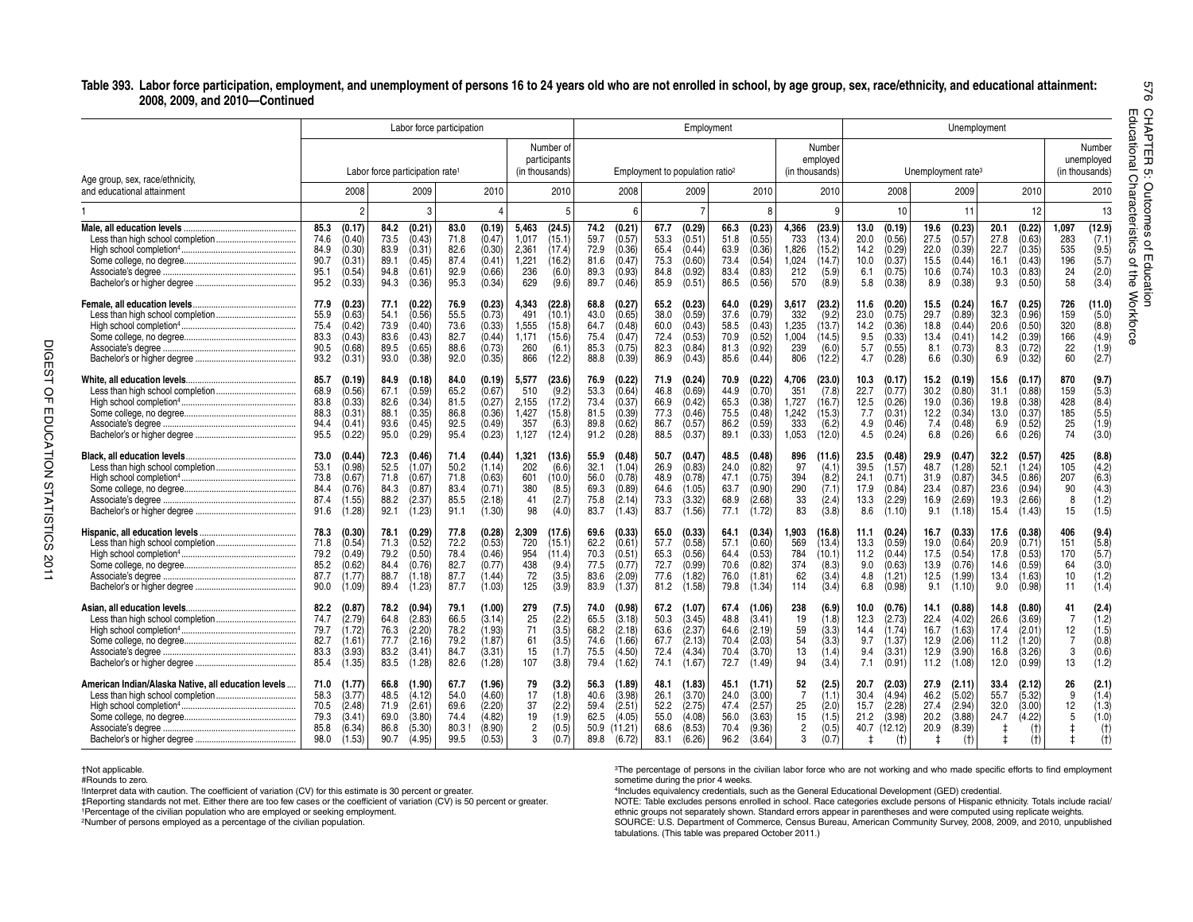**Table 393. Labor force participation, employment, and unemployment of persons 16 to 24 years old who are not enrolled in school, by age group, sex, race/ethnicity, and educational attainment: 2008, 2009, and 2010—Continued**

| Age group, sex, race/ethnicity, and educational attainment | Labor force participation rate[1] 2008 | | 2009 | | 2010 | | Number of participants (in thousands) 2010 | | Employment to population ratio[2] 2008 | | 2009 | | 2010 | | Number employed (in thousands) 2010 | | Unemployment rate[3] 2008 | | 2009 | | 2010 | | Number unemployed (in thousands) 2010 | |
|---|---|---|---|---|---|---|---|---|---|---|---|---|---|---|---|---|---|---|---|---|---|---|---|---|
| 1 | 2 | | 3 | | 4 | | 5 | | 6 | | 7 | | 8 | | 9 | | 10 | | 11 | | 12 | | 13 | |
| **Male, all education levels** | **85.3** | **(0.17)** | **84.2** | **(0.21)** | **83.0** | **(0.19)** | **5,463** | **(24.5)** | **74.2** | **(0.21)** | **67.7** | **(0.29)** | **66.3** | **(0.23)** | **4,366** | **(23.9)** | **13.0** | **(0.19)** | **19.6** | **(0.23)** | **20.1** | **(0.22)** | **1,097** | **(12.9)** |
| Less than high school completion | 74.6 | (0.40) | 73.5 | (0.43) | 71.8 | (0.47) | 1,017 | (15.1) | 59.7 | (0.57) | 53.3 | (0.51) | 51.8 | (0.55) | 733 | (13.4) | 20.0 | (0.56) | 27.5 | (0.57) | 27.8 | (0.63) | 283 | (7.1) |
| High school completion[4] | 84.9 | (0.30) | 83.9 | (0.31) | 82.6 | (0.30) | 2,361 | (17.4) | 72.9 | (0.36) | 65.4 | (0.44) | 63.9 | (0.36) | 1,826 | (15.2) | 14.2 | (0.29) | 22.0 | (0.39) | 22.7 | (0.35) | 535 | (9.5) |
| Some college, no degree | 90.7 | (0.31) | 89.1 | (0.45) | 87.4 | (0.41) | 1,221 | (16.2) | 81.6 | (0.47) | 75.3 | (0.60) | 73.4 | (0.54) | 1,024 | (14.7) | 10.0 | (0.37) | 15.5 | (0.44) | 16.1 | (0.43) | 196 | (5.7) |
| Associate's degree | 95.1 | (0.54) | 94.8 | (0.61) | 92.9 | (0.66) | 236 | (6.0) | 89.3 | (0.93) | 84.8 | (0.92) | 83.4 | (0.83) | 212 | (5.9) | 6.1 | (0.75) | 10.6 | (0.74) | 10.3 | (0.83) | 24 | (2.0) |
| Bachelor's or higher degree | 95.2 | (0.33) | 94.3 | (0.36) | 95.3 | (0.34) | 629 | (9.6) | 89.7 | (0.46) | 85.9 | (0.51) | 86.5 | (0.56) | 570 | (8.9) | 5.8 | (0.38) | 8.9 | (0.38) | 9.3 | (0.50) | 58 | (3.4) |
| **Female, all education levels** | **77.9** | **(0.23)** | **77.1** | **(0.22)** | **76.9** | **(0.23)** | **4,343** | **(22.8)** | **68.8** | **(0.27)** | **65.2** | **(0.23)** | **64.0** | **(0.29)** | **3,617** | **(23.2)** | **11.6** | **(0.20)** | **15.5** | **(0.24)** | **16.7** | **(0.25)** | **726** | **(11.0)** |
| Less than high school completion | 55.9 | (0.63) | 54.1 | (0.56) | 55.5 | (0.73) | 491 | (10.1) | 43.0 | (0.65) | 38.0 | (0.59) | 37.6 | (0.79) | 332 | (9.2) | 23.0 | (0.75) | 29.7 | (0.89) | 32.3 | (0.96) | 159 | (5.0) |
| High school completion[4] | 75.4 | (0.42) | 73.9 | (0.40) | 73.6 | (0.33) | 1,555 | (15.8) | 64.7 | (0.48) | 60.0 | (0.43) | 58.5 | (0.43) | 1,235 | (13.7) | 14.2 | (0.36) | 18.8 | (0.44) | 20.6 | (0.50) | 320 | (8.8) |
| Some college, no degree | 83.3 | (0.43) | 83.6 | (0.43) | 82.7 | (0.44) | 1,171 | (15.6) | 75.4 | (0.47) | 72.4 | (0.53) | 70.9 | (0.52) | 1,004 | (14.5) | 9.5 | (0.33) | 13.4 | (0.41) | 14.2 | (0.39) | 166 | (4.9) |
| Associate's degree | 90.5 | (0.68) | 89.5 | (0.65) | 88.6 | (0.73) | 260 | (6.1) | 85.3 | (0.75) | 82.3 | (0.84) | 81.3 | (0.92) | 239 | (6.0) | 5.7 | (0.55) | 8.1 | (0.73) | 8.3 | (0.72) | 22 | (1.9) |
| Bachelor's or higher degree | 93.2 | (0.31) | 93.0 | (0.38) | 92.0 | (0.35) | 866 | (12.2) | 88.8 | (0.39) | 86.9 | (0.43) | 85.6 | (0.44) | 806 | (12.2) | 4.7 | (0.28) | 6.6 | (0.30) | 6.9 | (0.32) | 60 | (2.7) |
| **White, all education levels** | **85.7** | **(0.19)** | **84.9** | **(0.18)** | **84.0** | **(0.19)** | **5,577** | **(23.6)** | **76.9** | **(0.22)** | **71.9** | **(0.24)** | **70.9** | **(0.22)** | **4,706** | **(23.0)** | **10.3** | **(0.17)** | **15.2** | **(0.19)** | **15.6** | **(0.17)** | **870** | **(9.7)** |
| Less than high school completion | 68.9 | (0.56) | 67.1 | (0.59) | 65.2 | (0.67) | 510 | (9.2) | 53.3 | (0.64) | 46.8 | (0.69) | 44.9 | (0.70) | 351 | (7.8) | 22.7 | (0.77) | 30.2 | (0.80) | 31.1 | (0.88) | 159 | (5.3) |
| High school completion[4] | 83.8 | (0.33) | 82.6 | (0.34) | 81.5 | (0.27) | 2,155 | (17.2) | 73.4 | (0.37) | 66.9 | (0.42) | 65.3 | (0.38) | 1,727 | (16.7) | 12.5 | (0.26) | 19.0 | (0.36) | 19.8 | (0.38) | 428 | (8.4) |
| Some college, no degree | 88.3 | (0.31) | 88.1 | (0.35) | 86.8 | (0.36) | 1,427 | (15.8) | 81.5 | (0.39) | 77.3 | (0.46) | 75.5 | (0.48) | 1,242 | (15.3) | 7.7 | (0.31) | 12.2 | (0.34) | 13.0 | (0.37) | 185 | (5.5) |
| Associate's degree | 94.4 | (0.41) | 93.6 | (0.45) | 92.5 | (0.49) | 357 | (6.3) | 89.8 | (0.62) | 86.7 | (0.57) | 86.2 | (0.59) | 333 | (6.2) | 4.9 | (0.46) | 7.4 | (0.48) | 6.9 | (0.52) | 25 | (1.9) |
| Bachelor's or higher degree | 95.5 | (0.22) | 95.0 | (0.29) | 95.4 | (0.23) | 1,127 | (12.4) | 91.2 | (0.28) | 88.5 | (0.37) | 89.1 | (0.33) | 1,053 | (12.0) | 4.5 | (0.24) | 6.8 | (0.26) | 6.6 | (0.26) | 74 | (3.0) |
| **Black, all education levels** | **73.0** | **(0.44)** | **72.3** | **(0.46)** | **71.4** | **(0.44)** | **1,321** | **(13.6)** | **55.9** | **(0.48)** | **50.7** | **(0.47)** | **48.5** | **(0.48)** | **896** | **(11.6)** | **23.5** | **(0.48)** | **29.9** | **(0.47)** | **32.2** | **(0.57)** | **425** | **(8.8)** |
| Less than high school completion | 53.1 | (0.98) | 52.5 | (1.07) | 50.2 | (1.14) | 202 | (6.6) | 32.1 | (1.04) | 26.9 | (0.83) | 24.0 | (0.82) | 97 | (4.1) | 39.5 | (1.57) | 48.7 | (1.28) | 52.1 | (1.24) | 105 | (4.2) |
| High school completion[4] | 73.8 | (0.67) | 71.8 | (0.67) | 71.8 | (0.63) | 601 | (10.0) | 56.0 | (0.78) | 48.9 | (0.78) | 47.1 | (0.75) | 394 | (8.2) | 24.1 | (0.71) | 31.9 | (0.87) | 34.5 | (0.86) | 207 | (6.3) |
| Some college, no degree | 84.4 | (0.76) | 84.3 | (0.87) | 83.4 | (0.71) | 380 | (8.5) | 69.3 | (0.89) | 64.6 | (1.05) | 63.7 | (0.90) | 290 | (7.1) | 17.9 | (0.84) | 23.4 | (0.87) | 23.6 | (0.94) | 90 | (4.3) |
| Associate's degree | 87.4 | (1.55) | 88.2 | (2.37) | 85.5 | (2.18) | 41 | (2.7) | 75.8 | (2.14) | 73.3 | (3.32) | 68.9 | (2.68) | 33 | (2.4) | 13.3 | (2.29) | 16.9 | (2.69) | 19.3 | (2.66) | 8 | (1.2) |
| Bachelor's or higher degree | 91.6 | (1.28) | 92.1 | (1.23) | 91.1 | (1.30) | 98 | (4.0) | 83.7 | (1.43) | 83.7 | (1.56) | 77.1 | (1.72) | 83 | (3.8) | 8.6 | (1.10) | 9.1 | (1.18) | 15.4 | (1.43) | 15 | (1.5) |
| **Hispanic, all education levels** | **78.3** | **(0.30)** | **78.1** | **(0.29)** | **77.8** | **(0.28)** | **2,309** | **(17.6)** | **69.6** | **(0.33)** | **65.0** | **(0.33)** | **64.1** | **(0.34)** | **1,903** | **(16.8)** | **11.1** | **(0.24)** | **16.7** | **(0.33)** | **17.6** | **(0.38)** | **406** | **(9.4)** |
| Less than high school completion | 71.8 | (0.54) | 71.3 | (0.52) | 72.2 | (0.53) | 720 | (15.1) | 62.2 | (0.61) | 57.7 | (0.58) | 57.1 | (0.60) | 569 | (13.4) | 13.3 | (0.59) | 19.0 | (0.64) | 20.9 | (0.71) | 151 | (5.8) |
| High school completion[4] | 79.2 | (0.49) | 79.2 | (0.50) | 78.4 | (0.46) | 954 | (11.4) | 70.3 | (0.51) | 65.3 | (0.56) | 64.4 | (0.53) | 784 | (10.1) | 11.2 | (0.44) | 17.5 | (0.54) | 17.8 | (0.53) | 170 | (5.7) |
| Some college, no degree | 85.2 | (0.62) | 84.4 | (0.76) | 82.7 | (0.77) | 438 | (9.4) | 77.5 | (0.77) | 72.7 | (0.99) | 70.6 | (0.82) | 374 | (8.3) | 9.0 | (0.63) | 13.9 | (0.76) | 14.6 | (0.59) | 64 | (3.0) |
| Associate's degree | 87.7 | (1.77) | 88.7 | (1.18) | 87.7 | (1.44) | 72 | (3.5) | 83.6 | (2.09) | 77.6 | (1.82) | 76.0 | (1.81) | 62 | (3.4) | 4.8 | (1.21) | 12.5 | (1.99) | 13.4 | (1.63) | 10 | (1.2) |
| Bachelor's or higher degree | 90.0 | (1.09) | 89.4 | (1.23) | 87.7 | (1.03) | 125 | (3.9) | 83.9 | (1.37) | 81.2 | (1.58) | 79.8 | (1.34) | 114 | (3.4) | 6.8 | (0.98) | 9.1 | (1.10) | 9.0 | (0.98) | 11 | (1.4) |
| **Asian, all education levels** | **82.2** | **(0.87)** | **78.2** | **(0.94)** | **79.1** | **(1.00)** | **279** | **(7.5)** | **74.0** | **(0.98)** | **67.2** | **(1.07)** | **67.4** | **(1.06)** | **238** | **(6.9)** | **10.0** | **(0.76)** | **14.1** | **(0.88)** | **14.8** | **(0.80)** | **41** | **(2.4)** |
| Less than high school completion | 74.7 | (2.79) | 64.8 | (2.83) | 66.5 | (3.14) | 25 | (2.2) | 65.5 | (3.18) | 50.3 | (3.45) | 48.8 | (3.41) | 19 | (1.8) | 12.3 | (2.73) | 22.4 | (4.02) | 26.6 | (3.69) | 7 | (1.2) |
| High school completion[4] | 79.7 | (1.72) | 76.3 | (2.20) | 78.2 | (1.93) | 71 | (3.5) | 68.2 | (2.18) | 63.6 | (2.37) | 64.6 | (2.19) | 59 | (3.3) | 14.4 | (1.74) | 16.7 | (1.63) | 17.4 | (2.01) | 12 | (1.5) |
| Some college, no degree | 82.7 | (1.61) | 77.7 | (2.16) | 79.2 | (1.87) | 61 | (3.5) | 74.6 | (1.66) | 67.7 | (2.13) | 70.4 | (2.03) | 54 | (3.3) | 9.7 | (1.37) | 12.9 | (2.06) | 11.2 | (1.20) | 7 | (0.8) |
| Associate's degree | 83.3 | (3.93) | 83.2 | (3.41) | 84.7 | (3.31) | 15 | (1.7) | 75.5 | (4.50) | 72.4 | (4.34) | 70.4 | (3.70) | 13 | (1.4) | 9.4 | (3.31) | 12.9 | (3.90) | 16.8 | (3.26) | 3 | (0.6) |
| Bachelor's or higher degree | 85.4 | (1.35) | 83.5 | (1.28) | 82.6 | (1.28) | 107 | (3.8) | 79.4 | (1.62) | 74.1 | (1.67) | 72.7 | (1.49) | 94 | (3.4) | 7.1 | (0.91) | 11.2 | (1.08) | 12.0 | (0.99) | 13 | (1.2) |
| **American Indian/Alaska Native, all education levels** | **71.0** | **(1.77)** | **66.8** | **(1.90)** | **67.7** | **(1.96)** | **79** | **(3.2)** | **56.3** | **(1.89)** | **48.1** | **(1.83)** | **45.1** | **(1.71)** | **52** | **(2.5)** | **20.7** | **(2.03)** | **27.9** | **(2.11)** | **33.4** | **(2.12)** | **26** | **(2.1)** |
| Less than high school completion | 58.3 | (3.77) | 48.5 | (4.12) | 54.0 | (4.60) | 17 | (1.8) | 40.6 | (3.98) | 26.1 | (3.70) | 24.0 | (3.00) | 7 | (1.1) | 30.4 | (4.94) | 46.2 | (5.02) | 55.7 | (5.32) | 9 | (1.4) |
| High school completion[4] | 70.5 | (2.48) | 71.9 | (2.61) | 69.6 | (2.20) | 37 | (2.2) | 59.4 | (2.51) | 52.2 | (2.75) | 47.4 | (2.57) | 25 | (2.0) | 15.7 | (2.28) | 27.4 | (2.94) | 32.0 | (3.00) | 12 | (1.3) |
| Some college, no degree | 79.3 | (3.41) | 69.0 | (3.80) | 74.4 | (4.82) | 19 | (1.9) | 62.5 | (4.05) | 55.0 | (4.08) | 56.0 | (3.63) | 15 | (1.5) | 21.2 | (3.98) | 20.2 | (3.88) | 24.7 | (4.22) | 5 | (1.0) |
| Associate's degree | 85.8 | (6.34) | 86.8 | (5.30) | 80.3 ! | (8.90) | 2 | (0.5) | 50.9 | (11.21) | 68.6 | (8.53) | 70.4 | (9.36) | 2 | (0.5) | 40.7 | (12.12) | 20.9 | (8.39) | ‡ | (†) | ‡ | (†) |
| Bachelor's or higher degree | 98.0 | (1.53) | 90.7 | (4.95) | 99.5 | (0.53) | 3 | (0.7) | 89.8 | (6.72) | 83.1 | (6.26) | 96.2 | (3.64) | 3 | (0.7) | ‡ | (†) | ‡ | (†) | ‡ | (†) | ‡ | (†) |

†Not applicable.
#Rounds to zero.
!Interpret data with caution. The coefficient of variation (CV) for this estimate is 30 percent or greater.
‡Reporting standards not met. Either there are too few cases or the coefficient of variation (CV) is 50 percent or greater.
[1]Percentage of the civilian population who are employed or seeking employment.
[2]Number of persons employed as a percentage of the civilian population.
[3]The percentage of persons in the civilian labor force who are not working and who made specific efforts to find employment sometime during the prior 4 weeks.
[4]Includes equivalency credentials, such as the General Educational Development (GED) credential.

NOTE: Table excludes persons enrolled in school. Race categories exclude persons of Hispanic ethnicity. Totals include racial/ethnic groups not separately shown. Standard errors appear in parentheses and were computed using replicate weights.

SOURCE: U.S. Department of Commerce, Census Bureau, American Community Survey, 2008, 2009, and 2010, unpublished tabulations. (This table was prepared October 2011.)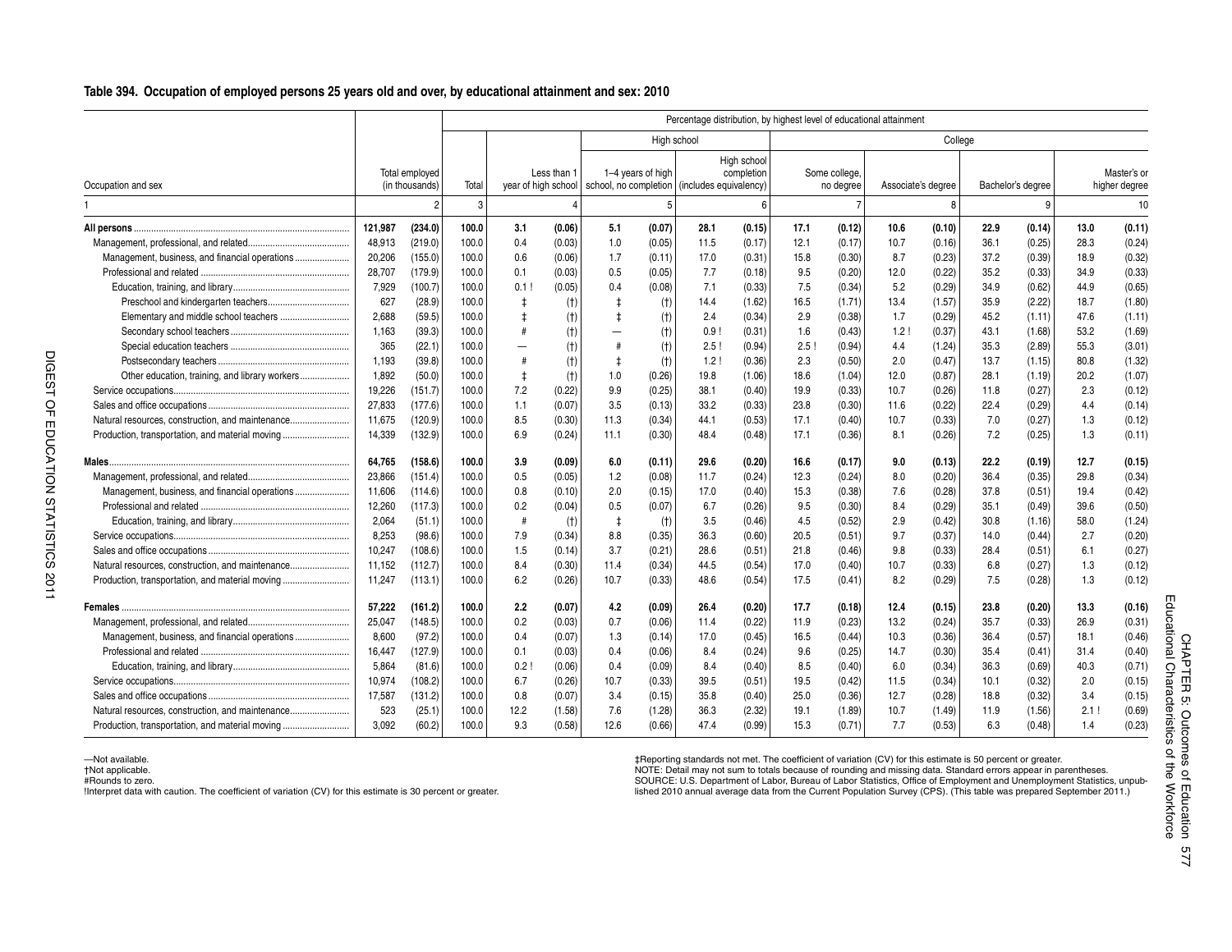## Table 394. Occupation of employed persons 25 years old and over, by educational attainment and sex: 2010

| Occupation and sex | Total employed (in thousands) | | Percentage distribution, by highest level of educational attainment | | | | | | | | | | | | | | | |
|---|---|---|---|---|---|---|---|---|---|---|---|---|---|---|---|---|---|---|
| | | | Total | High school | | | | | | College | | | | | | | | |
| | | | | Less than 1 year of high school | | 1–4 years of high school, no completion | | High school completion (includes equivalency) | | Some college, no degree | | Associate's degree | | Bachelor's degree | | Master's or higher degree | | |
| 1 | 2 | | 3 | 4 | | 5 | | 6 | | 7 | | 8 | | 9 | | 10 | | |
| **All persons** | **121,987** | **(234.0)** | **100.0** | **3.1** | **(0.06)** | **5.1** | **(0.07)** | **28.1** | **(0.15)** | **17.1** | **(0.12)** | **10.6** | **(0.10)** | **22.9** | **(0.14)** | **13.0** | **(0.11)** | |
| Management, professional, and related | 48,913 | (219.0) | 100.0 | 0.4 | (0.03) | 1.0 | (0.05) | 11.5 | (0.17) | 12.1 | (0.17) | 10.7 | (0.16) | 36.1 | (0.25) | 28.3 | (0.24) | |
| Management, business, and financial operations | 20,206 | (155.0) | 100.0 | 0.6 | (0.06) | 1.7 | (0.11) | 17.0 | (0.31) | 15.8 | (0.30) | 8.7 | (0.23) | 37.2 | (0.39) | 18.9 | (0.32) | |
| Professional and related | 28,707 | (179.9) | 100.0 | 0.1 | (0.03) | 0.5 | (0.05) | 7.7 | (0.18) | 9.5 | (0.20) | 12.0 | (0.22) | 35.2 | (0.33) | 34.9 | (0.33) | |
| Education, training, and library | 7,929 | (100.7) | 100.0 | 0.1 ! | (0.05) | 0.4 | (0.08) | 7.1 | (0.33) | 7.5 | (0.34) | 5.2 | (0.29) | 34.9 | (0.62) | 44.9 | (0.65) | |
| Preschool and kindergarten teachers | 627 | (28.9) | 100.0 | ‡ | (†) | ‡ | (†) | 14.4 | (1.62) | 16.5 | (1.71) | 13.4 | (1.57) | 35.9 | (2.22) | 18.7 | (1.80) | |
| Elementary and middle school teachers | 2,688 | (59.5) | 100.0 | ‡ | (†) | ‡ | (†) | 2.4 | (0.34) | 2.9 | (0.38) | 1.7 | (0.29) | 45.2 | (1.11) | 47.6 | (1.11) | |
| Secondary school teachers | 1,163 | (39.3) | 100.0 | # | (†) | — | (†) | 0.9 ! | (0.31) | 1.6 | (0.43) | 1.2 ! | (0.37) | 43.1 | (1.68) | 53.2 | (1.69) | |
| Special education teachers | 365 | (22.1) | 100.0 | — | (†) | # | (†) | 2.5 ! | (0.94) | 2.5 ! | (0.94) | 4.4 | (1.24) | 35.3 | (2.89) | 55.3 | (3.01) | |
| Postsecondary teachers | 1,193 | (39.8) | 100.0 | # | (†) | ‡ | (†) | 1.2 ! | (0.36) | 2.3 | (0.50) | 2.0 | (0.47) | 13.7 | (1.15) | 80.8 | (1.32) | |
| Other education, training, and library workers | 1,892 | (50.0) | 100.0 | ‡ | (†) | 1.0 | (0.26) | 19.8 | (1.06) | 18.6 | (1.04) | 12.0 | (0.87) | 28.1 | (1.19) | 20.2 | (1.07) | |
| Service occupations | 19,226 | (151.7) | 100.0 | 7.2 | (0.22) | 9.9 | (0.25) | 38.1 | (0.40) | 19.9 | (0.33) | 10.7 | (0.26) | 11.8 | (0.27) | 2.3 | (0.12) | |
| Sales and office occupations | 27,833 | (177.6) | 100.0 | 1.1 | (0.07) | 3.5 | (0.13) | 33.2 | (0.33) | 23.8 | (0.30) | 11.6 | (0.22) | 22.4 | (0.29) | 4.4 | (0.14) | |
| Natural resources, construction, and maintenance | 11,675 | (120.9) | 100.0 | 8.5 | (0.30) | 11.3 | (0.34) | 44.1 | (0.53) | 17.1 | (0.40) | 10.7 | (0.33) | 7.0 | (0.27) | 1.3 | (0.12) | |
| Production, transportation, and material moving | 14,339 | (132.9) | 100.0 | 6.9 | (0.24) | 11.1 | (0.30) | 48.4 | (0.48) | 17.1 | (0.36) | 8.1 | (0.26) | 7.2 | (0.25) | 1.3 | (0.11) | |
| **Males** | **64,765** | **(158.6)** | **100.0** | **3.9** | **(0.09)** | **6.0** | **(0.11)** | **29.6** | **(0.20)** | **16.6** | **(0.17)** | **9.0** | **(0.13)** | **22.2** | **(0.19)** | **12.7** | **(0.15)** | |
| Management, professional, and related | 23,866 | (151.4) | 100.0 | 0.5 | (0.05) | 1.2 | (0.08) | 11.7 | (0.24) | 12.3 | (0.24) | 8.0 | (0.20) | 36.4 | (0.35) | 29.8 | (0.34) | |
| Management, business, and financial operations | 11,606 | (114.6) | 100.0 | 0.8 | (0.10) | 2.0 | (0.15) | 17.0 | (0.40) | 15.3 | (0.38) | 7.6 | (0.28) | 37.8 | (0.51) | 19.4 | (0.42) | |
| Professional and related | 12,260 | (117.3) | 100.0 | 0.2 | (0.04) | 0.5 | (0.07) | 6.7 | (0.26) | 9.5 | (0.30) | 8.4 | (0.29) | 35.1 | (0.49) | 39.6 | (0.50) | |
| Education, training, and library | 2,064 | (51.1) | 100.0 | # | (†) | ‡ | (†) | 3.5 | (0.46) | 4.5 | (0.52) | 2.9 | (0.42) | 30.8 | (1.16) | 58.0 | (1.24) | |
| Service occupations | 8,253 | (98.6) | 100.0 | 7.9 | (0.34) | 8.8 | (0.35) | 36.3 | (0.60) | 20.5 | (0.51) | 9.7 | (0.37) | 14.0 | (0.44) | 2.7 | (0.20) | |
| Sales and office occupations | 10,247 | (108.6) | 100.0 | 1.5 | (0.14) | 3.7 | (0.21) | 28.6 | (0.51) | 21.8 | (0.46) | 9.8 | (0.33) | 28.4 | (0.51) | 6.1 | (0.27) | |
| Natural resources, construction, and maintenance | 11,152 | (112.7) | 100.0 | 8.4 | (0.30) | 11.4 | (0.34) | 44.5 | (0.54) | 17.0 | (0.40) | 10.7 | (0.33) | 6.8 | (0.27) | 1.3 | (0.12) | |
| Production, transportation, and material moving | 11,247 | (113.1) | 100.0 | 6.2 | (0.26) | 10.7 | (0.33) | 48.6 | (0.54) | 17.5 | (0.41) | 8.2 | (0.29) | 7.5 | (0.28) | 1.3 | (0.12) | |
| **Females** | **57,222** | **(161.2)** | **100.0** | **2.2** | **(0.07)** | **4.2** | **(0.09)** | **26.4** | **(0.20)** | **17.7** | **(0.18)** | **12.4** | **(0.15)** | **23.8** | **(0.20)** | **13.3** | **(0.16)** | |
| Management, professional, and related | 25,047 | (148.5) | 100.0 | 0.2 | (0.03) | 0.7 | (0.06) | 11.4 | (0.22) | 11.9 | (0.23) | 13.2 | (0.24) | 35.7 | (0.33) | 26.9 | (0.31) | |
| Management, business, and financial operations | 8,600 | (97.2) | 100.0 | 0.4 | (0.07) | 1.3 | (0.14) | 17.0 | (0.45) | 16.5 | (0.44) | 10.3 | (0.36) | 36.4 | (0.57) | 18.1 | (0.46) | |
| Professional and related | 16,447 | (127.9) | 100.0 | 0.1 | (0.03) | 0.4 | (0.06) | 8.4 | (0.24) | 9.6 | (0.25) | 14.7 | (0.30) | 35.4 | (0.41) | 31.4 | (0.40) | |
| Education, training, and library | 5,864 | (81.6) | 100.0 | 0.2 ! | (0.06) | 0.4 | (0.09) | 8.4 | (0.40) | 8.5 | (0.40) | 6.0 | (0.34) | 36.3 | (0.69) | 40.3 | (0.71) | |
| Service occupations | 10,974 | (108.2) | 100.0 | 6.7 | (0.26) | 10.7 | (0.33) | 39.5 | (0.51) | 19.5 | (0.42) | 11.5 | (0.34) | 10.1 | (0.32) | 2.0 | (0.15) | |
| Sales and office occupations | 17,587 | (131.2) | 100.0 | 0.8 | (0.07) | 3.4 | (0.15) | 35.8 | (0.40) | 25.0 | (0.36) | 12.7 | (0.28) | 18.8 | (0.32) | 3.4 | (0.15) | |
| Natural resources, construction, and maintenance | 523 | (25.1) | 100.0 | 12.2 | (1.58) | 7.6 | (1.28) | 36.3 | (2.32) | 19.1 | (1.89) | 10.7 | (1.49) | 11.9 | (1.56) | 2.1 ! | (0.69) | |
| Production, transportation, and material moving | 3,092 | (60.2) | 100.0 | 9.3 | (0.58) | 12.6 | (0.66) | 47.4 | (0.99) | 15.3 | (0.71) | 7.7 | (0.53) | 6.3 | (0.48) | 1.4 | (0.23) | |

—Not available.
†Not applicable.
#Rounds to zero.
!Interpret data with caution. The coefficient of variation (CV) for this estimate is 30 percent or greater.
‡Reporting standards not met. The coefficient of variation (CV) for this estimate is 50 percent or greater.
NOTE: Detail may not sum to totals because of rounding and missing data. Standard errors appear in parentheses.
SOURCE: U.S. Department of Labor, Bureau of Labor Statistics, Office of Employment and Unemployment Statistics, unpublished 2010 annual average data from the Current Population Survey (CPS). (This table was prepared September 2011.)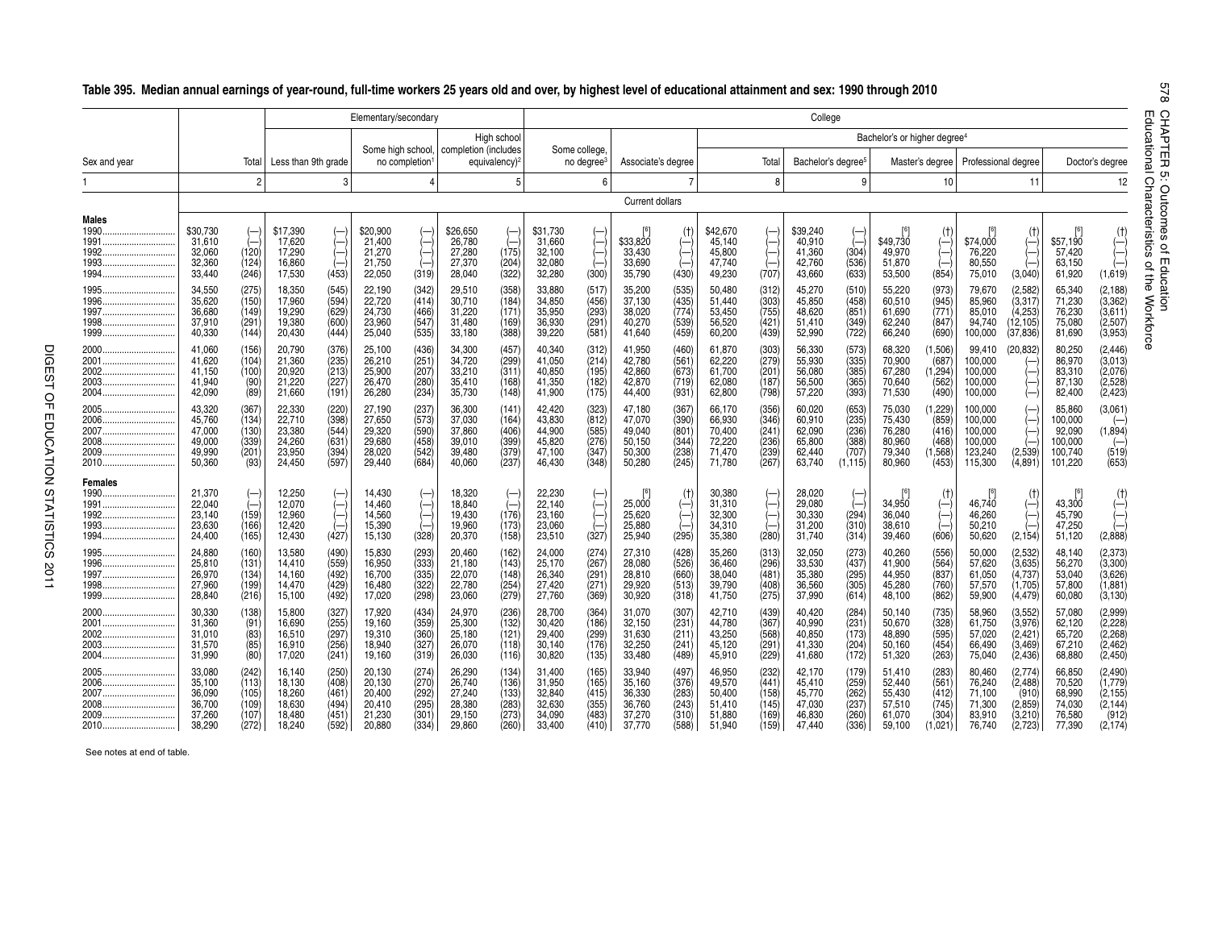# Table 395. Median annual earnings of year-round, full-time workers 25 years old and over, by highest level of educational attainment and sex: 1990 through 2010

| Sex and year | Total | | Elementary/secondary: Less than 9th grade | | Some high school, no completion[1] | | High school completion (includes equivalency)[2] | | College: Some college, no degree[3] | | Associate's degree | | Bachelor's or higher degree[4]: Total | | Bachelor's degree[5] | | Master's degree | | Professional degree | | Doctor's degree | |
|---|---|---|---|---|---|---|---|---|---|---|---|---|---|---|---|---|---|---|---|---|---|---|
| 1 | 2 | | 3 | | 4 | | 5 | | 6 | | 7 | | 8 | | 9 | | 10 | | 11 | | 12 | |
| | Current dollars | | | | | | | | | | | | | | | | | | | | | |
| **Males** | | | | | | | | | | | | | | | | | | | | | | |
| 1990 | $30,730 | (—) | $17,390 | (—) | $20,900 | (—) | $26,650 | (—) | $31,730 | (—) | [6] | (†) | $42,670 | (—) | $39,240 | (—) | [6] | (†) | [6] | (†) | [6] | (†) |
| 1991 | 31,610 | (—) | 17,620 | (—) | 21,400 | (—) | 26,780 | (—) | 31,660 | (—) | $33,820 | (—) | 45,140 | (—) | 40,910 | (—) | $49,730 | (—) | $74,000 | (—) | $57,190 | (—) |
| 1992 | 32,060 | (120) | 17,290 | (—) | 21,270 | (—) | 27,280 | (175) | 32,100 | (—) | 33,430 | (—) | 45,800 | (—) | 41,360 | (304) | 49,970 | (—) | 76,220 | (—) | 57,420 | (—) |
| 1993 | 32,360 | (124) | 16,860 | (—) | 21,750 | (—) | 27,370 | (204) | 32,080 | (—) | 33,690 | (—) | 47,740 | (—) | 42,760 | (536) | 51,870 | (—) | 80,550 | (—) | 63,150 | (—) |
| 1994 | 33,440 | (246) | 17,530 | (453) | 22,050 | (319) | 28,040 | (322) | 32,280 | (300) | 35,790 | (430) | 49,230 | (707) | 43,660 | (633) | 53,500 | (854) | 75,010 | (3,040) | 61,920 | (1,619) |
| 1995 | 34,550 | (275) | 18,350 | (545) | 22,190 | (342) | 29,510 | (358) | 33,880 | (517) | 35,200 | (535) | 50,480 | (312) | 45,270 | (510) | 55,220 | (973) | 79,670 | (2,582) | 65,340 | (2,188) |
| 1996 | 35,620 | (150) | 17,960 | (594) | 22,720 | (414) | 30,710 | (184) | 34,850 | (456) | 37,130 | (435) | 51,440 | (303) | 45,850 | (458) | 60,510 | (945) | 85,960 | (3,317) | 71,230 | (3,362) |
| 1997 | 36,680 | (149) | 19,290 | (629) | 24,730 | (466) | 31,220 | (171) | 35,950 | (293) | 38,020 | (774) | 53,450 | (755) | 48,620 | (851) | 61,690 | (771) | 85,010 | (4,253) | 76,230 | (3,611) |
| 1998 | 37,910 | (291) | 19,380 | (600) | 23,960 | (547) | 31,480 | (169) | 36,930 | (291) | 40,270 | (539) | 56,520 | (421) | 51,410 | (349) | 62,240 | (847) | 94,740 | (12,105) | 75,080 | (2,507) |
| 1999 | 40,330 | (144) | 20,430 | (444) | 25,040 | (535) | 33,180 | (388) | 39,220 | (581) | 41,640 | (459) | 60,200 | (439) | 52,990 | (722) | 66,240 | (690) | 100,000 | (37,836) | 81,690 | (3,953) |
| 2000 | 41,060 | (156) | 20,790 | (376) | 25,100 | (436) | 34,300 | (457) | 40,340 | (312) | 41,950 | (460) | 61,870 | (303) | 56,330 | (573) | 68,320 | (1,506) | 99,410 | (20,832) | 80,250 | (2,446) |
| 2001 | 41,620 | (104) | 21,360 | (235) | 26,210 | (251) | 34,720 | (299) | 41,050 | (214) | 42,780 | (561) | 62,220 | (279) | 55,930 | (335) | 70,900 | (687) | 100,000 | (—) | 86,970 | (3,013) |
| 2002 | 41,150 | (100) | 20,920 | (213) | 25,900 | (207) | 33,210 | (311) | 40,850 | (195) | 42,860 | (673) | 61,700 | (201) | 56,080 | (385) | 67,280 | (1,294) | 100,000 | (—) | 83,310 | (2,076) |
| 2003 | 41,940 | (90) | 21,220 | (227) | 26,470 | (280) | 35,410 | (168) | 41,350 | (182) | 42,870 | (719) | 62,080 | (187) | 56,500 | (365) | 70,640 | (562) | 100,000 | (—) | 87,130 | (2,528) |
| 2004 | 42,090 | (89) | 21,660 | (191) | 26,280 | (234) | 35,730 | (148) | 41,900 | (175) | 44,400 | (931) | 62,800 | (798) | 57,220 | (393) | 71,530 | (490) | 100,000 | (—) | 82,400 | (2,423) |
| 2005 | 43,320 | (367) | 22,330 | (220) | 27,190 | (237) | 36,300 | (141) | 42,420 | (323) | 47,180 | (367) | 66,170 | (356) | 60,020 | (653) | 75,030 | (1,229) | 100,000 | (—) | 85,860 | (3,061) |
| 2006 | 45,760 | (134) | 22,710 | (398) | 27,650 | (573) | 37,030 | (164) | 43,830 | (812) | 47,070 | (390) | 66,930 | (346) | 60,910 | (235) | 75,430 | (859) | 100,000 | (—) | 100,000 | (—) |
| 2007 | 47,000 | (130) | 23,380 | (544) | 29,320 | (590) | 37,860 | (406) | 44,900 | (585) | 49,040 | (801) | 70,400 | (241) | 62,090 | (236) | 76,280 | (416) | 100,000 | (—) | 92,090 | (1,894) |
| 2008 | 49,000 | (339) | 24,260 | (631) | 29,680 | (458) | 39,010 | (399) | 45,820 | (276) | 50,150 | (344) | 72,220 | (236) | 65,800 | (388) | 80,960 | (468) | 100,000 | (—) | 100,000 | (—) |
| 2009 | 49,990 | (201) | 23,950 | (394) | 28,020 | (542) | 39,480 | (379) | 47,100 | (347) | 50,300 | (238) | 71,470 | (239) | 62,440 | (707) | 79,340 | (1,568) | 123,240 | (2,539) | 100,740 | (519) |
| 2010 | 50,360 | (93) | 24,450 | (597) | 29,440 | (684) | 40,060 | (237) | 46,430 | (348) | 50,280 | (245) | 71,780 | (267) | 63,740 | (1,115) | 80,960 | (453) | 115,300 | (4,891) | 101,220 | (653) |
| **Females** | | | | | | | | | | | | | | | | | | | | | | |
| 1990 | 21,370 | (—) | 12,250 | (—) | 14,430 | (—) | 18,320 | (—) | 22,230 | (—) | [6] | (†) | 30,380 | (—) | 28,020 | (—) | [6] | (†) | [6] | (†) | [6] | (†) |
| 1991 | 22,040 | (—) | 12,070 | (—) | 14,460 | (—) | 18,840 | (—) | 22,140 | (—) | 25,000 | (—) | 31,310 | (—) | 29,080 | (—) | 34,950 | (—) | 46,740 | (—) | 43,300 | (—) |
| 1992 | 23,140 | (159) | 12,960 | (—) | 14,560 | (—) | 19,430 | (176) | 23,160 | (—) | 25,620 | (—) | 32,300 | (—) | 30,330 | (294) | 36,040 | (—) | 46,260 | (—) | 45,790 | (—) |
| 1993 | 23,630 | (166) | 12,420 | (—) | 15,390 | (—) | 19,960 | (173) | 23,060 | (—) | 25,880 | (—) | 34,310 | (—) | 31,200 | (310) | 38,610 | (—) | 50,210 | (—) | 47,250 | (—) |
| 1994 | 24,400 | (165) | 12,430 | (427) | 15,130 | (328) | 20,370 | (158) | 23,510 | (327) | 25,940 | (295) | 35,380 | (280) | 31,740 | (314) | 39,460 | (606) | 50,620 | (2,154) | 51,120 | (2,888) |
| 1995 | 24,880 | (160) | 13,580 | (490) | 15,830 | (293) | 20,460 | (162) | 24,000 | (274) | 27,310 | (428) | 35,260 | (313) | 32,050 | (273) | 40,260 | (556) | 50,000 | (2,532) | 48,140 | (2,373) |
| 1996 | 25,810 | (131) | 14,410 | (559) | 16,950 | (333) | 21,180 | (143) | 25,170 | (267) | 28,080 | (526) | 36,460 | (296) | 33,530 | (437) | 41,900 | (564) | 57,620 | (3,635) | 56,270 | (3,300) |
| 1997 | 26,970 | (134) | 14,160 | (492) | 16,700 | (335) | 22,070 | (148) | 26,340 | (291) | 28,810 | (660) | 38,040 | (481) | 35,380 | (295) | 44,950 | (837) | 61,050 | (4,737) | 53,040 | (3,626) |
| 1998 | 27,960 | (199) | 14,470 | (429) | 16,480 | (322) | 22,780 | (254) | 27,420 | (271) | 29,920 | (513) | 39,790 | (408) | 36,560 | (305) | 45,280 | (760) | 57,570 | (1,705) | 57,800 | (1,881) |
| 1999 | 28,840 | (216) | 15,100 | (492) | 17,020 | (298) | 23,060 | (279) | 27,760 | (369) | 30,920 | (318) | 41,750 | (275) | 37,990 | (614) | 48,100 | (862) | 59,900 | (4,479) | 60,080 | (3,130) |
| 2000 | 30,330 | (138) | 15,800 | (327) | 17,920 | (434) | 24,970 | (236) | 28,700 | (364) | 31,070 | (307) | 42,710 | (439) | 40,420 | (284) | 50,140 | (735) | 58,960 | (3,552) | 57,080 | (2,999) |
| 2001 | 31,360 | (91) | 16,690 | (255) | 19,160 | (359) | 25,300 | (132) | 30,420 | (186) | 32,150 | (231) | 44,780 | (367) | 40,990 | (231) | 50,670 | (328) | 61,750 | (3,976) | 62,120 | (2,228) |
| 2002 | 31,010 | (83) | 16,510 | (297) | 19,310 | (360) | 25,180 | (121) | 29,400 | (299) | 31,630 | (211) | 43,250 | (568) | 40,850 | (173) | 48,890 | (595) | 57,020 | (2,421) | 65,720 | (2,268) |
| 2003 | 31,570 | (85) | 16,910 | (256) | 18,940 | (327) | 26,070 | (118) | 30,140 | (176) | 32,250 | (241) | 45,120 | (291) | 41,330 | (204) | 50,160 | (454) | 66,490 | (3,469) | 67,210 | (2,462) |
| 2004 | 31,990 | (80) | 17,020 | (241) | 19,160 | (319) | 26,030 | (116) | 30,820 | (135) | 33,480 | (489) | 45,910 | (229) | 41,680 | (172) | 51,320 | (263) | 75,040 | (2,436) | 68,880 | (2,450) |
| 2005 | 33,080 | (242) | 16,140 | (250) | 20,130 | (274) | 26,290 | (134) | 31,400 | (165) | 33,940 | (497) | 46,950 | (232) | 42,170 | (179) | 51,410 | (283) | 80,460 | (2,774) | 66,850 | (2,490) |
| 2006 | 35,100 | (113) | 18,130 | (408) | 20,130 | (270) | 26,740 | (136) | 31,950 | (165) | 35,160 | (376) | 49,570 | (441) | 45,410 | (259) | 52,440 | (561) | 76,240 | (2,488) | 70,520 | (1,779) |
| 2007 | 36,090 | (105) | 18,260 | (461) | 20,400 | (292) | 27,240 | (133) | 32,840 | (415) | 36,330 | (283) | 50,400 | (158) | 45,770 | (262) | 55,430 | (412) | 71,100 | (910) | 68,990 | (2,155) |
| 2008 | 36,700 | (109) | 18,630 | (494) | 20,410 | (295) | 28,380 | (283) | 32,630 | (355) | 36,760 | (243) | 51,410 | (145) | 47,030 | (237) | 57,510 | (745) | 71,300 | (2,859) | 74,030 | (2,144) |
| 2009 | 37,260 | (107) | 18,480 | (451) | 21,230 | (301) | 29,150 | (273) | 34,090 | (483) | 37,270 | (310) | 51,880 | (169) | 46,830 | (260) | 61,070 | (304) | 83,910 | (3,210) | 76,580 | (912) |
| 2010 | 38,290 | (272) | 18,240 | (592) | 20,880 | (334) | 29,860 | (260) | 33,400 | (410) | 37,770 | (588) | 51,940 | (159) | 47,440 | (336) | 59,100 | (1,021) | 76,740 | (2,723) | 77,390 | (2,174) |

See notes at end of table.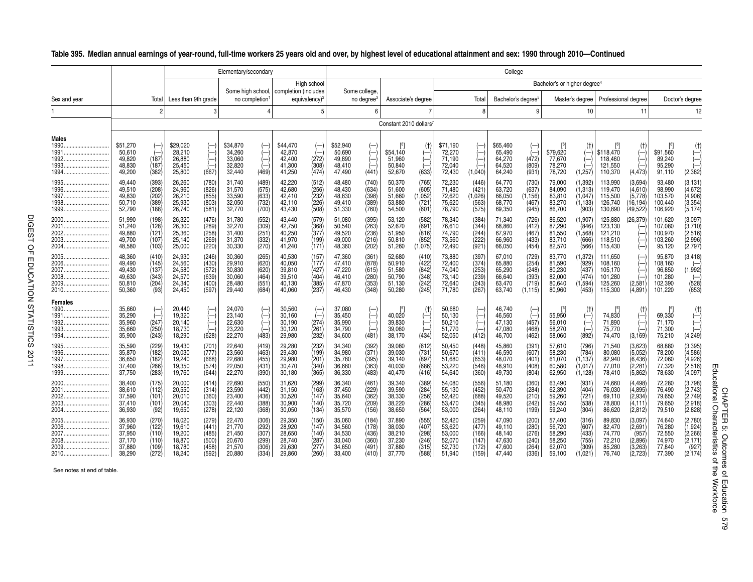## Table 395. Median annual earnings of year-round, full-time workers 25 years old and over, by highest level of educational attainment and sex: 1990 through 2010—Continued

| Sex and year | Total | | Elementary/secondary: Less than 9th grade | | Some high school, no completion[1] | | High school completion (includes equivalency)[2] | | College: Some college, no degree[3] | | Associate's degree | | Bachelor's or higher degree[4]: Total | | Bachelor's degree[5] | | Master's degree | | Professional degree | | Doctor's degree | |
|---|---|---|---|---|---|---|---|---|---|---|---|---|---|---|---|---|---|---|---|---|---|---|
| 1 | 2 | | 3 | | 4 | | 5 | | 6 | | 7 | | 8 | | 9 | | 10 | | 11 | | 12 | |
| | Constant 2010 dollars[7] | | | | | | | | | | | | | | | | | | | | | |
| **Males** | | | | | | | | | | | | | | | | | | | | | | |
| 1990 | $51,270 | (—) | $29,020 | (—) | $34,870 | (—) | $44,470 | (—) | $52,940 | (—) | [6] | (†) | $71,190 | (—) | $65,460 | (—) | [6] | (†) | [6] | (†) | [6] | (†) |
| 1991 | 50,610 | (—) | 28,210 | (—) | 34,260 | (—) | 42,870 | (—) | 50,690 | (—) | $54,140 | (—) | 72,270 | (—) | 65,490 | (—) | $79,620 | (—) | $118,470 | (—) | $91,560 | (—) |
| 1992 | 49,820 | (187) | 26,880 | (—) | 33,060 | (—) | 42,400 | (272) | 49,890 | (—) | 51,960 | (—) | 71,190 | (—) | 64,270 | (472) | 77,670 | (—) | 118,460 | (—) | 89,240 | (—) |
| 1993 | 48,830 | (187) | 25,450 | (—) | 32,820 | (—) | 41,300 | (308) | 48,410 | (—) | 50,840 | (—) | 72,040 | (—) | 64,520 | (809) | 78,270 | (—) | 121,550 | (—) | 95,290 | (—) |
| 1994 | 49,200 | (362) | 25,800 | (667) | 32,440 | (469) | 41,250 | (474) | 47,490 | (441) | 52,670 | (633) | 72,430 | (1,040) | 64,240 | (931) | 78,720 | (1,257) | 110,370 | (4,473) | 91,110 | (2,382) |
| 1995 | 49,440 | (393) | 26,260 | (780) | 31,740 | (489) | 42,220 | (512) | 48,480 | (740) | 50,370 | (765) | 72,230 | (446) | 64,770 | (730) | 79,000 | (1,392) | 113,990 | (3,694) | 93,480 | (3,131) |
| 1996 | 49,510 | (208) | 24,960 | (826) | 31,570 | (575) | 42,680 | (256) | 48,430 | (634) | 51,600 | (605) | 71,480 | (421) | 63,720 | (637) | 84,090 | (1,313) | 119,470 | (4,610) | 98,990 | (4,672) |
| 1997 | 49,830 | (202) | 26,210 | (855) | 33,590 | (633) | 42,410 | (232) | 48,830 | (398) | 51,660 | (1,052) | 72,620 | (1,026) | 66,050 | (1,156) | 83,810 | (1,047) | 115,500 | (5,778) | 103,570 | (4,906) |
| 1998 | 50,710 | (389) | 25,930 | (803) | 32,050 | (732) | 42,110 | (226) | 49,410 | (389) | 53,880 | (721) | 75,620 | (563) | 68,770 | (467) | 83,270 | (1,133) | 126,740 | (16,194) | 100,440 | (3,354) |
| 1999 | 52,790 | (188) | 26,740 | (581) | 32,770 | (700) | 43,430 | (508) | 51,330 | (760) | 54,500 | (601) | 78,790 | (575) | 69,350 | (945) | 86,700 | (903) | 130,890 | (49,522) | 106,920 | (5,174) |
| 2000 | 51,990 | (198) | 26,320 | (476) | 31,780 | (552) | 43,440 | (579) | 51,080 | (395) | 53,120 | (582) | 78,340 | (384) | 71,340 | (726) | 86,520 | (1,907) | 125,880 | (26,379) | 101,620 | (3,097) |
| 2001 | 51,240 | (128) | 26,300 | (289) | 32,270 | (309) | 42,750 | (368) | 50,540 | (263) | 52,670 | (691) | 76,610 | (344) | 68,860 | (412) | 87,290 | (846) | 123,130 | (—) | 107,080 | (3,710) |
| 2002 | 49,880 | (121) | 25,360 | (258) | 31,400 | (251) | 40,250 | (377) | 49,520 | (236) | 51,950 | (816) | 74,790 | (244) | 67,970 | (467) | 81,550 | (1,568) | 121,210 | (—) | 100,970 | (2,516) |
| 2003 | 49,700 | (107) | 25,140 | (269) | 31,370 | (332) | 41,970 | (199) | 49,000 | (216) | 50,810 | (852) | 73,560 | (222) | 66,960 | (433) | 83,710 | (666) | 118,510 | (—) | 103,260 | (2,996) |
| 2004 | 48,580 | (103) | 25,000 | (220) | 30,330 | (270) | 41,240 | (171) | 48,360 | (202) | 51,260 | (1,075) | 72,490 | (921) | 66,050 | (454) | 82,570 | (566) | 115,430 | (—) | 95,120 | (2,797) |
| 2005 | 48,360 | (410) | 24,930 | (246) | 30,360 | (265) | 40,530 | (157) | 47,360 | (361) | 52,680 | (410) | 73,880 | (397) | 67,010 | (729) | 83,770 | (1,372) | 111,650 | (—) | 95,870 | (3,418) |
| 2006 | 49,490 | (145) | 24,560 | (430) | 29,910 | (620) | 40,050 | (177) | 47,410 | (878) | 50,910 | (422) | 72,400 | (374) | 65,880 | (254) | 81,590 | (929) | 108,160 | (—) | 108,160 | (—) |
| 2007 | 49,430 | (137) | 24,580 | (572) | 30,830 | (620) | 39,810 | (427) | 47,220 | (615) | 51,580 | (842) | 74,040 | (253) | 65,290 | (248) | 80,230 | (437) | 105,170 | (—) | 96,850 | (1,992) |
| 2008 | 49,630 | (343) | 24,570 | (639) | 30,060 | (464) | 39,510 | (404) | 46,410 | (280) | 50,790 | (348) | 73,140 | (239) | 66,640 | (393) | 82,000 | (474) | 101,280 | (—) | 101,280 | (—) |
| 2009 | 50,810 | (204) | 24,340 | (400) | 28,480 | (551) | 40,130 | (385) | 47,870 | (353) | 51,130 | (242) | 72,640 | (243) | 63,470 | (719) | 80,640 | (1,594) | 125,260 | (2,581) | 102,390 | (528) |
| 2010 | 50,360 | (93) | 24,450 | (597) | 29,440 | (684) | 40,060 | (237) | 46,430 | (348) | 50,280 | (245) | 71,780 | (267) | 63,740 | (1,115) | 80,960 | (453) | 115,300 | (4,891) | 101,220 | (653) |
| **Females** | | | | | | | | | | | | | | | | | | | | | | |
| 1990 | 35,660 | (—) | 20,440 | (—) | 24,070 | (—) | 30,560 | (—) | 37,080 | (—) | [6] | (†) | 50,680 | (—) | 46,740 | (—) | [6] | (†) | [6] | (†) | [6] | (†) |
| 1991 | 35,290 | (—) | 19,320 | (—) | 23,140 | (—) | 30,160 | (—) | 35,450 | (—) | 40,020 | (—) | 50,130 | (—) | 46,560 | (—) | 55,950 | (—) | 74,830 | (—) | 69,330 | (—) |
| 1992 | 35,960 | (247) | 20,140 | (—) | 22,630 | (—) | 30,190 | (274) | 35,990 | (—) | 39,830 | (—) | 50,210 | (—) | 47,130 | (457) | 56,010 | (—) | 71,890 | (—) | 71,170 | (—) |
| 1993 | 35,660 | (250) | 18,730 | (—) | 23,220 | (—) | 30,120 | (261) | 34,790 | (—) | 39,060 | (—) | 51,770 | (—) | 47,080 | (468) | 58,270 | (—) | 75,770 | (—) | 71,300 | (—) |
| 1994 | 35,900 | (243) | 18,290 | (628) | 22,270 | (483) | 29,980 | (232) | 34,600 | (481) | 38,170 | (434) | 52,050 | (412) | 46,700 | (462) | 58,060 | (892) | 74,470 | (3,169) | 75,210 | (4,249) |
| 1995 | 35,590 | (229) | 19,430 | (701) | 22,640 | (419) | 29,280 | (232) | 34,340 | (392) | 39,080 | (612) | 50,450 | (448) | 45,860 | (391) | 57,610 | (796) | 71,540 | (3,623) | 68,880 | (3,395) |
| 1996 | 35,870 | (182) | 20,030 | (777) | 23,560 | (463) | 29,430 | (199) | 34,980 | (371) | 39,030 | (731) | 50,670 | (411) | 46,590 | (607) | 58,230 | (784) | 80,080 | (5,052) | 78,200 | (4,586) |
| 1997 | 36,650 | (182) | 19,240 | (668) | 22,680 | (455) | 29,980 | (201) | 35,780 | (395) | 39,140 | (897) | 51,680 | (653) | 48,070 | (401) | 61,070 | (1,137) | 82,940 | (6,436) | 72,060 | (4,926) |
| 1998 | 37,400 | (266) | 19,350 | (574) | 22,050 | (431) | 30,470 | (340) | 36,680 | (363) | 40,030 | (686) | 53,220 | (546) | 48,910 | (408) | 60,580 | (1,017) | 77,010 | (2,281) | 77,320 | (2,516) |
| 1999 | 37,750 | (283) | 19,760 | (644) | 22,270 | (390) | 30,180 | (365) | 36,330 | (483) | 40,470 | (416) | 54,640 | (360) | 49,730 | (804) | 62,950 | (1,128) | 78,410 | (5,862) | 78,630 | (4,097) |
| 2000 | 38,400 | (175) | 20,000 | (414) | 22,690 | (550) | 31,620 | (299) | 36,340 | (461) | 39,340 | (389) | 54,080 | (556) | 51,180 | (360) | 63,490 | (931) | 74,660 | (4,498) | 72,280 | (3,798) |
| 2001 | 38,610 | (112) | 20,550 | (314) | 23,590 | (442) | 31,150 | (163) | 37,450 | (229) | 39,590 | (284) | 55,130 | (452) | 50,470 | (284) | 62,390 | (404) | 76,030 | (4,895) | 76,490 | (2,743) |
| 2002 | 37,590 | (101) | 20,010 | (360) | 23,400 | (436) | 30,520 | (147) | 35,640 | (362) | 38,330 | (256) | 52,420 | (688) | 49,520 | (210) | 59,260 | (721) | 69,110 | (2,934) | 79,650 | (2,749) |
| 2003 | 37,410 | (101) | 20,040 | (303) | 22,440 | (388) | 30,900 | (140) | 35,720 | (209) | 38,220 | (286) | 53,470 | (345) | 48,980 | (242) | 59,450 | (538) | 78,800 | (4,111) | 79,650 | (2,918) |
| 2004 | 36,930 | (92) | 19,650 | (278) | 22,120 | (368) | 30,050 | (134) | 35,570 | (156) | 38,650 | (564) | 53,000 | (264) | 48,110 | (199) | 59,240 | (304) | 86,620 | (2,812) | 79,510 | (2,828) |
| 2005 | 36,930 | (270) | 18,020 | (279) | 22,470 | (306) | 29,350 | (150) | 35,060 | (184) | 37,890 | (555) | 52,420 | (259) | 47,090 | (200) | 57,400 | (316) | 89,830 | (3,097) | 74,640 | (2,780) |
| 2006 | 37,960 | (122) | 19,610 | (441) | 21,770 | (292) | 28,920 | (147) | 34,560 | (178) | 38,030 | (407) | 53,620 | (477) | 49,110 | (280) | 56,720 | (607) | 82,470 | (2,691) | 76,280 | (1,924) |
| 2007 | 37,950 | (110) | 19,200 | (485) | 21,450 | (307) | 28,650 | (140) | 34,530 | (436) | 38,210 | (298) | 53,000 | (166) | 48,140 | (276) | 58,290 | (433) | 74,770 | (957) | 72,550 | (2,266) |
| 2008 | 37,170 | (110) | 18,870 | (500) | 20,670 | (299) | 28,740 | (287) | 33,040 | (360) | 37,230 | (246) | 52,070 | (147) | 47,630 | (240) | 58,250 | (755) | 72,210 | (2,896) | 74,970 | (2,171) |
| 2009 | 37,880 | (109) | 18,780 | (458) | 21,570 | (306) | 29,630 | (277) | 34,650 | (491) | 37,880 | (315) | 52,730 | (172) | 47,600 | (264) | 62,070 | (309) | 85,280 | (3,263) | 77,840 | (927) |
| 2010 | 38,290 | (272) | 18,240 | (592) | 20,880 | (334) | 29,860 | (260) | 33,400 | (410) | 37,770 | (588) | 51,940 | (159) | 47,440 | (336) | 59,100 | (1,021) | 76,740 | (2,723) | 77,390 | (2,174) |

See notes at end of table.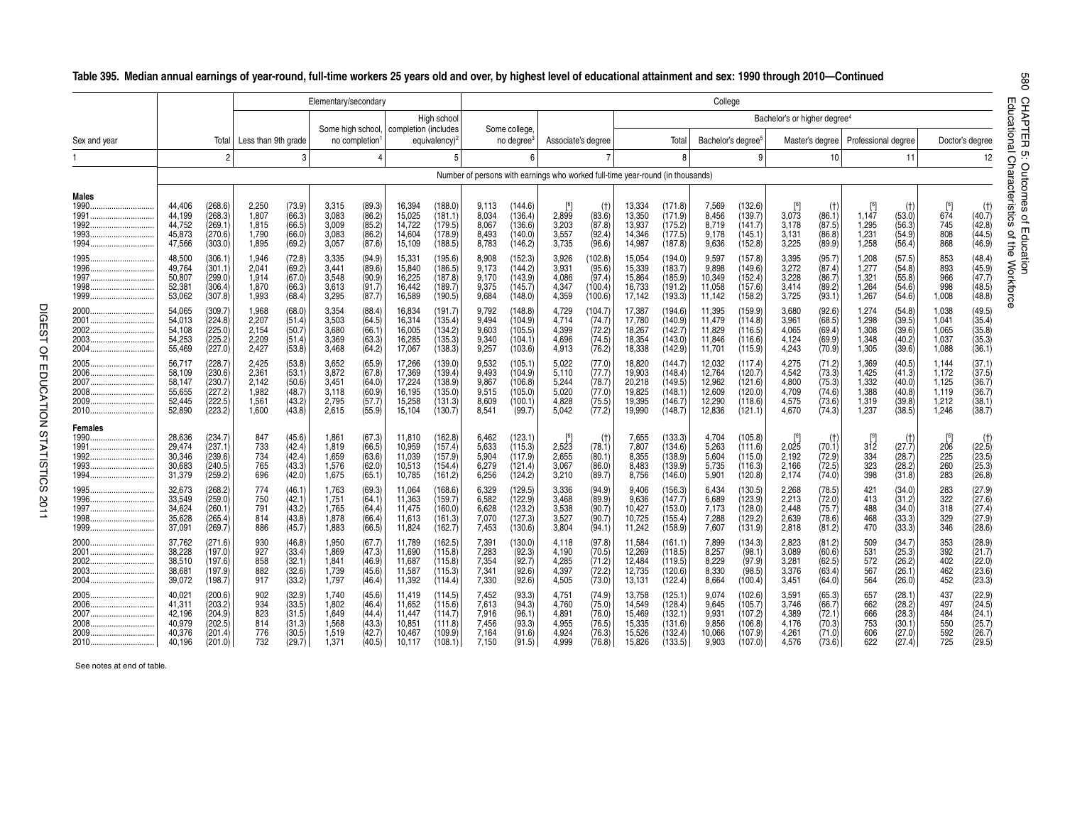## Table 395. Median annual earnings of year-round, full-time workers 25 years old and over, by highest level of educational attainment and sex: 1990 through 2010—Continued

| Sex and year | Total | | Elementary/secondary: Less than 9th grade | | Elementary/secondary: Some high school, no completion[1] | | Elementary/secondary: High school completion (includes equivalency)[2] | | College: Some college, no degree[3] | | College: Associate's degree | | College: Bachelor's or higher degree[4]: Total | | Bachelor's degree[5] | | Master's degree | | Professional degree | | Doctor's degree | |
|---|---|---|---|---|---|---|---|---|---|---|---|---|---|---|---|---|---|---|---|---|---|---|
| 1 | 2 | | 3 | | 4 | | 5 | | 6 | | 7 | | 8 | | 9 | | 10 | | 11 | | 12 | |
| | Number of persons with earnings who worked full-time year-round (in thousands) | | | | | | | | | | | | | | | | | | | | | |
| **Males** | | | | | | | | | | | | | | | | | | | | | | |
| 1990 | 44,406 | (268.6) | 2,250 | (73.9) | 3,315 | (89.3) | 16,394 | (188.0) | 9,113 | (144.6) | [6] | (†) | 13,334 | (171.8) | 7,569 | (132.6) | [6] | (†) | [6] | (†) | [6] | (†) |
| 1991 | 44,199 | (268.3) | 1,807 | (66.3) | 3,083 | (86.2) | 15,025 | (181.1) | 8,034 | (136.4) | 2,899 | (83.6) | 13,350 | (171.9) | 8,456 | (139.7) | 3,073 | (86.1) | 1,147 | (53.0) | 674 | (40.7) |
| 1992 | 44,752 | (269.1) | 1,815 | (66.5) | 3,009 | (85.2) | 14,722 | (179.5) | 8,067 | (136.6) | 3,203 | (87.8) | 13,937 | (175.2) | 8,719 | (141.7) | 3,178 | (87.5) | 1,295 | (56.3) | 745 | (42.8) |
| 1993 | 45,873 | (270.6) | 1,790 | (66.0) | 3,083 | (86.2) | 14,604 | (178.9) | 8,493 | (140.0) | 3,557 | (92.4) | 14,346 | (177.5) | 9,178 | (145.1) | 3,131 | (86.8) | 1,231 | (54.9) | 808 | (44.5) |
| 1994 | 47,566 | (303.0) | 1,895 | (69.2) | 3,057 | (87.6) | 15,109 | (188.5) | 8,783 | (146.2) | 3,735 | (96.6) | 14,987 | (187.8) | 9,636 | (152.8) | 3,225 | (89.9) | 1,258 | (56.4) | 868 | (46.9) |
| 1995 | 48,500 | (306.1) | 1,946 | (72.8) | 3,335 | (94.9) | 15,331 | (195.6) | 8,908 | (152.3) | 3,926 | (102.8) | 15,054 | (194.0) | 9,597 | (157.8) | 3,395 | (95.7) | 1,208 | (57.5) | 853 | (48.4) |
| 1996 | 49,764 | (301.1) | 2,041 | (69.2) | 3,441 | (89.6) | 15,840 | (186.5) | 9,173 | (144.2) | 3,931 | (95.6) | 15,339 | (183.7) | 9,898 | (149.6) | 3,272 | (87.4) | 1,277 | (54.8) | 893 | (45.9) |
| 1997 | 50,807 | (299.0) | 1,914 | (67.0) | 3,548 | (90.9) | 16,225 | (187.8) | 9,170 | (143.9) | 4,086 | (97.4) | 15,864 | (185.9) | 10,349 | (152.4) | 3,228 | (86.7) | 1,321 | (55.8) | 966 | (47.7) |
| 1998 | 52,381 | (306.4) | 1,870 | (66.3) | 3,613 | (91.7) | 16,442 | (189.7) | 9,375 | (145.7) | 4,347 | (100.4) | 16,733 | (191.2) | 11,058 | (157.6) | 3,414 | (89.2) | 1,264 | (54.6) | 998 | (48.5) |
| 1999 | 53,062 | (307.8) | 1,993 | (68.4) | 3,295 | (87.7) | 16,589 | (190.5) | 9,684 | (148.0) | 4,359 | (100.6) | 17,142 | (193.3) | 11,142 | (158.2) | 3,725 | (93.1) | 1,267 | (54.6) | 1,008 | (48.8) |
| 2000 | 54,065 | (309.7) | 1,968 | (68.0) | 3,354 | (88.4) | 16,834 | (191.7) | 9,792 | (148.8) | 4,729 | (104.7) | 17,387 | (194.6) | 11,395 | (159.9) | 3,680 | (92.6) | 1,274 | (54.8) | 1,038 | (49.5) |
| 2001 | 54,013 | (224.8) | 2,207 | (51.4) | 3,503 | (64.5) | 16,314 | (135.4) | 9,494 | (104.9) | 4,714 | (74.7) | 17,780 | (140.9) | 11,479 | (114.8) | 3,961 | (68.5) | 1,298 | (39.5) | 1,041 | (35.4) |
| 2002 | 54,108 | (225.0) | 2,154 | (50.7) | 3,680 | (66.1) | 16,005 | (134.2) | 9,603 | (105.5) | 4,399 | (72.2) | 18,267 | (142.7) | 11,829 | (116.5) | 4,065 | (69.4) | 1,308 | (39.6) | 1,065 | (35.8) |
| 2003 | 54,253 | (225.2) | 2,209 | (51.4) | 3,369 | (63.3) | 16,285 | (135.3) | 9,340 | (104.1) | 4,696 | (74.5) | 18,354 | (143.0) | 11,846 | (116.6) | 4,124 | (69.9) | 1,348 | (40.2) | 1,037 | (35.3) |
| 2004 | 55,469 | (227.0) | 2,427 | (53.8) | 3,468 | (64.2) | 17,067 | (138.3) | 9,257 | (103.6) | 4,913 | (76.2) | 18,338 | (142.9) | 11,701 | (115.9) | 4,243 | (70.9) | 1,305 | (39.6) | 1,088 | (36.1) |
| 2005 | 56,717 | (228.7) | 2,425 | (53.8) | 3,652 | (65.9) | 17,266 | (139.0) | 9,532 | (105.1) | 5,022 | (77.0) | 18,820 | (144.7) | 12,032 | (117.4) | 4,275 | (71.2) | 1,369 | (40.5) | 1,144 | (37.1) |
| 2006 | 58,109 | (230.6) | 2,361 | (53.1) | 3,872 | (67.8) | 17,369 | (139.4) | 9,493 | (104.9) | 5,110 | (77.7) | 19,903 | (148.4) | 12,764 | (120.7) | 4,542 | (73.3) | 1,425 | (41.3) | 1,172 | (37.5) |
| 2007 | 58,147 | (230.7) | 2,142 | (50.6) | 3,451 | (64.0) | 17,224 | (138.9) | 9,867 | (106.8) | 5,244 | (78.7) | 20,218 | (149.5) | 12,962 | (121.6) | 4,800 | (75.3) | 1,332 | (40.0) | 1,125 | (36.7) |
| 2008 | 55,655 | (227.2) | 1,982 | (48.7) | 3,118 | (60.9) | 16,195 | (135.0) | 9,515 | (105.0) | 5,020 | (77.0) | 19,825 | (148.1) | 12,609 | (120.0) | 4,709 | (74.6) | 1,388 | (40.8) | 1,119 | (36.7) |
| 2009 | 52,445 | (222.5) | 1,561 | (43.2) | 2,795 | (57.7) | 15,258 | (131.3) | 8,609 | (100.1) | 4,828 | (75.5) | 19,395 | (146.7) | 12,290 | (118.6) | 4,575 | (73.6) | 1,319 | (39.8) | 1,212 | (38.1) |
| 2010 | 52,890 | (223.2) | 1,600 | (43.8) | 2,615 | (55.9) | 15,104 | (130.7) | 8,541 | (99.7) | 5,042 | (77.2) | 19,990 | (148.7) | 12,836 | (121.1) | 4,670 | (74.3) | 1,237 | (38.5) | 1,246 | (38.7) |
| **Females** | | | | | | | | | | | | | | | | | | | | | | |
| 1990 | 28,636 | (234.7) | 847 | (45.6) | 1,861 | (67.3) | 11,810 | (162.8) | 6,462 | (123.1) | [6] | (†) | 7,655 | (133.3) | 4,704 | (105.8) | [6] | (†) | [6] | (†) | [6] | (†) |
| 1991 | 29,474 | (237.1) | 733 | (42.4) | 1,819 | (66.5) | 10,959 | (157.4) | 5,633 | (115.3) | 2,523 | (78.1) | 7,807 | (134.6) | 5,263 | (111.6) | 2,025 | (70.1) | 312 | (27.7) | 206 | (22.5) |
| 1992 | 30,346 | (239.6) | 734 | (42.4) | 1,659 | (63.6) | 11,039 | (157.9) | 5,904 | (117.9) | 2,655 | (80.1) | 8,355 | (138.9) | 5,604 | (115.0) | 2,192 | (72.9) | 334 | (28.7) | 225 | (23.5) |
| 1993 | 30,683 | (240.5) | 765 | (43.3) | 1,576 | (62.0) | 10,513 | (154.4) | 6,279 | (121.4) | 3,067 | (86.0) | 8,483 | (139.9) | 5,735 | (116.3) | 2,166 | (72.5) | 323 | (28.2) | 260 | (25.3) |
| 1994 | 31,379 | (259.2) | 696 | (42.0) | 1,675 | (65.1) | 10,785 | (161.2) | 6,256 | (124.2) | 3,210 | (89.7) | 8,756 | (146.0) | 5,901 | (120.8) | 2,174 | (74.0) | 398 | (31.8) | 283 | (26.8) |
| 1995 | 32,673 | (268.2) | 774 | (46.1) | 1,763 | (69.3) | 11,064 | (168.6) | 6,329 | (129.5) | 3,336 | (94.9) | 9,406 | (156.3) | 6,434 | (130.5) | 2,268 | (78.5) | 421 | (34.0) | 283 | (27.9) |
| 1996 | 33,549 | (259.0) | 750 | (42.1) | 1,751 | (64.1) | 11,363 | (159.7) | 6,582 | (122.9) | 3,468 | (89.9) | 9,636 | (147.7) | 6,689 | (123.9) | 2,213 | (72.0) | 413 | (31.2) | 322 | (27.6) |
| 1997 | 34,624 | (260.1) | 791 | (43.2) | 1,765 | (64.4) | 11,475 | (160.0) | 6,628 | (123.2) | 3,538 | (90.7) | 10,427 | (153.0) | 7,173 | (128.0) | 2,448 | (75.7) | 488 | (34.0) | 318 | (27.4) |
| 1998 | 35,628 | (265.4) | 814 | (43.8) | 1,878 | (66.4) | 11,613 | (161.3) | 7,070 | (127.3) | 3,527 | (90.7) | 10,725 | (155.4) | 7,288 | (129.2) | 2,639 | (78.6) | 468 | (33.3) | 329 | (27.9) |
| 1999 | 37,091 | (269.7) | 886 | (45.7) | 1,883 | (66.5) | 11,824 | (162.7) | 7,453 | (130.6) | 3,804 | (94.1) | 11,242 | (158.9) | 7,607 | (131.9) | 2,818 | (81.2) | 470 | (33.3) | 346 | (28.6) |
| 2000 | 37,762 | (271.6) | 930 | (46.8) | 1,950 | (67.7) | 11,789 | (162.5) | 7,391 | (130.0) | 4,118 | (97.8) | 11,584 | (161.1) | 7,899 | (134.3) | 2,823 | (81.2) | 509 | (34.7) | 353 | (28.9) |
| 2001 | 38,228 | (197.0) | 927 | (33.4) | 1,869 | (47.3) | 11,690 | (115.8) | 7,283 | (92.3) | 4,190 | (70.5) | 12,269 | (118.5) | 8,257 | (98.1) | 3,089 | (60.6) | 531 | (25.3) | 392 | (21.7) |
| 2002 | 38,510 | (197.6) | 858 | (32.1) | 1,841 | (46.9) | 11,687 | (115.8) | 7,354 | (92.7) | 4,285 | (71.2) | 12,484 | (119.5) | 8,229 | (97.9) | 3,281 | (62.5) | 572 | (26.2) | 402 | (22.0) |
| 2003 | 38,681 | (197.9) | 882 | (32.6) | 1,739 | (45.6) | 11,587 | (115.3) | 7,341 | (92.6) | 4,397 | (72.2) | 12,735 | (120.6) | 8,330 | (98.5) | 3,376 | (63.4) | 567 | (26.1) | 462 | (23.6) |
| 2004 | 39,072 | (198.7) | 917 | (33.2) | 1,797 | (46.4) | 11,392 | (114.4) | 7,330 | (92.6) | 4,505 | (73.0) | 13,131 | (122.4) | 8,664 | (100.4) | 3,451 | (64.0) | 564 | (26.0) | 452 | (23.3) |
| 2005 | 40,021 | (200.6) | 902 | (32.9) | 1,740 | (45.6) | 11,419 | (114.5) | 7,452 | (93.3) | 4,751 | (74.9) | 13,758 | (125.1) | 9,074 | (102.6) | 3,591 | (65.3) | 657 | (28.1) | 437 | (22.9) |
| 2006 | 41,311 | (203.2) | 934 | (33.5) | 1,802 | (46.4) | 11,652 | (115.6) | 7,613 | (94.3) | 4,760 | (75.0) | 14,549 | (128.4) | 9,645 | (105.7) | 3,746 | (66.7) | 662 | (28.2) | 497 | (24.5) |
| 2007 | 42,196 | (204.9) | 823 | (31.5) | 1,649 | (44.4) | 11,447 | (114.7) | 7,916 | (96.1) | 4,891 | (76.0) | 15,469 | (132.1) | 9,931 | (107.2) | 4,389 | (72.1) | 666 | (28.3) | 484 | (24.1) |
| 2008 | 40,979 | (202.5) | 814 | (31.3) | 1,568 | (43.3) | 10,851 | (111.8) | 7,456 | (93.3) | 4,955 | (76.5) | 15,335 | (131.6) | 9,856 | (106.8) | 4,176 | (70.3) | 753 | (30.1) | 550 | (25.7) |
| 2009 | 40,376 | (201.4) | 776 | (30.5) | 1,519 | (42.7) | 10,467 | (109.9) | 7,164 | (91.6) | 4,924 | (76.3) | 15,526 | (132.4) | 10,066 | (107.9) | 4,261 | (71.0) | 606 | (27.0) | 592 | (26.7) |
| 2010 | 40,196 | (201.0) | 732 | (29.7) | 1,371 | (40.5) | 10,117 | (108.1) | 7,150 | (91.5) | 4,999 | (76.8) | 15,826 | (133.5) | 9,903 | (107.0) | 4,576 | (73.6) | 622 | (27.4) | 725 | (29.5) |

See notes at end of table.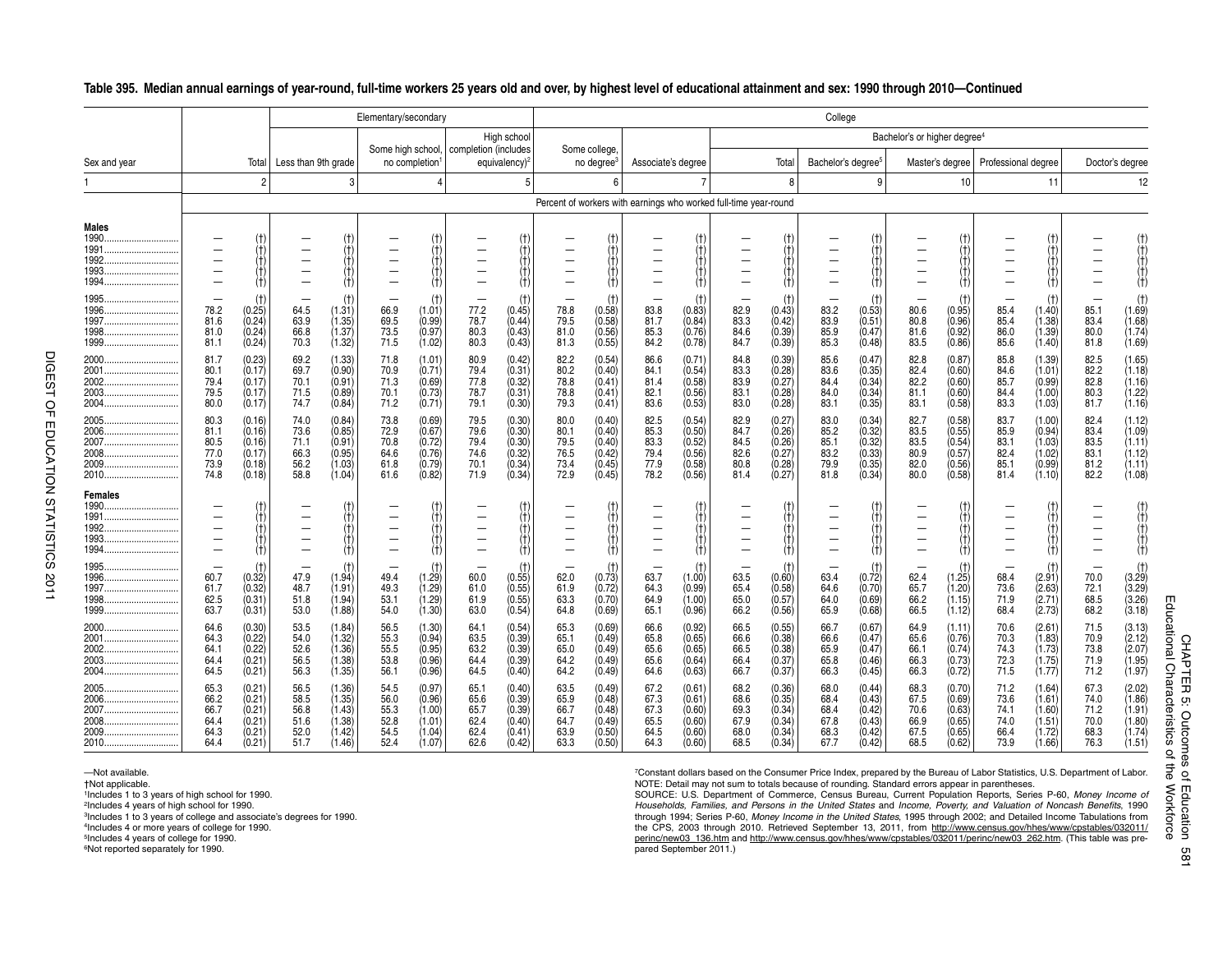**Table 395. Median annual earnings of year-round, full-time workers 25 years old and over, by highest level of educational attainment and sex: 1990 through 2010—Continued**

| Sex and year | Total | | Elementary/secondary: Less than 9th grade | | Elementary/secondary: Some high school, no completion[1] | | Elementary/secondary: High school completion (includes equivalency)[2] | | College: Some college, no degree[3] | | College: Associate's degree | | Bachelor's or higher degree[4]: Total | | Bachelor's or higher degree[4]: Bachelor's degree[5] | | Bachelor's or higher degree[4]: Master's degree | | Bachelor's or higher degree[4]: Professional degree | | Bachelor's or higher degree[4]: Doctor's degree | |
|---|---|---|---|---|---|---|---|---|---|---|---|---|---|---|---|---|---|---|---|---|---|---|
| 1 | 2 | | 3 | | 4 | | 5 | | 6 | | 7 | | 8 | | 9 | | 10 | | 11 | | 12 | |
| | Percent of workers with earnings who worked full-time year-round | | | | | | | | | | | | | | | | | | | | | |
| **Males** | | | | | | | | | | | | | | | | | | | | | | |
| 1990 | — | (†) | — | (†) | — | (†) | — | (†) | — | (†) | — | (†) | — | (†) | — | (†) | — | (†) | — | (†) | — | (†) |
| 1991 | — | (†) | — | (†) | — | (†) | — | (†) | — | (†) | — | (†) | — | (†) | — | (†) | — | (†) | — | (†) | — | (†) |
| 1992 | — | (†) | — | (†) | — | (†) | — | (†) | — | (†) | — | (†) | — | (†) | — | (†) | — | (†) | — | (†) | — | (†) |
| 1993 | — | (†) | — | (†) | — | (†) | — | (†) | — | (†) | — | (†) | — | (†) | — | (†) | — | (†) | — | (†) | — | (†) |
| 1994 | — | (†) | — | (†) | — | (†) | — | (†) | — | (†) | — | (†) | — | (†) | — | (†) | — | (†) | — | (†) | — | (†) |
| 1995 | — | (†) | — | (†) | — | (†) | — | (†) | — | (†) | — | (†) | — | (†) | — | (†) | — | (†) | — | (†) | — | (†) |
| 1996 | 78.2 | (0.25) | 64.5 | (1.31) | 66.9 | (1.01) | 77.2 | (0.45) | 78.8 | (0.58) | 83.8 | (0.83) | 82.9 | (0.43) | 83.2 | (0.53) | 80.6 | (0.95) | 85.4 | (1.40) | 85.1 | (1.69) |
| 1997 | 81.6 | (0.24) | 63.9 | (1.35) | 69.5 | (0.99) | 78.7 | (0.44) | 79.5 | (0.58) | 81.7 | (0.84) | 83.3 | (0.42) | 83.9 | (0.51) | 80.8 | (0.96) | 85.4 | (1.38) | 83.4 | (1.68) |
| 1998 | 81.0 | (0.24) | 66.8 | (1.37) | 73.5 | (0.97) | 80.3 | (0.43) | 81.0 | (0.56) | 85.3 | (0.76) | 84.6 | (0.39) | 85.9 | (0.47) | 81.6 | (0.92) | 86.0 | (1.39) | 80.0 | (1.74) |
| 1999 | 81.1 | (0.24) | 70.3 | (1.32) | 71.5 | (1.02) | 80.3 | (0.43) | 81.3 | (0.55) | 84.2 | (0.78) | 84.7 | (0.39) | 85.3 | (0.48) | 83.5 | (0.86) | 85.6 | (1.40) | 81.8 | (1.69) |
| 2000 | 81.7 | (0.23) | 69.2 | (1.33) | 71.8 | (1.01) | 80.9 | (0.42) | 82.2 | (0.54) | 86.6 | (0.71) | 84.8 | (0.39) | 85.6 | (0.47) | 82.8 | (0.87) | 85.8 | (1.39) | 82.5 | (1.65) |
| 2001 | 80.1 | (0.17) | 69.7 | (0.90) | 70.9 | (0.71) | 79.4 | (0.31) | 80.2 | (0.40) | 84.1 | (0.54) | 83.3 | (0.28) | 83.6 | (0.35) | 82.4 | (0.60) | 84.6 | (1.01) | 82.2 | (1.18) |
| 2002 | 79.4 | (0.17) | 70.1 | (0.91) | 71.3 | (0.69) | 77.8 | (0.32) | 78.8 | (0.41) | 81.4 | (0.58) | 83.9 | (0.27) | 84.4 | (0.34) | 82.2 | (0.60) | 85.7 | (0.99) | 82.8 | (1.16) |
| 2003 | 79.5 | (0.17) | 71.5 | (0.89) | 70.1 | (0.73) | 78.7 | (0.31) | 78.8 | (0.41) | 82.1 | (0.56) | 83.1 | (0.28) | 84.0 | (0.34) | 81.1 | (0.60) | 84.4 | (1.00) | 80.3 | (1.22) |
| 2004 | 80.0 | (0.17) | 74.7 | (0.84) | 71.2 | (0.71) | 79.1 | (0.30) | 79.3 | (0.41) | 83.6 | (0.53) | 83.0 | (0.28) | 83.1 | (0.35) | 83.1 | (0.58) | 83.3 | (1.03) | 81.7 | (1.16) |
| 2005 | 80.3 | (0.16) | 74.0 | (0.84) | 73.8 | (0.69) | 79.5 | (0.30) | 80.0 | (0.40) | 82.5 | (0.54) | 82.9 | (0.27) | 83.0 | (0.34) | 82.7 | (0.58) | 83.7 | (1.00) | 82.4 | (1.12) |
| 2006 | 81.1 | (0.16) | 73.6 | (0.85) | 72.9 | (0.67) | 79.6 | (0.30) | 80.1 | (0.40) | 85.3 | (0.50) | 84.7 | (0.26) | 85.2 | (0.32) | 83.5 | (0.55) | 85.9 | (0.94) | 83.4 | (1.09) |
| 2007 | 80.5 | (0.16) | 71.1 | (0.91) | 70.8 | (0.72) | 79.4 | (0.30) | 79.5 | (0.40) | 83.3 | (0.52) | 84.5 | (0.26) | 85.1 | (0.32) | 83.5 | (0.54) | 83.1 | (1.03) | 83.5 | (1.11) |
| 2008 | 77.0 | (0.17) | 66.3 | (0.95) | 64.6 | (0.76) | 74.6 | (0.32) | 76.5 | (0.42) | 79.4 | (0.56) | 82.6 | (0.27) | 83.2 | (0.33) | 80.9 | (0.57) | 82.4 | (1.02) | 83.1 | (1.12) |
| 2009 | 73.9 | (0.18) | 56.2 | (1.03) | 61.8 | (0.79) | 70.1 | (0.34) | 73.4 | (0.45) | 77.9 | (0.58) | 80.8 | (0.28) | 79.9 | (0.35) | 82.0 | (0.56) | 85.1 | (0.99) | 81.2 | (1.11) |
| 2010 | 74.8 | (0.18) | 58.8 | (1.04) | 61.6 | (0.82) | 71.9 | (0.34) | 72.9 | (0.45) | 78.2 | (0.56) | 81.4 | (0.27) | 81.8 | (0.34) | 80.0 | (0.58) | 81.4 | (1.10) | 82.2 | (1.08) |
| **Females** | | | | | | | | | | | | | | | | | | | | | | |
| 1990 | — | (†) | — | (†) | — | (†) | — | (†) | — | (†) | — | (†) | — | (†) | — | (†) | — | (†) | — | (†) | — | (†) |
| 1991 | — | (†) | — | (†) | — | (†) | — | (†) | — | (†) | — | (†) | — | (†) | — | (†) | — | (†) | — | (†) | — | (†) |
| 1992 | — | (†) | — | (†) | — | (†) | — | (†) | — | (†) | — | (†) | — | (†) | — | (†) | — | (†) | — | (†) | — | (†) |
| 1993 | — | (†) | — | (†) | — | (†) | — | (†) | — | (†) | — | (†) | — | (†) | — | (†) | — | (†) | — | (†) | — | (†) |
| 1994 | — | (†) | — | (†) | — | (†) | — | (†) | — | (†) | — | (†) | — | (†) | — | (†) | — | (†) | — | (†) | — | (†) |
| 1995 | — | (†) | — | (†) | — | (†) | — | (†) | — | (†) | — | (†) | — | (†) | — | (†) | — | (†) | — | (†) | — | (†) |
| 1996 | 60.7 | (0.32) | 47.9 | (1.94) | 49.4 | (1.29) | 60.0 | (0.55) | 62.0 | (0.73) | 63.7 | (1.00) | 63.5 | (0.60) | 63.4 | (0.72) | 62.4 | (1.25) | 68.4 | (2.91) | 70.0 | (3.29) |
| 1997 | 61.7 | (0.32) | 48.7 | (1.91) | 49.3 | (1.29) | 61.0 | (0.55) | 61.9 | (0.72) | 64.3 | (0.99) | 65.4 | (0.58) | 64.6 | (0.70) | 65.7 | (1.20) | 73.6 | (2.63) | 72.1 | (3.29) |
| 1998 | 62.5 | (0.31) | 51.8 | (1.94) | 53.1 | (1.29) | 61.9 | (0.55) | 63.3 | (0.70) | 64.9 | (1.00) | 65.0 | (0.57) | 64.0 | (0.69) | 66.2 | (1.15) | 71.9 | (2.71) | 68.5 | (3.26) |
| 1999 | 63.7 | (0.31) | 53.0 | (1.88) | 54.0 | (1.30) | 63.0 | (0.54) | 64.8 | (0.69) | 65.1 | (0.96) | 66.2 | (0.56) | 65.9 | (0.68) | 66.5 | (1.12) | 68.4 | (2.73) | 68.2 | (3.18) |
| 2000 | 64.6 | (0.30) | 53.5 | (1.84) | 56.5 | (1.30) | 64.1 | (0.54) | 65.3 | (0.69) | 66.6 | (0.92) | 66.5 | (0.55) | 66.7 | (0.67) | 64.9 | (1.11) | 70.6 | (2.61) | 71.5 | (3.13) |
| 2001 | 64.3 | (0.22) | 54.0 | (1.32) | 55.3 | (0.94) | 63.5 | (0.39) | 65.1 | (0.49) | 65.8 | (0.65) | 66.6 | (0.38) | 66.6 | (0.47) | 65.6 | (0.76) | 70.3 | (1.83) | 70.9 | (2.12) |
| 2002 | 64.1 | (0.22) | 52.6 | (1.36) | 55.5 | (0.95) | 63.2 | (0.39) | 65.0 | (0.49) | 65.6 | (0.65) | 66.5 | (0.38) | 65.9 | (0.47) | 66.1 | (0.74) | 74.3 | (1.73) | 73.8 | (2.07) |
| 2003 | 64.4 | (0.21) | 56.5 | (1.38) | 53.8 | (0.96) | 64.4 | (0.39) | 64.2 | (0.49) | 65.6 | (0.64) | 66.4 | (0.37) | 65.8 | (0.46) | 66.3 | (0.73) | 72.3 | (1.75) | 71.9 | (1.95) |
| 2004 | 64.5 | (0.21) | 56.3 | (1.35) | 56.1 | (0.96) | 64.5 | (0.40) | 64.2 | (0.49) | 64.6 | (0.63) | 66.7 | (0.37) | 66.3 | (0.45) | 66.3 | (0.72) | 71.5 | (1.77) | 71.2 | (1.97) |
| 2005 | 65.3 | (0.21) | 56.5 | (1.36) | 54.5 | (0.97) | 65.1 | (0.40) | 63.5 | (0.49) | 67.2 | (0.61) | 68.2 | (0.36) | 68.0 | (0.44) | 68.3 | (0.70) | 71.2 | (1.64) | 67.3 | (2.02) |
| 2006 | 66.2 | (0.21) | 58.5 | (1.35) | 56.0 | (0.96) | 65.6 | (0.39) | 65.9 | (0.48) | 67.3 | (0.61) | 68.6 | (0.35) | 68.4 | (0.43) | 67.5 | (0.69) | 73.6 | (1.61) | 74.0 | (1.86) |
| 2007 | 66.7 | (0.21) | 56.8 | (1.43) | 55.3 | (1.00) | 65.7 | (0.39) | 66.7 | (0.48) | 67.3 | (0.60) | 69.3 | (0.34) | 68.4 | (0.42) | 70.6 | (0.63) | 74.1 | (1.60) | 71.2 | (1.91) |
| 2008 | 64.4 | (0.21) | 51.6 | (1.38) | 52.8 | (1.01) | 62.4 | (0.40) | 64.7 | (0.49) | 65.5 | (0.60) | 67.9 | (0.34) | 67.8 | (0.43) | 66.9 | (0.65) | 74.0 | (1.51) | 70.0 | (1.80) |
| 2009 | 64.3 | (0.21) | 52.0 | (1.42) | 54.5 | (1.04) | 62.4 | (0.41) | 63.9 | (0.50) | 64.5 | (0.60) | 68.0 | (0.34) | 68.3 | (0.42) | 67.5 | (0.65) | 66.4 | (1.72) | 68.3 | (1.74) |
| 2010 | 64.4 | (0.21) | 51.7 | (1.46) | 52.4 | (1.07) | 62.6 | (0.42) | 63.3 | (0.50) | 64.3 | (0.60) | 68.5 | (0.34) | 67.7 | (0.42) | 68.5 | (0.62) | 73.9 | (1.66) | 76.3 | (1.51) |

—Not available.
†Not applicable.
[1]Includes 1 to 3 years of high school for 1990.
[2]Includes 4 years of high school for 1990.
[3]Includes 1 to 3 years of college and associate's degrees for 1990.
[4]Includes 4 or more years of college for 1990.
[5]Includes 4 years of college for 1990.
[6]Not reported separately for 1990.
[7]Constant dollars based on the Consumer Price Index, prepared by the Bureau of Labor Statistics, U.S. Department of Labor.
NOTE: Detail may not sum to totals because of rounding. Standard errors appear in parentheses.
SOURCE: U.S. Department of Commerce, Census Bureau, Current Population Reports, Series P-60, *Money Income of Households, Families, and Persons in the United States* and *Income, Poverty, and Valuation of Noncash Benefits*, 1990 through 1994; Series P-60, *Money Income in the United States*, 1995 through 2002; and Detailed Income Tabulations from the CPS, 2003 through 2010. Retrieved September 13, 2011, from http://www.census.gov/hhes/www/cpstables/032011/perinc/new03_136.htm and http://www.census.gov/hhes/www/cpstables/032011/perinc/new03_262.htm. (This table was prepared September 2011.)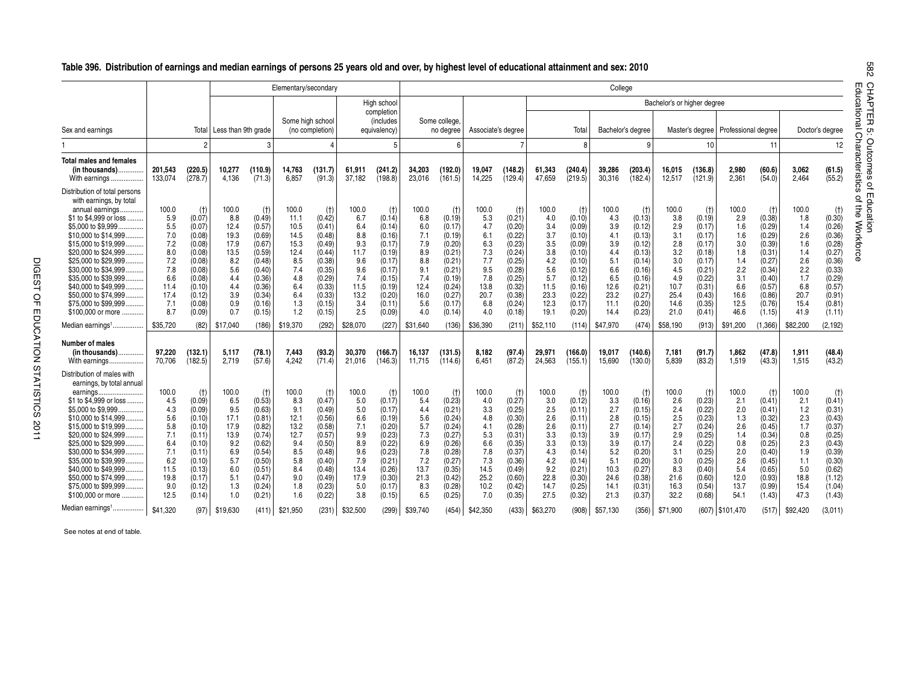## Table 396. Distribution of earnings and median earnings of persons 25 years old and over, by highest level of educational attainment and sex: 2010

| Sex and earnings | Total | | Elementary/secondary: Less than 9th grade | | Some high school (no completion) | | High school completion (includes equivalency) | | College: Some college, no degree | | Associate's degree | | Bachelor's or higher degree: Total | | Bachelor's degree | | Master's degree | | Professional degree | | Doctor's degree | |
|---|---|---|---|---|---|---|---|---|---|---|---|---|---|---|---|---|---|---|---|---|---|---|
| 1 | 2 | | 3 | | 4 | | 5 | | 6 | | 7 | | 8 | | 9 | | 10 | | 11 | | 12 | |
| **Total males and females (in thousands)** | **201,543** | **(220.5)** | **10,277** | **(110.9)** | **14,763** | **(131.7)** | **61,911** | **(241.2)** | **34,203** | **(192.0)** | **19,047** | **(148.2)** | **61,343** | **(240.4)** | **39,286** | **(203.4)** | **16,015** | **(136.8)** | **2,980** | **(60.6)** | **3,062** | **(61.5)** |
| With earnings | 133,074 | (278.7) | 4,136 | (71.3) | 6,857 | (91.3) | 37,182 | (198.8) | 23,016 | (161.5) | 14,225 | (129.4) | 47,659 | (219.5) | 30,316 | (182.4) | 12,517 | (121.9) | 2,361 | (54.0) | 2,464 | (55.2) |
| Distribution of total persons with earnings, by total annual earnings | 100.0 | (†) | 100.0 | (†) | 100.0 | (†) | 100.0 | (†) | 100.0 | (†) | 100.0 | (†) | 100.0 | (†) | 100.0 | (†) | 100.0 | (†) | 100.0 | (†) | 100.0 | (†) |
| $1 to $4,999 or loss | 5.9 | (0.07) | 8.8 | (0.49) | 11.1 | (0.42) | 6.7 | (0.14) | 6.8 | (0.19) | 5.3 | (0.21) | 4.0 | (0.10) | 4.3 | (0.13) | 3.8 | (0.19) | 2.9 | (0.38) | 1.8 | (0.30) |
| $5,000 to $9,999 | 5.5 | (0.07) | 12.4 | (0.57) | 10.5 | (0.41) | 6.4 | (0.14) | 6.0 | (0.17) | 4.7 | (0.20) | 3.4 | (0.09) | 3.9 | (0.12) | 2.9 | (0.17) | 1.6 | (0.29) | 1.4 | (0.26) |
| $10,000 to $14,999 | 7.0 | (0.08) | 19.3 | (0.69) | 14.5 | (0.48) | 8.8 | (0.16) | 7.1 | (0.19) | 6.1 | (0.22) | 3.7 | (0.10) | 4.1 | (0.13) | 3.1 | (0.17) | 1.6 | (0.29) | 2.6 | (0.36) |
| $15,000 to $19,999 | 7.2 | (0.08) | 17.9 | (0.67) | 15.3 | (0.49) | 9.3 | (0.17) | 7.9 | (0.20) | 6.3 | (0.23) | 3.5 | (0.09) | 3.9 | (0.12) | 2.8 | (0.17) | 3.0 | (0.39) | 1.6 | (0.28) |
| $20,000 to $24,999 | 8.0 | (0.08) | 13.5 | (0.59) | 12.4 | (0.44) | 11.7 | (0.19) | 8.9 | (0.21) | 7.3 | (0.24) | 3.8 | (0.10) | 4.4 | (0.13) | 3.2 | (0.18) | 1.8 | (0.31) | 1.4 | (0.27) |
| $25,000 to $29,999 | 7.2 | (0.08) | 8.2 | (0.48) | 8.5 | (0.38) | 9.6 | (0.17) | 8.8 | (0.21) | 7.7 | (0.25) | 4.2 | (0.10) | 5.1 | (0.14) | 3.0 | (0.17) | 1.4 | (0.27) | 2.6 | (0.36) |
| $30,000 to $34,999 | 7.8 | (0.08) | 5.6 | (0.40) | 7.4 | (0.35) | 9.6 | (0.17) | 9.1 | (0.21) | 9.5 | (0.28) | 5.6 | (0.12) | 6.6 | (0.16) | 4.5 | (0.21) | 2.2 | (0.34) | 2.2 | (0.33) |
| $35,000 to $39,999 | 6.6 | (0.08) | 4.4 | (0.36) | 4.8 | (0.29) | 7.4 | (0.15) | 7.4 | (0.19) | 7.8 | (0.25) | 5.7 | (0.12) | 6.5 | (0.16) | 4.9 | (0.22) | 3.1 | (0.40) | 1.7 | (0.29) |
| $40,000 to $49,999 | 11.4 | (0.10) | 4.4 | (0.36) | 6.4 | (0.33) | 11.5 | (0.19) | 12.4 | (0.24) | 13.8 | (0.32) | 11.5 | (0.16) | 12.6 | (0.21) | 10.7 | (0.31) | 6.6 | (0.57) | 6.8 | (0.57) |
| $50,000 to $74,999 | 17.4 | (0.12) | 3.9 | (0.34) | 6.4 | (0.33) | 13.2 | (0.20) | 16.0 | (0.27) | 20.7 | (0.38) | 23.3 | (0.22) | 23.2 | (0.27) | 25.4 | (0.43) | 16.6 | (0.86) | 20.7 | (0.91) |
| $75,000 to $99,999 | 7.1 | (0.08) | 0.9 | (0.16) | 1.3 | (0.15) | 3.4 | (0.11) | 5.6 | (0.17) | 6.8 | (0.24) | 12.3 | (0.17) | 11.1 | (0.20) | 14.6 | (0.35) | 12.5 | (0.76) | 15.4 | (0.81) |
| $100,000 or more | 8.7 | (0.09) | 0.7 | (0.15) | 1.2 | (0.15) | 2.5 | (0.09) | 4.0 | (0.14) | 4.0 | (0.18) | 19.1 | (0.20) | 14.4 | (0.23) | 21.0 | (0.41) | 46.6 | (1.15) | 41.9 | (1.11) |
| Median earnings[1] | $35,720 | (82) | $17,040 | (186) | $19,370 | (292) | $28,070 | (227) | $31,640 | (136) | $36,390 | (211) | $52,110 | (114) | $47,970 | (474) | $58,190 | (913) | $91,200 | (1,366) | $82,200 | (2,192) |
| **Number of males (in thousands)** | **97,220** | **(132.1)** | **5,117** | **(78.1)** | **7,443** | **(93.2)** | **30,370** | **(166.7)** | **16,137** | **(131.5)** | **8,182** | **(97.4)** | **29,971** | **(166.0)** | **19,017** | **(140.6)** | **7,181** | **(91.7)** | **1,862** | **(47.8)** | **1,911** | **(48.4)** |
| With earnings | 70,706 | (182.5) | 2,719 | (57.6) | 4,242 | (71.4) | 21,016 | (146.3) | 11,715 | (114.6) | 6,451 | (87.2) | 24,563 | (155.1) | 15,690 | (130.0) | 5,839 | (83.2) | 1,519 | (43.3) | 1,515 | (43.2) |
| Distribution of males with earnings, by total annual earnings | 100.0 | (†) | 100.0 | (†) | 100.0 | (†) | 100.0 | (†) | 100.0 | (†) | 100.0 | (†) | 100.0 | (†) | 100.0 | (†) | 100.0 | (†) | 100.0 | (†) | 100.0 | (†) |
| $1 to $4,999 or loss | 4.5 | (0.09) | 6.5 | (0.53) | 8.3 | (0.47) | 5.0 | (0.17) | 5.4 | (0.23) | 4.0 | (0.27) | 3.0 | (0.12) | 3.3 | (0.16) | 2.6 | (0.23) | 2.1 | (0.41) | 2.1 | (0.41) |
| $5,000 to $9,999 | 4.3 | (0.09) | 9.5 | (0.63) | 9.1 | (0.49) | 5.0 | (0.17) | 4.4 | (0.21) | 3.3 | (0.25) | 2.5 | (0.11) | 2.7 | (0.15) | 2.4 | (0.22) | 2.0 | (0.41) | 1.2 | (0.31) |
| $10,000 to $14,999 | 5.6 | (0.10) | 17.1 | (0.81) | 12.1 | (0.56) | 6.6 | (0.19) | 5.6 | (0.24) | 4.8 | (0.30) | 2.6 | (0.11) | 2.8 | (0.15) | 2.5 | (0.23) | 1.3 | (0.32) | 2.3 | (0.43) |
| $15,000 to $19,999 | 5.8 | (0.10) | 17.9 | (0.82) | 13.2 | (0.58) | 7.1 | (0.20) | 5.7 | (0.24) | 4.1 | (0.28) | 2.6 | (0.11) | 2.7 | (0.14) | 2.7 | (0.24) | 2.6 | (0.45) | 1.7 | (0.37) |
| $20,000 to $24,999 | 7.1 | (0.11) | 13.9 | (0.74) | 12.7 | (0.57) | 9.9 | (0.23) | 7.3 | (0.27) | 5.3 | (0.31) | 3.3 | (0.13) | 3.9 | (0.17) | 2.9 | (0.25) | 1.4 | (0.34) | 0.8 | (0.25) |
| $25,000 to $29,999 | 6.4 | (0.10) | 9.2 | (0.62) | 9.4 | (0.50) | 8.9 | (0.22) | 6.9 | (0.26) | 6.6 | (0.35) | 3.3 | (0.13) | 3.9 | (0.17) | 2.4 | (0.22) | 0.8 | (0.25) | 2.3 | (0.43) |
| $30,000 to $34,999 | 7.1 | (0.11) | 6.9 | (0.54) | 8.5 | (0.48) | 9.6 | (0.23) | 7.8 | (0.28) | 7.8 | (0.37) | 4.3 | (0.14) | 5.2 | (0.20) | 3.1 | (0.25) | 2.0 | (0.40) | 1.9 | (0.39) |
| $35,000 to $39,999 | 6.2 | (0.10) | 5.7 | (0.50) | 5.8 | (0.40) | 7.9 | (0.21) | 7.2 | (0.27) | 7.3 | (0.36) | 4.2 | (0.14) | 5.1 | (0.20) | 3.0 | (0.25) | 2.6 | (0.45) | 1.1 | (0.30) |
| $40,000 to $49,999 | 11.5 | (0.13) | 6.0 | (0.51) | 8.4 | (0.48) | 13.4 | (0.26) | 13.7 | (0.35) | 14.5 | (0.49) | 9.2 | (0.21) | 10.3 | (0.27) | 8.3 | (0.40) | 5.4 | (0.65) | 5.0 | (0.62) |
| $50,000 to $74,999 | 19.8 | (0.17) | 5.1 | (0.47) | 9.0 | (0.49) | 17.9 | (0.30) | 21.3 | (0.42) | 25.2 | (0.60) | 22.8 | (0.30) | 24.6 | (0.38) | 21.6 | (0.60) | 12.0 | (0.93) | 18.8 | (1.12) |
| $75,000 to $99,999 | 9.0 | (0.12) | 1.3 | (0.24) | 1.8 | (0.23) | 5.0 | (0.17) | 8.3 | (0.28) | 10.2 | (0.42) | 14.7 | (0.25) | 14.1 | (0.31) | 16.3 | (0.54) | 13.7 | (0.99) | 15.4 | (1.04) |
| $100,000 or more | 12.5 | (0.14) | 1.0 | (0.21) | 1.6 | (0.22) | 3.8 | (0.15) | 6.5 | (0.25) | 7.0 | (0.35) | 27.5 | (0.32) | 21.3 | (0.37) | 32.2 | (0.68) | 54.1 | (1.43) | 47.3 | (1.43) |
| Median earnings[1] | $41,320 | (97) | $19,630 | (411) | $21,950 | (231) | $32,500 | (299) | $39,740 | (454) | $42,350 | (433) | $63,270 | (908) | $57,130 | (356) | $71,900 | (607) | $101,470 | (517) | $92,420 | (3,011) |

See notes at end of table.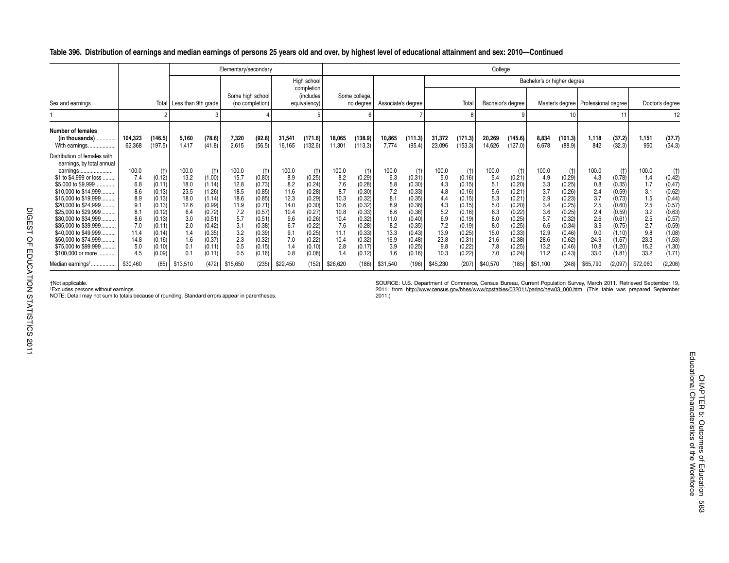# Table 396. Distribution of earnings and median earnings of persons 25 years old and over, by highest level of educational attainment and sex: 2010—Continued

| Sex and earnings | Total | | Elementary/secondary: Less than 9th grade | | Elementary/secondary: Some high school (no completion) | | Elementary/secondary: High school completion (includes equivalency) | | College: Some college, no degree | | College: Associate's degree | | College: Bachelor's or higher degree: Total | | Bachelor's or higher degree: Bachelor's degree | | Bachelor's or higher degree: Master's degree | | Bachelor's or higher degree: Professional degree | | Bachelor's or higher degree: Doctor's degree | |
|---|---|---|---|---|---|---|---|---|---|---|---|---|---|---|---|---|---|---|---|---|---|---|
| 1 | 2 | | 3 | | 4 | | 5 | | 6 | | 7 | | 8 | | 9 | | 10 | | 11 | | 12 | |
| **Number of females (in thousands)** | **104,323** | **(146.5)** | **5,160** | **(78.6)** | **7,320** | **(92.8)** | **31,541** | **(171.6)** | **18,065** | **(138.9)** | **10,865** | **(111.3)** | **31,372** | **(171.3)** | **20,269** | **(145.6)** | **8,834** | **(101.3)** | **1,118** | **(37.2)** | **1,151** | **(37.7)** |
| With earnings | 62,368 | (197.5) | 1,417 | (41.8) | 2,615 | (56.5) | 16,165 | (132.6) | 11,301 | (113.3) | 7,774 | (95.4) | 23,096 | (153.3) | 14,626 | (127.0) | 6,678 | (88.9) | 842 | (32.3) | 950 | (34.3) |
| Distribution of females with earnings, by total annual earnings | 100.0 | (†) | 100.0 | (†) | 100.0 | (†) | 100.0 | (†) | 100.0 | (†) | 100.0 | (†) | 100.0 | (†) | 100.0 | (†) | 100.0 | (†) | 100.0 | (†) | 100.0 | (†) |
| $1 to $4,999 or loss | 7.4 | (0.12) | 13.2 | (1.00) | 15.7 | (0.80) | 8.9 | (0.25) | 8.2 | (0.29) | 6.3 | (0.31) | 5.0 | (0.16) | 5.4 | (0.21) | 4.9 | (0.29) | 4.3 | (0.78) | 1.4 | (0.42) |
| $5,000 to $9,999 | 6.8 | (0.11) | 18.0 | (1.14) | 12.8 | (0.73) | 8.2 | (0.24) | 7.6 | (0.28) | 5.8 | (0.30) | 4.3 | (0.15) | 5.1 | (0.20) | 3.3 | (0.25) | 0.8 | (0.35) | 1.7 | (0.47) |
| $10,000 to $14,999 | 8.6 | (0.13) | 23.5 | (1.26) | 18.5 | (0.85) | 11.6 | (0.28) | 8.7 | (0.30) | 7.2 | (0.33) | 4.8 | (0.16) | 5.6 | (0.21) | 3.7 | (0.26) | 2.4 | (0.59) | 3.1 | (0.62) |
| $15,000 to $19,999 | 8.9 | (0.13) | 18.0 | (1.14) | 18.6 | (0.85) | 12.3 | (0.29) | 10.3 | (0.32) | 8.1 | (0.35) | 4.4 | (0.15) | 5.3 | (0.21) | 2.9 | (0.23) | 3.7 | (0.73) | 1.5 | (0.44) |
| $20,000 to $24,999 | 9.1 | (0.13) | 12.6 | (0.99) | 11.9 | (0.71) | 14.0 | (0.30) | 10.6 | (0.32) | 8.9 | (0.36) | 4.3 | (0.15) | 5.0 | (0.20) | 3.4 | (0.25) | 2.5 | (0.60) | 2.5 | (0.57) |
| $25,000 to $29,999 | 8.1 | (0.12) | 6.4 | (0.72) | 7.2 | (0.57) | 10.4 | (0.27) | 10.8 | (0.33) | 8.6 | (0.36) | 5.2 | (0.16) | 6.3 | (0.22) | 3.6 | (0.25) | 2.4 | (0.59) | 3.2 | (0.63) |
| $30,000 to $34,999 | 8.6 | (0.13) | 3.0 | (0.51) | 5.7 | (0.51) | 9.6 | (0.26) | 10.4 | (0.32) | 11.0 | (0.40) | 6.9 | (0.19) | 8.0 | (0.25) | 5.7 | (0.32) | 2.6 | (0.61) | 2.5 | (0.57) |
| $35,000 to $39,999 | 7.0 | (0.11) | 2.0 | (0.42) | 3.1 | (0.38) | 6.7 | (0.22) | 7.6 | (0.28) | 8.2 | (0.35) | 7.2 | (0.19) | 8.0 | (0.25) | 6.6 | (0.34) | 3.9 | (0.75) | 2.7 | (0.59) |
| $40,000 to $49,999 | 11.4 | (0.14) | 1.4 | (0.35) | 3.2 | (0.39) | 9.1 | (0.25) | 11.1 | (0.33) | 13.3 | (0.43) | 13.9 | (0.25) | 15.0 | (0.33) | 12.9 | (0.46) | 9.0 | (1.10) | 9.8 | (1.08) |
| $50,000 to $74,999 | 14.8 | (0.16) | 1.6 | (0.37) | 2.3 | (0.32) | 7.0 | (0.22) | 10.4 | (0.32) | 16.9 | (0.48) | 23.8 | (0.31) | 21.6 | (0.38) | 28.6 | (0.62) | 24.9 | (1.67) | 23.3 | (1.53) |
| $75,000 to $99,999 | 5.0 | (0.10) | 0.1 | (0.11) | 0.5 | (0.15) | 1.4 | (0.10) | 2.8 | (0.17) | 3.9 | (0.25) | 9.8 | (0.22) | 7.8 | (0.25) | 13.2 | (0.46) | 10.8 | (1.20) | 15.2 | (1.30) |
| $100,000 or more | 4.5 | (0.09) | 0.1 | (0.11) | 0.5 | (0.16) | 0.8 | (0.08) | 1.4 | (0.12) | 1.6 | (0.16) | 10.3 | (0.22) | 7.0 | (0.24) | 11.2 | (0.43) | 33.0 | (1.81) | 33.2 | (1.71) |
| Median earnings[1] | $30,460 | (85) | $13,510 | (472) | $15,650 | (235) | $22,450 | (152) | $26,620 | (188) | $31,540 | (196) | $45,230 | (207) | $40,570 | (185) | $51,100 | (248) | $65,790 | (2,097) | $72,060 | (2,206) |

†Not applicable.
[1]Excludes persons without earnings.
NOTE: Detail may not sum to totals because of rounding. Standard errors appear in parentheses.

SOURCE: U.S. Department of Commerce, Census Bureau, Current Population Survey, March 2011. Retrieved September 19, 2011, from http://www.census.gov/hhes/www/cpstables/032011/perinc/new03_000.htm. (This table was prepared September 2011.)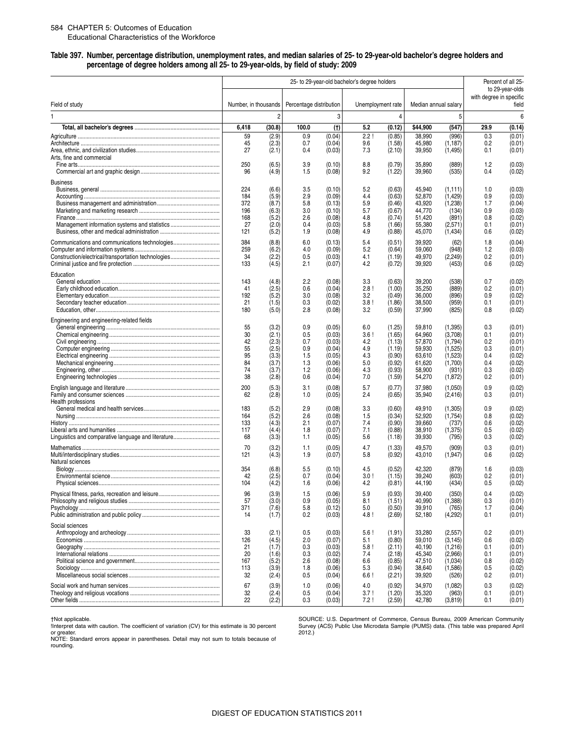**Table 397. Number, percentage distribution, unemployment rates, and median salaries of 25- to 29-year-old bachelor's degree holders and percentage of degree holders among all 25- to 29-year-olds, by field of study: 2009**

| Field of study | 25- to 29-year-old bachelor's degree holders | | | | | | | | Percent of all 25- to 29-year-olds with degree in specific field | |
|---|---|---|---|---|---|---|---|---|---|---|
| | Number, in thousands | | Percentage distribution | | Unemployment rate | | Median annual salary | | | |
| 1 | | 2 | | 3 | | 4 | | 5 | | 6 |
| **Total, all bachelor's degrees** | **6,418** | **(30.8)** | **100.0** | **(†)** | **5.2** | **(0.12)** | **$44,900** | **(547)** | **29.9** | **(0.14)** |
| Agriculture | 59 | (2.9) | 0.9 | (0.04) | 2.2 ! | (0.85) | 38,990 | (996) | 0.3 | (0.01) |
| Architecture | 45 | (2.3) | 0.7 | (0.04) | 9.6 | (1.58) | 45,980 | (1,187) | 0.2 | (0.01) |
| Area, ethnic, and civilization studies | 27 | (2.1) | 0.4 | (0.03) | 7.3 | (2.10) | 39,950 | (1,495) | 0.1 | (0.01) |
| Arts, fine and commercial | | | | | | | | | | |
| Fine arts | 250 | (6.5) | 3.9 | (0.10) | 8.8 | (0.79) | 35,890 | (889) | 1.2 | (0.03) |
| Commercial art and graphic design | 96 | (4.9) | 1.5 | (0.08) | 9.2 | (1.22) | 39,960 | (535) | 0.4 | (0.02) |
| Business | | | | | | | | | | |
| Business, general | 224 | (6.6) | 3.5 | (0.10) | 5.2 | (0.63) | 45,940 | (1,111) | 1.0 | (0.03) |
| Accounting | 184 | (5.9) | 2.9 | (0.09) | 4.4 | (0.63) | 52,870 | (1,429) | 0.9 | (0.03) |
| Business management and administration | 372 | (8.7) | 5.8 | (0.13) | 5.9 | (0.46) | 43,920 | (1,238) | 1.7 | (0.04) |
| Marketing and marketing research | 196 | (6.3) | 3.0 | (0.10) | 5.7 | (0.67) | 44,770 | (134) | 0.9 | (0.03) |
| Finance | 168 | (5.2) | 2.6 | (0.08) | 4.8 | (0.74) | 51,420 | (891) | 0.8 | (0.02) |
| Management information systems and statistics | 27 | (2.0) | 0.4 | (0.03) | 5.8 | (1.66) | 55,380 | (2,571) | 0.1 | (0.01) |
| Business, other and medical administration | 121 | (5.2) | 1.9 | (0.08) | 4.9 | (0.88) | 45,070 | (1,434) | 0.6 | (0.02) |
| Communications and communications technologies | 384 | (8.8) | 6.0 | (0.13) | 5.4 | (0.51) | 39,920 | (62) | 1.8 | (0.04) |
| Computer and information systems | 259 | (6.2) | 4.0 | (0.09) | 5.2 | (0.64) | 59,060 | (948) | 1.2 | (0.03) |
| Construction/electrical/transportation technologies | 34 | (2.2) | 0.5 | (0.03) | 4.1 | (1.19) | 49,970 | (2,249) | 0.2 | (0.01) |
| Criminal justice and fire protection | 133 | (4.5) | 2.1 | (0.07) | 4.2 | (0.72) | 39,920 | (453) | 0.6 | (0.02) |
| Education | | | | | | | | | | |
| General education | 143 | (4.8) | 2.2 | (0.08) | 3.3 | (0.63) | 39,200 | (538) | 0.7 | (0.02) |
| Early childhood education | 41 | (2.5) | 0.6 | (0.04) | 2.8 ! | (1.00) | 35,250 | (889) | 0.2 | (0.01) |
| Elementary education | 192 | (5.2) | 3.0 | (0.08) | 3.2 | (0.49) | 36,000 | (896) | 0.9 | (0.02) |
| Secondary teacher education | 21 | (1.5) | 0.3 | (0.02) | 3.8 ! | (1.86) | 38,500 | (959) | 0.1 | (0.01) |
| Education, other | 180 | (5.0) | 2.8 | (0.08) | 3.2 | (0.59) | 37,990 | (825) | 0.8 | (0.02) |
| Engineering and engineering-related fields | | | | | | | | | | |
| General engineering | 55 | (3.2) | 0.9 | (0.05) | 6.0 | (1.25) | 59,810 | (1,395) | 0.3 | (0.01) |
| Chemical engineering | 30 | (2.1) | 0.5 | (0.03) | 3.6 ! | (1.65) | 64,960 | (3,708) | 0.1 | (0.01) |
| Civil engineering | 42 | (2.3) | 0.7 | (0.03) | 4.2 | (1.13) | 57,870 | (1,794) | 0.2 | (0.01) |
| Computer engineering | 55 | (2.5) | 0.9 | (0.04) | 4.9 | (1.19) | 59,930 | (1,525) | 0.3 | (0.01) |
| Electrical engineering | 95 | (3.3) | 1.5 | (0.05) | 4.3 | (0.90) | 63,610 | (1,523) | 0.4 | (0.02) |
| Mechanical engineering | 84 | (3.7) | 1.3 | (0.06) | 5.0 | (0.92) | 61,620 | (1,700) | 0.4 | (0.02) |
| Engineering, other | 74 | (3.7) | 1.2 | (0.06) | 4.3 | (0.93) | 58,900 | (931) | 0.3 | (0.02) |
| Engineering technologies | 38 | (2.8) | 0.6 | (0.04) | 7.0 | (1.59) | 54,270 | (1,872) | 0.2 | (0.01) |
| English language and literature | 200 | (5.3) | 3.1 | (0.08) | 5.7 | (0.77) | 37,980 | (1,050) | 0.9 | (0.02) |
| Family and consumer sciences | 62 | (2.8) | 1.0 | (0.05) | 2.4 | (0.65) | 35,940 | (2,416) | 0.3 | (0.01) |
| Health professions | | | | | | | | | | |
| General medical and health services | 183 | (5.2) | 2.9 | (0.08) | 3.3 | (0.60) | 49,910 | (1,305) | 0.9 | (0.02) |
| Nursing | 164 | (5.2) | 2.6 | (0.08) | 1.5 | (0.34) | 52,920 | (1,754) | 0.8 | (0.02) |
| History | 133 | (4.3) | 2.1 | (0.07) | 7.4 | (0.90) | 39,660 | (737) | 0.6 | (0.02) |
| Liberal arts and humanities | 117 | (4.4) | 1.8 | (0.07) | 7.1 | (0.88) | 38,910 | (1,375) | 0.5 | (0.02) |
| Linguistics and comparative language and literature | 68 | (3.3) | 1.1 | (0.05) | 5.6 | (1.18) | 39,930 | (795) | 0.3 | (0.02) |
| Mathematics | 70 | (3.2) | 1.1 | (0.05) | 4.7 | (1.33) | 49,570 | (909) | 0.3 | (0.01) |
| Multi/interdisciplinary studies | 121 | (4.3) | 1.9 | (0.07) | 5.8 | (0.92) | 43,010 | (1,947) | 0.6 | (0.02) |
| Natural sciences | | | | | | | | | | |
| Biology | 354 | (6.8) | 5.5 | (0.10) | 4.5 | (0.52) | 42,320 | (879) | 1.6 | (0.03) |
| Environmental science | 42 | (2.5) | 0.7 | (0.04) | 3.0 ! | (1.15) | 39,240 | (603) | 0.2 | (0.01) |
| Physical sciences | 104 | (4.2) | 1.6 | (0.06) | 4.2 | (0.81) | 44,190 | (434) | 0.5 | (0.02) |
| Physical fitness, parks, recreation and leisure | 96 | (3.9) | 1.5 | (0.06) | 5.9 | (0.93) | 39,400 | (350) | 0.4 | (0.02) |
| Philosophy and religious studies | 57 | (3.0) | 0.9 | (0.05) | 8.1 | (1.51) | 40,990 | (1,388) | 0.3 | (0.01) |
| Psychology | 371 | (7.6) | 5.8 | (0.12) | 5.0 | (0.50) | 39,910 | (765) | 1.7 | (0.04) |
| Public administration and public policy | 14 | (1.7) | 0.2 | (0.03) | 4.8 ! | (2.69) | 52,180 | (4,292) | 0.1 | (0.01) |
| Social sciences | | | | | | | | | | |
| Anthropology and archeology | 33 | (2.1) | 0.5 | (0.03) | 5.6 ! | (1.91) | 33,280 | (2,557) | 0.2 | (0.01) |
| Economics | 126 | (4.5) | 2.0 | (0.07) | 5.1 | (0.80) | 59,010 | (3,145) | 0.6 | (0.02) |
| Geography | 21 | (1.7) | 0.3 | (0.03) | 5.8 ! | (2.11) | 40,190 | (1,216) | 0.1 | (0.01) |
| International relations | 20 | (1.6) | 0.3 | (0.02) | 7.4 | (2.18) | 45,340 | (2,966) | 0.1 | (0.01) |
| Political science and government | 167 | (5.2) | 2.6 | (0.08) | 6.6 | (0.85) | 47,510 | (1,034) | 0.8 | (0.02) |
| Sociology | 113 | (3.9) | 1.8 | (0.06) | 5.3 | (0.94) | 38,640 | (1,586) | 0.5 | (0.02) |
| Miscellaneous social sciences | 32 | (2.4) | 0.5 | (0.04) | 6.6 ! | (2.21) | 39,920 | (526) | 0.2 | (0.01) |
| Social work and human services | 67 | (3.9) | 1.0 | (0.06) | 4.0 | (0.92) | 34,970 | (1,082) | 0.3 | (0.02) |
| Theology and religious vocations | 32 | (2.4) | 0.5 | (0.04) | 3.7 ! | (1.20) | 35,320 | (963) | 0.1 | (0.01) |
| Other fields | 22 | (2.2) | 0.3 | (0.03) | 7.2 ! | (2.59) | 42,780 | (3,819) | 0.1 | (0.01) |

†Not applicable.
!Interpret data with caution. The coefficient of variation (CV) for this estimate is 30 percent or greater.
NOTE: Standard errors appear in parentheses. Detail may not sum to totals because of rounding.
SOURCE: U.S. Department of Commerce, Census Bureau, 2009 American Community Survey (ACS) Public Use Microdata Sample (PUMS) data. (This table was prepared April 2012.)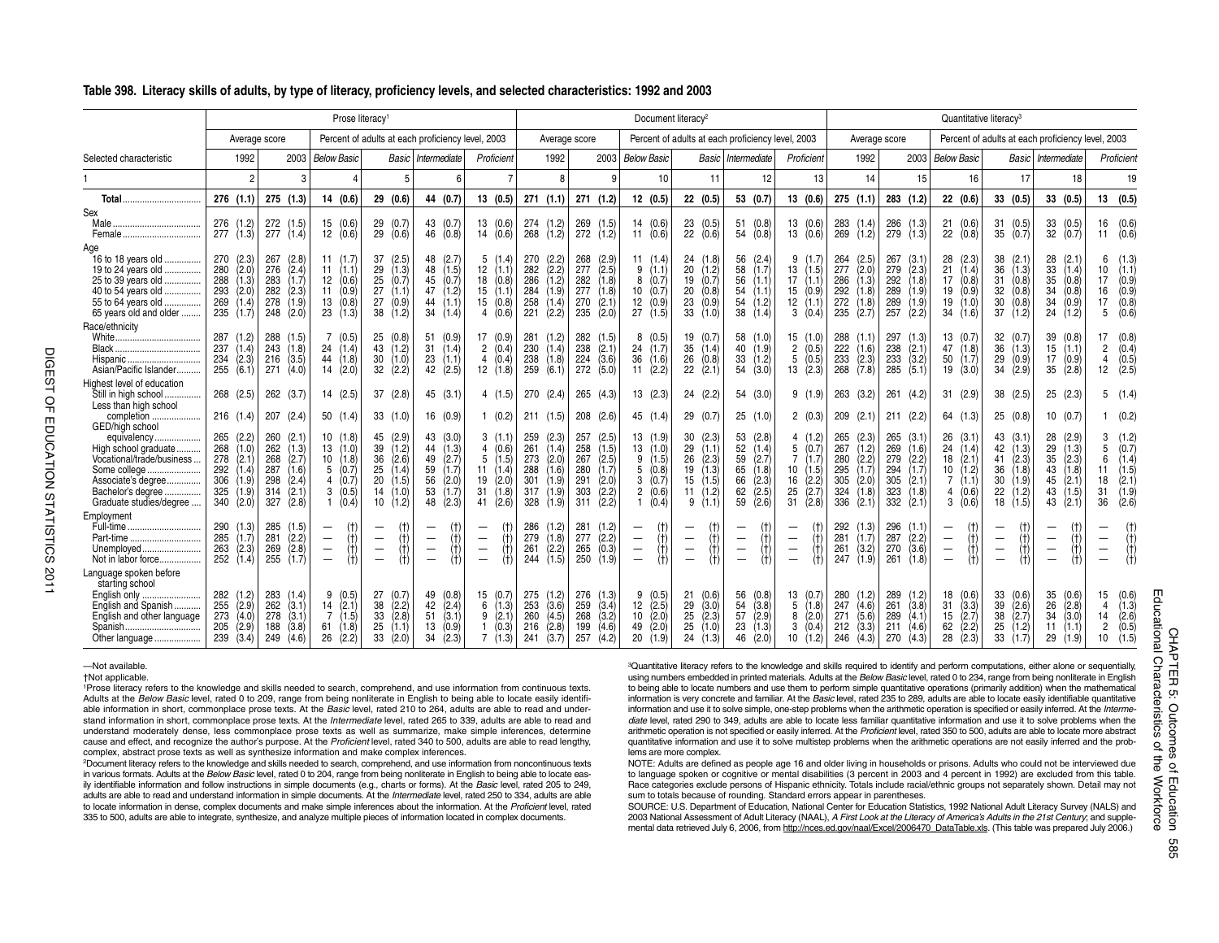## Table 398. Literacy skills of adults, by type of literacy, proficiency levels, and selected characteristics: 1992 and 2003

| Selected characteristic | Prose literacy[1] | | | | | | Document literacy[2] | | | | | | Quantitative literacy[3] | | | | | |
|---|---|---|---|---|---|---|---|---|---|---|---|---|---|---|---|---|---|---|
| | Average score | | Percent of adults at each proficiency level, 2003 | | | | Average score | | Percent of adults at each proficiency level, 2003 | | | | Average score | | Percent of adults at each proficiency level, 2003 | | | |
| | 1992 | 2003 | Below Basic | Basic | Intermediate | Proficient | 1992 | 2003 | Below Basic | Basic | Intermediate | Proficient | 1992 | 2003 | Below Basic | Basic | Intermediate | Proficient |
| 1 | 2 | 3 | 4 | 5 | 6 | 7 | 8 | 9 | 10 | 11 | 12 | 13 | 14 | 15 | 16 | 17 | 18 | 19 |
| **Total** | **276 (1.1)** | **275 (1.3)** | **14 (0.6)** | **29 (0.6)** | **44 (0.7)** | **13 (0.5)** | **271 (1.1)** | **271 (1.2)** | **12 (0.5)** | **22 (0.5)** | **53 (0.7)** | **13 (0.6)** | **275 (1.1)** | **283 (1.2)** | **22 (0.6)** | **33 (0.5)** | **33 (0.5)** | **13 (0.5)** |
| Sex | | | | | | | | | | | | | | | | | | |
| Male | 276 (1.2) | 272 (1.5) | 15 (0.6) | 29 (0.7) | 43 (0.7) | 13 (0.6) | 274 (1.2) | 269 (1.5) | 14 (0.6) | 23 (0.5) | 51 (0.8) | 13 (0.6) | 283 (1.4) | 286 (1.3) | 21 (0.6) | 31 (0.5) | 33 (0.5) | 16 (0.6) |
| Female | 277 (1.3) | 277 (1.4) | 12 (0.6) | 29 (0.6) | 46 (0.8) | 14 (0.6) | 268 (1.2) | 272 (1.2) | 11 (0.6) | 22 (0.6) | 54 (0.8) | 13 (0.6) | 269 (1.2) | 279 (1.3) | 22 (0.8) | 35 (0.7) | 32 (0.7) | 11 (0.6) |
| Age | | | | | | | | | | | | | | | | | | |
| 16 to 18 years old | 270 (2.3) | 267 (2.8) | 11 (1.7) | 37 (2.5) | 48 (2.7) | 5 (1.4) | 270 (2.2) | 268 (2.9) | 11 (1.4) | 24 (1.8) | 56 (2.4) | 9 (1.7) | 264 (2.5) | 267 (3.1) | 28 (2.3) | 38 (2.1) | 28 (2.1) | 6 (1.3) |
| 19 to 24 years old | 280 (2.0) | 276 (2.4) | 11 (1.1) | 29 (1.3) | 48 (1.5) | 12 (1.1) | 282 (2.2) | 277 (2.5) | 9 (1.1) | 20 (1.2) | 58 (1.7) | 13 (1.5) | 277 (2.0) | 279 (2.3) | 21 (1.4) | 36 (1.3) | 33 (1.4) | 10 (1.1) |
| 25 to 39 years old | 288 (1.3) | 283 (1.7) | 12 (0.6) | 25 (0.7) | 45 (0.7) | 18 (0.8) | 286 (1.2) | 282 (1.8) | 8 (0.7) | 19 (0.7) | 56 (1.1) | 17 (1.1) | 286 (1.3) | 292 (1.8) | 17 (0.8) | 31 (0.8) | 35 (0.8) | 17 (0.9) |
| 40 to 54 years old | 293 (2.0) | 282 (2.3) | 11 (0.9) | 27 (1.1) | 47 (1.2) | 15 (1.1) | 284 (1.9) | 277 (1.8) | 10 (0.7) | 20 (0.8) | 54 (1.1) | 15 (0.9) | 292 (1.8) | 289 (1.9) | 19 (0.9) | 32 (0.8) | 34 (0.8) | 16 (0.9) |
| 55 to 64 years old | 269 (1.4) | 278 (1.9) | 13 (0.8) | 27 (0.9) | 44 (1.1) | 15 (0.8) | 258 (1.4) | 270 (2.1) | 12 (0.9) | 23 (0.9) | 54 (1.2) | 12 (1.1) | 272 (1.8) | 289 (1.9) | 19 (1.0) | 30 (0.8) | 34 (0.9) | 17 (0.8) |
| 65 years old and older | 235 (1.7) | 248 (2.0) | 23 (1.3) | 38 (1.2) | 34 (1.4) | 4 (0.6) | 221 (2.2) | 235 (2.0) | 27 (1.5) | 33 (1.0) | 38 (1.4) | 3 (0.4) | 235 (2.7) | 257 (2.2) | 34 (1.6) | 37 (1.2) | 24 (1.2) | 5 (0.6) |
| Race/ethnicity | | | | | | | | | | | | | | | | | | |
| White | 287 (1.2) | 288 (1.5) | 7 (0.5) | 25 (0.8) | 51 (0.9) | 17 (0.9) | 281 (1.2) | 282 (1.5) | 8 (0.5) | 19 (0.7) | 58 (1.0) | 15 (1.0) | 288 (1.1) | 297 (1.3) | 13 (0.7) | 32 (0.7) | 39 (0.8) | 17 (0.8) |
| Black | 237 (1.4) | 243 (1.8) | 24 (1.4) | 43 (1.2) | 31 (1.4) | 2 (0.4) | 230 (1.4) | 238 (2.1) | 24 (1.7) | 35 (1.4) | 40 (1.9) | 2 (0.5) | 222 (1.6) | 238 (2.1) | 47 (1.8) | 36 (1.3) | 15 (1.1) | 2 (0.4) |
| Hispanic | 234 (2.3) | 216 (3.5) | 44 (1.8) | 30 (1.0) | 23 (1.1) | 4 (0.4) | 238 (1.8) | 224 (3.6) | 36 (1.6) | 26 (0.8) | 33 (1.2) | 5 (0.5) | 233 (2.3) | 233 (3.2) | 50 (1.7) | 29 (0.9) | 17 (0.9) | 4 (0.5) |
| Asian/Pacific Islander | 255 (6.1) | 271 (4.0) | 14 (2.0) | 32 (2.2) | 42 (2.5) | 12 (1.8) | 259 (6.1) | 272 (5.0) | 11 (2.2) | 22 (2.1) | 54 (3.0) | 13 (2.3) | 268 (7.8) | 285 (5.1) | 19 (3.0) | 34 (2.9) | 35 (2.8) | 12 (2.5) |
| Highest level of education | | | | | | | | | | | | | | | | | | |
| Still in high school | 268 (2.5) | 262 (3.7) | 14 (2.5) | 37 (2.8) | 45 (3.1) | 4 (1.5) | 270 (2.4) | 265 (4.3) | 13 (2.3) | 24 (2.2) | 54 (3.0) | 9 (1.9) | 263 (3.2) | 261 (4.2) | 31 (2.9) | 38 (2.5) | 25 (2.3) | 5 (1.4) |
| Less than high school completion | 216 (1.4) | 207 (2.4) | 50 (1.4) | 33 (1.0) | 16 (0.9) | 1 (0.2) | 211 (1.5) | 208 (2.6) | 45 (1.4) | 29 (0.7) | 25 (1.0) | 2 (0.3) | 209 (2.1) | 211 (2.2) | 64 (1.3) | 25 (0.8) | 10 (0.7) | 1 (0.2) |
| GED/high school equivalency | 265 (2.2) | 260 (2.1) | 10 (1.8) | 45 (2.9) | 43 (3.0) | 3 (1.1) | 259 (2.3) | 257 (2.5) | 13 (1.9) | 30 (2.3) | 53 (2.8) | 4 (1.2) | 265 (2.3) | 265 (3.1) | 26 (3.1) | 43 (3.1) | 28 (2.9) | 3 (1.2) |
| High school graduate | 268 (1.0) | 262 (1.3) | 13 (1.0) | 39 (1.2) | 44 (1.3) | 4 (0.6) | 261 (1.4) | 258 (1.5) | 13 (1.0) | 29 (1.1) | 52 (1.4) | 5 (0.7) | 267 (1.2) | 269 (1.6) | 24 (1.4) | 42 (1.3) | 29 (1.3) | 5 (0.7) |
| Vocational/trade/business | 278 (2.1) | 268 (2.7) | 10 (1.8) | 36 (2.6) | 49 (2.7) | 5 (1.5) | 273 (2.0) | 267 (2.5) | 9 (1.5) | 26 (2.3) | 59 (2.7) | 7 (1.7) | 280 (2.2) | 279 (2.2) | 18 (2.1) | 41 (2.3) | 35 (2.3) | 6 (1.4) |
| Some college | 292 (1.4) | 287 (1.6) | 5 (0.7) | 25 (1.4) | 59 (1.7) | 11 (1.4) | 288 (1.6) | 280 (1.7) | 5 (0.8) | 19 (1.3) | 65 (1.8) | 10 (1.5) | 295 (1.7) | 294 (1.7) | 10 (1.2) | 36 (1.8) | 43 (1.8) | 11 (1.5) |
| Associate's degree | 306 (1.9) | 298 (2.4) | 4 (0.7) | 20 (1.5) | 56 (2.0) | 19 (2.0) | 301 (1.9) | 291 (2.0) | 3 (0.7) | 15 (1.5) | 66 (2.3) | 16 (2.2) | 305 (2.0) | 305 (2.1) | 7 (1.1) | 30 (1.9) | 45 (2.1) | 18 (2.1) |
| Bachelor's degree | 325 (1.9) | 314 (2.1) | 3 (0.5) | 14 (1.0) | 53 (1.7) | 31 (1.8) | 317 (1.9) | 303 (2.2) | 2 (0.6) | 11 (1.2) | 62 (2.5) | 25 (2.7) | 324 (1.8) | 323 (1.8) | 4 (0.6) | 22 (1.2) | 43 (1.5) | 31 (1.9) |
| Graduate studies/degree | 340 (2.0) | 327 (2.8) | 1 (0.4) | 10 (1.2) | 48 (2.3) | 41 (2.6) | 328 (1.9) | 311 (2.2) | 1 (0.4) | 9 (1.1) | 59 (2.6) | 31 (2.8) | 336 (2.1) | 332 (2.1) | 3 (0.6) | 18 (1.5) | 43 (2.1) | 36 (2.6) |
| Employment | | | | | | | | | | | | | | | | | | |
| Full-time | 290 (1.3) | 285 (1.5) | — (†) | — (†) | — (†) | — (†) | 286 (1.2) | 281 (1.2) | — (†) | — (†) | — (†) | — (†) | 292 (1.3) | 296 (1.1) | — (†) | — (†) | — (†) | — (†) |
| Part-time | 285 (1.7) | 281 (2.2) | — (†) | — (†) | — (†) | — (†) | 279 (1.8) | 277 (2.2) | — (†) | — (†) | — (†) | — (†) | 281 (1.7) | 287 (2.2) | — (†) | — (†) | — (†) | — (†) |
| Unemployed | 263 (2.3) | 269 (2.8) | — (†) | — (†) | — (†) | — (†) | 261 (2.2) | 265 (0.3) | — (†) | — (†) | — (†) | — (†) | 261 (3.2) | 270 (3.6) | — (†) | — (†) | — (†) | — (†) |
| Not in labor force | 252 (1.4) | 255 (1.7) | — (†) | — (†) | — (†) | — (†) | 244 (1.5) | 250 (1.9) | — (†) | — (†) | — (†) | — (†) | 247 (1.9) | 261 (1.8) | — (†) | — (†) | — (†) | — (†) |
| Language spoken before starting school | | | | | | | | | | | | | | | | | | |
| English only | 282 (1.2) | 283 (1.4) | 9 (0.5) | 27 (0.7) | 49 (0.8) | 15 (0.7) | 275 (1.2) | 276 (1.3) | 9 (0.5) | 21 (0.6) | 56 (0.8) | 13 (0.7) | 280 (1.2) | 289 (1.2) | 18 (0.6) | 33 (0.6) | 35 (0.6) | 15 (0.6) |
| English and Spanish | 255 (2.9) | 262 (3.1) | 14 (2.1) | 38 (2.2) | 42 (2.4) | 6 (1.3) | 253 (3.6) | 259 (3.4) | 12 (2.5) | 29 (3.0) | 54 (3.8) | 5 (1.8) | 247 (4.6) | 261 (3.8) | 31 (3.3) | 39 (2.6) | 26 (2.8) | 4 (1.3) |
| English and other language | 273 (4.0) | 278 (3.1) | 7 (1.5) | 33 (2.8) | 51 (3.1) | 9 (2.1) | 260 (4.5) | 268 (3.2) | 10 (2.0) | 25 (2.3) | 57 (2.9) | 8 (2.0) | 271 (5.6) | 289 (4.1) | 15 (2.7) | 38 (2.7) | 34 (3.0) | 14 (2.6) |
| Spanish | 205 (2.9) | 188 (3.8) | 61 (1.8) | 25 (1.1) | 13 (0.9) | 1 (0.3) | 216 (2.8) | 199 (4.6) | 49 (2.0) | 25 (1.0) | 23 (1.3) | 3 (0.4) | 212 (3.3) | 211 (4.6) | 62 (2.2) | 25 (1.2) | 11 (1.1) | 2 (0.5) |
| Other language | 239 (3.4) | 249 (4.6) | 26 (2.2) | 33 (2.0) | 34 (2.3) | 7 (1.3) | 241 (3.7) | 257 (4.2) | 20 (1.9) | 24 (1.3) | 46 (2.0) | 10 (1.2) | 246 (4.3) | 270 (4.3) | 28 (2.3) | 33 (1.7) | 29 (1.9) | 10 (1.5) |

—Not available.

†Not applicable.

[1]Prose literacy refers to the knowledge and skills needed to search, comprehend, and use information from continuous texts. Adults at the *Below Basic* level, rated 0 to 209, range from being nonliterate in English to being able to locate easily identifiable information in short, commonplace prose texts. At the *Basic* level, rated 210 to 264, adults are able to read and understand information in short, commonplace prose texts. At the *Intermediate* level, rated 265 to 339, adults are able to read and understand moderately dense, less commonplace prose texts as well as summarize, make simple inferences, determine cause and effect, and recognize the author's purpose. At the *Proficient* level, rated 340 to 500, adults are able to read lengthy, complex, abstract prose texts as well as synthesize information and make complex inferences.

[2]Document literacy refers to the knowledge and skills needed to search, comprehend, and use information from noncontinuous texts in various formats. Adults at the *Below Basic* level, rated 0 to 204, range from being nonliterate in English to being able to locate easily identifiable information and follow instructions in simple documents (e.g., charts or forms). At the *Basic* level, rated 205 to 249, adults are able to read and understand information in simple documents. At the *Intermediate* level, rated 250 to 334, adults are able to locate information in dense, complex documents and make simple inferences about the information. At the *Proficient* level, rated 335 to 500, adults are able to integrate, synthesize, and analyze multiple pieces of information located in complex documents.

[3]Quantitative literacy refers to the knowledge and skills required to identify and perform computations, either alone or sequentially, using numbers embedded in printed materials. Adults at the *Below Basic* level, rated 0 to 234, range from being nonliterate in English to being able to locate numbers and use them to perform simple quantitative operations (primarily addition) when the mathematical information is very concrete and familiar. At the *Basic* level, rated 235 to 289, adults are able to locate easily identifiable quantitative information and use it to solve simple, one-step problems when the arithmetic operation is specified or easily inferred. At the *Intermediate* level, rated 290 to 349, adults are able to locate less familiar quantitative information and use it to solve problems when the arithmetic operation is not specified or easily inferred. At the *Proficient* level, rated 350 to 500, adults are able to locate more abstract quantitative information and use it to solve multistep problems when the arithmetic operations are not easily inferred and the problems are more complex.

NOTE: Adults are defined as people age 16 and older living in households or prisons. Adults who could not be interviewed due to language spoken or cognitive or mental disabilities (3 percent in 2003 and 4 percent in 1992) are excluded from this table. Race categories exclude persons of Hispanic ethnicity. Totals include racial/ethnic groups not separately shown. Detail may not sum to totals because of rounding. Standard errors appear in parentheses.

SOURCE: U.S. Department of Education, National Center for Education Statistics, 1992 National Adult Literacy Survey (NALS) and 2003 National Assessment of Adult Literacy (NAAL), *A First Look at the Literacy of America's Adults in the 21st Century*; and supplemental data retrieved July 6, 2006, from http://nces.ed.gov/naal/Excel/2006470_DataTable.xls. (This table was prepared July 2006.)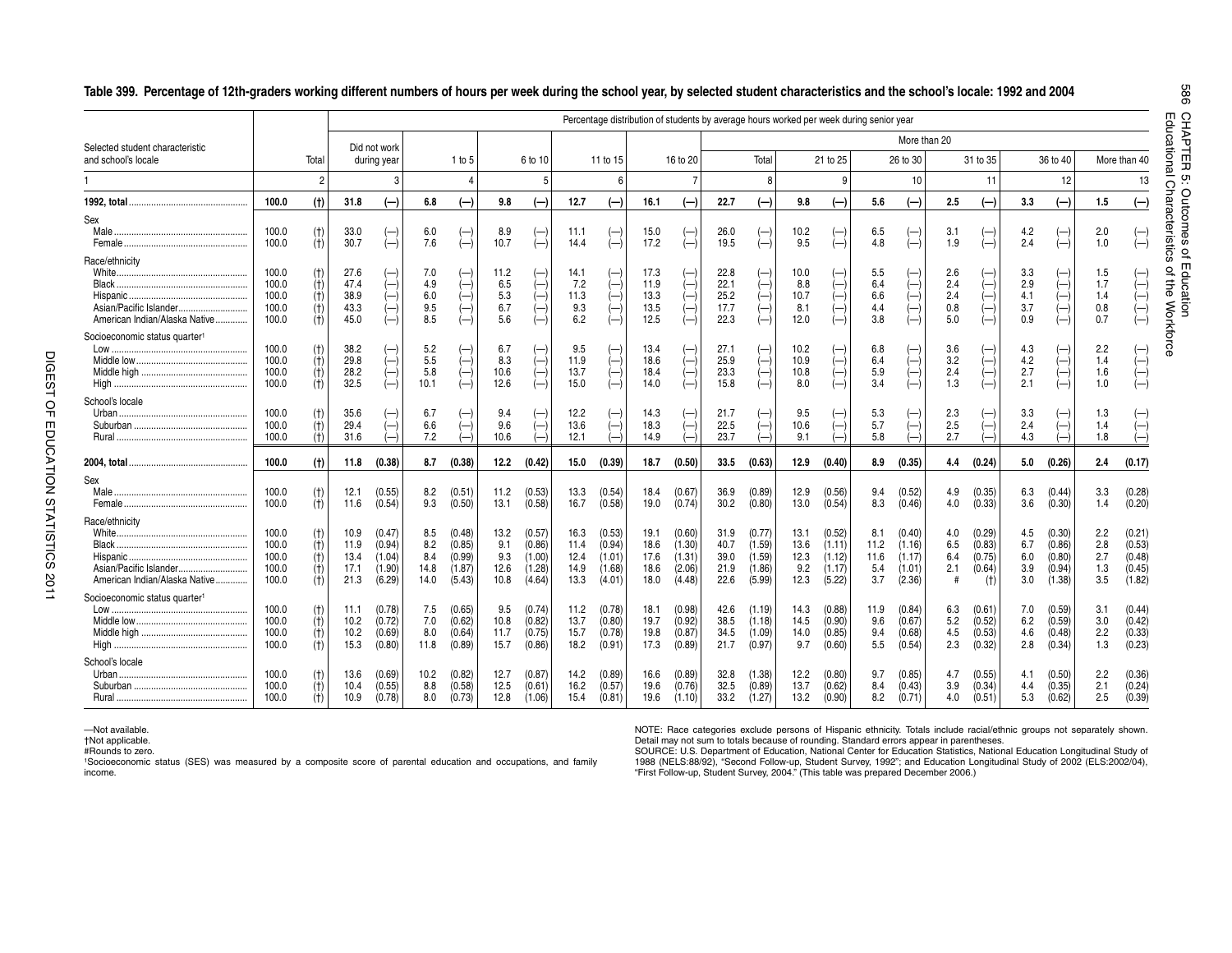## Table 399. Percentage of 12th-graders working different numbers of hours per week during the school year, by selected student characteristics and the school's locale: 1992 and 2004

| Selected student characteristic and school's locale | Total | | Did not work during year | | 1 to 5 | | 6 to 10 | | 11 to 15 | | 16 to 20 | | More than 20: Total | | 21 to 25 | | 26 to 30 | | 31 to 35 | | 36 to 40 | | More than 40 | |
|---|---|---|---|---|---|---|---|---|---|---|---|---|---|---|---|---|---|---|---|---|---|---|---|---|
| 1 | 2 | | 3 | | 4 | | 5 | | 6 | | 7 | | 8 | | 9 | | 10 | | 11 | | 12 | | 13 | |
| **1992, total** | **100.0** | **(†)** | **31.8** | **(—)** | **6.8** | **(—)** | **9.8** | **(—)** | **12.7** | **(—)** | **16.1** | **(—)** | **22.7** | **(—)** | **9.8** | **(—)** | **5.6** | **(—)** | **2.5** | **(—)** | **3.3** | **(—)** | **1.5** | **(—)** |
| Sex | | | | | | | | | | | | | | | | | | | | | | | | |
| Male | 100.0 | (†) | 33.0 | (—) | 6.0 | (—) | 8.9 | (—) | 11.1 | (—) | 15.0 | (—) | 26.0 | (—) | 10.2 | (—) | 6.5 | (—) | 3.1 | (—) | 4.2 | (—) | 2.0 | (—) |
| Female | 100.0 | (†) | 30.7 | (—) | 7.6 | (—) | 10.7 | (—) | 14.4 | (—) | 17.2 | (—) | 19.5 | (—) | 9.5 | (—) | 4.8 | (—) | 1.9 | (—) | 2.4 | (—) | 1.0 | (—) |
| Race/ethnicity | | | | | | | | | | | | | | | | | | | | | | | | |
| White | 100.0 | (†) | 27.6 | (—) | 7.0 | (—) | 11.2 | (—) | 14.1 | (—) | 17.3 | (—) | 22.8 | (—) | 10.0 | (—) | 5.5 | (—) | 2.6 | (—) | 3.3 | (—) | 1.5 | (—) |
| Black | 100.0 | (†) | 47.4 | (—) | 4.9 | (—) | 6.5 | (—) | 7.2 | (—) | 11.9 | (—) | 22.1 | (—) | 8.8 | (—) | 6.4 | (—) | 2.4 | (—) | 2.9 | (—) | 1.7 | (—) |
| Hispanic | 100.0 | (†) | 38.9 | (—) | 6.0 | (—) | 5.3 | (—) | 11.3 | (—) | 13.3 | (—) | 25.2 | (—) | 10.7 | (—) | 6.6 | (—) | 2.4 | (—) | 4.1 | (—) | 1.4 | (—) |
| Asian/Pacific Islander | 100.0 | (†) | 43.3 | (—) | 9.5 | (—) | 6.7 | (—) | 9.3 | (—) | 13.5 | (—) | 17.7 | (—) | 8.1 | (—) | 4.4 | (—) | 0.8 | (—) | 3.7 | (—) | 0.8 | (—) |
| American Indian/Alaska Native | 100.0 | (†) | 45.0 | (—) | 8.5 | (—) | 5.6 | (—) | 6.2 | (—) | 12.5 | (—) | 22.3 | (—) | 12.0 | (—) | 3.8 | (—) | 5.0 | (—) | 0.9 | (—) | 0.7 | (—) |
| Socioeconomic status quarter[1] | | | | | | | | | | | | | | | | | | | | | | | | |
| Low | 100.0 | (†) | 38.2 | (—) | 5.2 | (—) | 6.7 | (—) | 9.5 | (—) | 13.4 | (—) | 27.1 | (—) | 10.2 | (—) | 6.8 | (—) | 3.6 | (—) | 4.3 | (—) | 2.2 | (—) |
| Middle low | 100.0 | (†) | 29.8 | (—) | 5.5 | (—) | 8.3 | (—) | 11.9 | (—) | 18.6 | (—) | 25.9 | (—) | 10.9 | (—) | 6.4 | (—) | 3.2 | (—) | 4.2 | (—) | 1.4 | (—) |
| Middle high | 100.0 | (†) | 28.2 | (—) | 5.8 | (—) | 10.6 | (—) | 13.7 | (—) | 18.4 | (—) | 23.3 | (—) | 10.8 | (—) | 5.9 | (—) | 2.4 | (—) | 2.7 | (—) | 1.6 | (—) |
| High | 100.0 | (†) | 32.5 | (—) | 10.1 | (—) | 12.6 | (—) | 15.0 | (—) | 14.0 | (—) | 15.8 | (—) | 8.0 | (—) | 3.4 | (—) | 1.3 | (—) | 2.1 | (—) | 1.0 | (—) |
| School's locale | | | | | | | | | | | | | | | | | | | | | | | | |
| Urban | 100.0 | (†) | 35.6 | (—) | 6.7 | (—) | 9.4 | (—) | 12.2 | (—) | 14.3 | (—) | 21.7 | (—) | 9.5 | (—) | 5.3 | (—) | 2.3 | (—) | 3.3 | (—) | 1.3 | (—) |
| Suburban | 100.0 | (†) | 29.4 | (—) | 6.6 | (—) | 9.6 | (—) | 13.6 | (—) | 18.3 | (—) | 22.5 | (—) | 10.6 | (—) | 5.7 | (—) | 2.5 | (—) | 2.4 | (—) | 1.4 | (—) |
| Rural | 100.0 | (†) | 31.6 | (—) | 7.2 | (—) | 10.6 | (—) | 12.1 | (—) | 14.9 | (—) | 23.7 | (—) | 9.1 | (—) | 5.8 | (—) | 2.7 | (—) | 4.3 | (—) | 1.8 | (—) |
| **2004, total** | **100.0** | **(†)** | **11.8** | **(0.38)** | **8.7** | **(0.38)** | **12.2** | **(0.42)** | **15.0** | **(0.39)** | **18.7** | **(0.50)** | **33.5** | **(0.63)** | **12.9** | **(0.40)** | **8.9** | **(0.35)** | **4.4** | **(0.24)** | **5.0** | **(0.26)** | **2.4** | **(0.17)** |
| Sex | | | | | | | | | | | | | | | | | | | | | | | | |
| Male | 100.0 | (†) | 12.1 | (0.55) | 8.2 | (0.51) | 11.2 | (0.53) | 13.3 | (0.54) | 18.4 | (0.67) | 36.9 | (0.89) | 12.9 | (0.56) | 9.4 | (0.52) | 4.9 | (0.35) | 6.3 | (0.44) | 3.3 | (0.28) |
| Female | 100.0 | (†) | 11.6 | (0.54) | 9.3 | (0.50) | 13.1 | (0.58) | 16.7 | (0.58) | 19.0 | (0.74) | 30.2 | (0.80) | 13.0 | (0.54) | 8.3 | (0.46) | 4.0 | (0.33) | 3.6 | (0.30) | 1.4 | (0.20) |
| Race/ethnicity | | | | | | | | | | | | | | | | | | | | | | | | |
| White | 100.0 | (†) | 10.9 | (0.47) | 8.5 | (0.48) | 13.2 | (0.57) | 16.3 | (0.53) | 19.1 | (0.60) | 31.9 | (0.77) | 13.1 | (0.52) | 8.1 | (0.40) | 4.0 | (0.29) | 4.5 | (0.30) | 2.2 | (0.21) |
| Black | 100.0 | (†) | 11.9 | (0.94) | 8.2 | (0.85) | 9.1 | (0.86) | 11.4 | (0.94) | 18.6 | (1.30) | 40.7 | (1.59) | 13.6 | (1.11) | 11.2 | (1.16) | 6.5 | (0.83) | 6.7 | (0.86) | 2.8 | (0.53) |
| Hispanic | 100.0 | (†) | 13.4 | (1.04) | 8.4 | (0.99) | 9.3 | (1.00) | 12.4 | (1.01) | 17.6 | (1.31) | 39.0 | (1.59) | 12.3 | (1.12) | 11.6 | (1.17) | 6.4 | (0.75) | 6.0 | (0.80) | 2.7 | (0.48) |
| Asian/Pacific Islander | 100.0 | (†) | 17.1 | (1.90) | 14.8 | (1.87) | 12.6 | (1.28) | 14.9 | (1.68) | 18.6 | (2.06) | 21.9 | (1.86) | 9.2 | (1.17) | 5.4 | (1.01) | 2.1 | (0.64) | 3.9 | (0.94) | 1.3 | (0.45) |
| American Indian/Alaska Native | 100.0 | (†) | 21.3 | (6.29) | 14.0 | (5.43) | 10.8 | (4.64) | 13.3 | (4.01) | 18.0 | (4.48) | 22.6 | (5.99) | 12.3 | (5.22) | 3.7 | (2.36) | # | (†) | 3.0 | (1.38) | 3.5 | (1.82) |
| Socioeconomic status quarter[1] | | | | | | | | | | | | | | | | | | | | | | | | |
| Low | 100.0 | (†) | 11.1 | (0.78) | 7.5 | (0.65) | 9.5 | (0.74) | 11.2 | (0.78) | 18.1 | (0.98) | 42.6 | (1.19) | 14.3 | (0.88) | 11.9 | (0.84) | 6.3 | (0.61) | 7.0 | (0.59) | 3.1 | (0.44) |
| Middle low | 100.0 | (†) | 10.2 | (0.72) | 7.0 | (0.62) | 10.8 | (0.82) | 13.7 | (0.80) | 19.7 | (0.92) | 38.5 | (1.18) | 14.5 | (0.90) | 9.6 | (0.67) | 5.2 | (0.52) | 6.2 | (0.59) | 3.0 | (0.42) |
| Middle high | 100.0 | (†) | 10.2 | (0.69) | 8.0 | (0.64) | 11.7 | (0.75) | 15.7 | (0.78) | 19.8 | (0.87) | 34.5 | (1.09) | 14.0 | (0.85) | 9.4 | (0.68) | 4.5 | (0.53) | 4.6 | (0.48) | 2.2 | (0.33) |
| High | 100.0 | (†) | 15.3 | (0.80) | 11.8 | (0.89) | 15.7 | (0.86) | 18.2 | (0.91) | 17.3 | (0.89) | 21.7 | (0.97) | 9.7 | (0.60) | 5.5 | (0.54) | 2.3 | (0.32) | 2.8 | (0.34) | 1.3 | (0.23) |
| School's locale | | | | | | | | | | | | | | | | | | | | | | | | |
| Urban | 100.0 | (†) | 13.6 | (0.69) | 10.2 | (0.82) | 12.7 | (0.87) | 14.2 | (0.89) | 16.6 | (0.89) | 32.8 | (1.38) | 12.2 | (0.80) | 9.7 | (0.85) | 4.7 | (0.55) | 4.1 | (0.50) | 2.2 | (0.36) |
| Suburban | 100.0 | (†) | 10.4 | (0.55) | 8.8 | (0.58) | 12.5 | (0.61) | 16.2 | (0.57) | 19.6 | (0.76) | 32.5 | (0.89) | 13.7 | (0.62) | 8.4 | (0.43) | 3.9 | (0.34) | 4.4 | (0.35) | 2.1 | (0.24) |
| Rural | 100.0 | (†) | 10.9 | (0.78) | 8.0 | (0.73) | 12.8 | (1.06) | 15.4 | (0.81) | 19.6 | (1.10) | 33.2 | (1.27) | 13.2 | (0.90) | 8.2 | (0.71) | 4.0 | (0.51) | 5.3 | (0.62) | 2.5 | (0.39) |

Note: Columns 3–13 show the percentage distribution of students by average hours worked per week during senior year; columns 8–13 fall under "More than 20."

—Not available.
†Not applicable.
#Rounds to zero.
[1]Socioeconomic status (SES) was measured by a composite score of parental education and occupations, and family income.

NOTE: Race categories exclude persons of Hispanic ethnicity. Totals include racial/ethnic groups not separately shown. Detail may not sum to totals because of rounding. Standard errors appear in parentheses.
SOURCE: U.S. Department of Education, National Center for Education Statistics, National Education Longitudinal Study of 1988 (NELS:88/92), "Second Follow-up, Student Survey, 1992"; and Education Longitudinal Study of 2002 (ELS:2002/04), "First Follow-up, Student Survey, 2004." (This table was prepared December 2006.)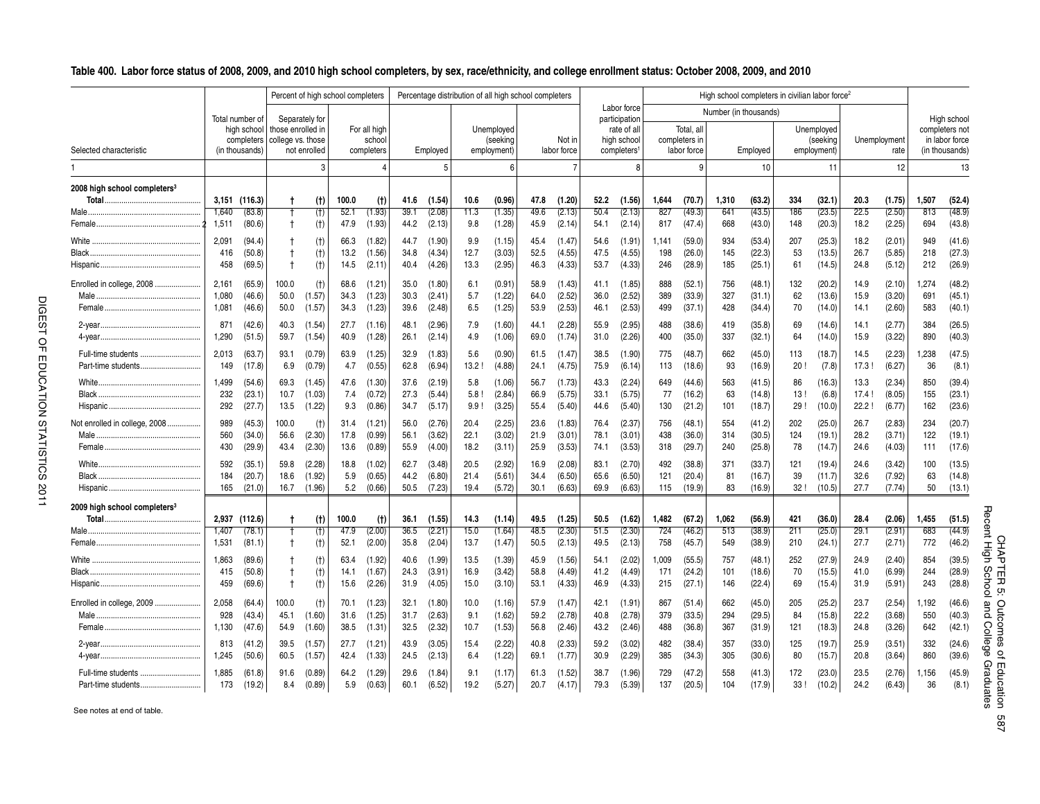## Table 400. Labor force status of 2008, 2009, and 2010 high school completers, by sex, race/ethnicity, and college enrollment status: October 2008, 2009, and 2010

| Selected characteristic | Total number of high school completers (in thousands) | | Percent of high school completers: Separately for those enrolled in college vs. those not enrolled | | Percent of high school completers: For all high school completers | | Percentage distribution of all high school completers: Employed | | Percentage distribution of all high school completers: Unemployed (seeking employment) | | Percentage distribution of all high school completers: Not in labor force | | Labor force participation rate of all high school completers[1] | | High school completers in civilian labor force[2]: Number (in thousands): Total, all completers in labor force | | Employed | | Unemployed (seeking employment) | | Unemployment rate | | High school completers not in labor force (in thousands) | |
|---|---|---|---|---|---|---|---|---|---|---|---|---|---|---|---|---|---|---|---|---|---|---|---|---|
| 1 | 2 | | 3 | | 4 | | 5 | | 6 | | 7 | | 8 | | 9 | | 10 | | 11 | | 12 | | 13 | |
| **2008 high school completers[3]** | | | | | | | | | | | | | | | | | | | | | | | | |
| **Total** | 3,151 | (116.3) | † | (†) | 100.0 | (†) | 41.6 | (1.54) | 10.6 | (0.96) | 47.8 | (1.20) | 52.2 | (1.56) | 1,644 | (70.7) | 1,310 | (63.2) | 334 | (32.1) | 20.3 | (1.75) | 1,507 | (52.4) |
| Male | 1,640 | (83.8) | † | (†) | 52.1 | (1.93) | 39.1 | (2.08) | 11.3 | (1.35) | 49.6 | (2.13) | 50.4 | (2.13) | 827 | (49.3) | 641 | (43.5) | 186 | (23.5) | 22.5 | (2.50) | 813 | (48.9) |
| Female | 1,511 | (80.6) | † | (†) | 47.9 | (1.93) | 44.2 | (2.13) | 9.8 | (1.28) | 45.9 | (2.14) | 54.1 | (2.14) | 817 | (47.4) | 668 | (43.0) | 148 | (20.3) | 18.2 | (2.25) | 694 | (43.8) |
| White | 2,091 | (94.4) | † | (†) | 66.3 | (1.82) | 44.7 | (1.90) | 9.9 | (1.15) | 45.4 | (1.47) | 54.6 | (1.91) | 1,141 | (59.0) | 934 | (53.4) | 207 | (25.3) | 18.2 | (2.01) | 949 | (41.6) |
| Black | 416 | (50.8) | † | (†) | 13.2 | (1.56) | 34.8 | (4.34) | 12.7 | (3.03) | 52.5 | (4.55) | 47.5 | (4.55) | 198 | (26.0) | 145 | (22.3) | 53 | (13.5) | 26.7 | (5.85) | 218 | (27.3) |
| Hispanic | 458 | (69.5) | † | (†) | 14.5 | (2.11) | 40.4 | (4.26) | 13.3 | (2.95) | 46.3 | (4.33) | 53.7 | (4.33) | 246 | (28.9) | 185 | (25.1) | 61 | (14.5) | 24.8 | (5.12) | 212 | (26.9) |
| Enrolled in college, 2008 | 2,161 | (65.9) | 100.0 | (†) | 68.6 | (1.21) | 35.0 | (1.80) | 6.1 | (0.91) | 58.9 | (1.43) | 41.1 | (1.85) | 888 | (52.1) | 756 | (48.1) | 132 | (20.2) | 14.9 | (2.10) | 1,274 | (48.2) |
| Male | 1,080 | (46.6) | 50.0 | (1.57) | 34.3 | (1.23) | 30.3 | (2.41) | 5.7 | (1.22) | 64.0 | (2.52) | 36.0 | (2.52) | 389 | (33.9) | 327 | (31.1) | 62 | (13.6) | 15.9 | (3.20) | 691 | (45.1) |
| Female | 1,081 | (46.6) | 50.0 | (1.57) | 34.3 | (1.23) | 39.6 | (2.48) | 6.5 | (1.25) | 53.9 | (2.53) | 46.1 | (2.53) | 499 | (37.1) | 428 | (34.4) | 70 | (14.0) | 14.1 | (2.60) | 583 | (40.1) |
| 2-year | 871 | (42.6) | 40.3 | (1.54) | 27.7 | (1.16) | 48.1 | (2.96) | 7.9 | (1.60) | 44.1 | (2.28) | 55.9 | (2.95) | 488 | (38.6) | 419 | (35.8) | 69 | (14.6) | 14.1 | (2.77) | 384 | (26.5) |
| 4-year | 1,290 | (51.5) | 59.7 | (1.54) | 40.9 | (1.28) | 26.1 | (2.14) | 4.9 | (1.06) | 69.0 | (1.74) | 31.0 | (2.26) | 400 | (35.0) | 337 | (32.1) | 64 | (14.0) | 15.9 | (3.22) | 890 | (40.3) |
| Full-time students | 2,013 | (63.7) | 93.1 | (0.79) | 63.9 | (1.25) | 32.9 | (1.83) | 5.6 | (0.90) | 61.5 | (1.47) | 38.5 | (1.90) | 775 | (48.7) | 662 | (45.0) | 113 | (18.7) | 14.5 | (2.23) | 1,238 | (47.5) |
| Part-time students | 149 | (17.8) | 6.9 | (0.79) | 4.7 | (0.55) | 62.8 | (6.94) | 13.2 ! | (4.88) | 24.1 | (4.75) | 75.9 | (6.14) | 113 | (18.6) | 93 | (16.9) | 20 ! | (7.8) | 17.3 ! | (6.27) | 36 | (8.1) |
| White | 1,499 | (54.6) | 69.3 | (1.45) | 47.6 | (1.30) | 37.6 | (2.19) | 5.8 | (1.06) | 56.7 | (1.73) | 43.3 | (2.24) | 649 | (44.6) | 563 | (41.5) | 86 | (16.3) | 13.3 | (2.34) | 850 | (39.4) |
| Black | 232 | (23.1) | 10.7 | (1.03) | 7.4 | (0.72) | 27.3 | (5.44) | 5.8 ! | (2.84) | 66.9 | (5.75) | 33.1 | (5.75) | 77 | (16.2) | 63 | (14.8) | 13 ! | (6.8) | 17.4 ! | (8.05) | 155 | (23.1) |
| Hispanic | 292 | (27.7) | 13.5 | (1.22) | 9.3 | (0.86) | 34.7 | (5.17) | 9.9 ! | (3.25) | 55.4 | (5.40) | 44.6 | (5.40) | 130 | (21.2) | 101 | (18.7) | 29 ! | (10.0) | 22.2 ! | (6.77) | 162 | (23.6) |
| Not enrolled in college, 2008 | 989 | (45.3) | 100.0 | (†) | 31.4 | (1.21) | 56.0 | (2.76) | 20.4 | (2.25) | 23.6 | (1.83) | 76.4 | (2.37) | 756 | (48.1) | 554 | (41.2) | 202 | (25.0) | 26.7 | (2.83) | 234 | (20.7) |
| Male | 560 | (34.0) | 56.6 | (2.30) | 17.8 | (0.99) | 56.1 | (3.62) | 22.1 | (3.02) | 21.9 | (3.01) | 78.1 | (3.01) | 438 | (36.0) | 314 | (30.5) | 124 | (19.1) | 28.2 | (3.71) | 122 | (19.1) |
| Female | 430 | (29.9) | 43.4 | (2.30) | 13.6 | (0.89) | 55.9 | (4.00) | 18.2 | (3.11) | 25.9 | (3.53) | 74.1 | (3.53) | 318 | (29.7) | 240 | (25.8) | 78 | (14.7) | 24.6 | (4.03) | 111 | (17.6) |
| White | 592 | (35.1) | 59.8 | (2.28) | 18.8 | (1.02) | 62.7 | (3.48) | 20.5 | (2.92) | 16.9 | (2.08) | 83.1 | (2.70) | 492 | (38.8) | 371 | (33.7) | 121 | (19.4) | 24.6 | (3.42) | 100 | (13.5) |
| Black | 184 | (20.7) | 18.6 | (1.92) | 5.9 | (0.65) | 44.2 | (6.80) | 21.4 | (5.61) | 34.4 | (6.50) | 65.6 | (6.50) | 121 | (20.4) | 81 | (16.7) | 39 | (11.7) | 32.6 | (7.92) | 63 | (14.8) |
| Hispanic | 165 | (21.0) | 16.7 | (1.96) | 5.2 | (0.66) | 50.5 | (7.23) | 19.4 | (5.72) | 30.1 | (6.63) | 69.9 | (6.63) | 115 | (19.9) | 83 | (16.9) | 32 ! | (10.5) | 27.7 | (7.74) | 50 | (13.1) |
| **2009 high school completers[3]** | | | | | | | | | | | | | | | | | | | | | | | | |
| **Total** | 2,937 | (112.6) | † | (†) | 100.0 | (†) | 36.1 | (1.55) | 14.3 | (1.14) | 49.5 | (1.25) | 50.5 | (1.62) | 1,482 | (67.2) | 1,062 | (56.9) | 421 | (36.0) | 28.4 | (2.06) | 1,455 | (51.5) |
| Male | 1,407 | (78.1) | † | (†) | 47.9 | (2.00) | 36.5 | (2.21) | 15.0 | (1.64) | 48.5 | (2.30) | 51.5 | (2.30) | 724 | (46.2) | 513 | (38.9) | 211 | (25.0) | 29.1 | (2.91) | 683 | (44.9) |
| Female | 1,531 | (81.1) | † | (†) | 52.1 | (2.00) | 35.8 | (2.04) | 13.7 | (1.47) | 50.5 | (2.13) | 49.5 | (2.13) | 758 | (45.7) | 549 | (38.9) | 210 | (24.1) | 27.7 | (2.71) | 772 | (46.2) |
| White | 1,863 | (89.6) | † | (†) | 63.4 | (1.92) | 40.6 | (1.99) | 13.5 | (1.39) | 45.9 | (1.56) | 54.1 | (2.02) | 1,009 | (55.5) | 757 | (48.1) | 252 | (27.9) | 24.9 | (2.40) | 854 | (39.5) |
| Black | 415 | (50.8) | † | (†) | 14.1 | (1.67) | 24.3 | (3.91) | 16.9 | (3.42) | 58.8 | (4.49) | 41.2 | (4.49) | 171 | (24.2) | 101 | (18.6) | 70 | (15.5) | 41.0 | (6.99) | 244 | (28.9) |
| Hispanic | 459 | (69.6) | † | (†) | 15.6 | (2.26) | 31.9 | (4.05) | 15.0 | (3.10) | 53.1 | (4.33) | 46.9 | (4.33) | 215 | (27.1) | 146 | (22.4) | 69 | (15.4) | 31.9 | (5.91) | 243 | (28.8) |
| Enrolled in college, 2009 | 2,058 | (64.4) | 100.0 | (†) | 70.1 | (1.23) | 32.1 | (1.80) | 10.0 | (1.16) | 57.9 | (1.47) | 42.1 | (1.91) | 867 | (51.4) | 662 | (45.0) | 205 | (25.2) | 23.7 | (2.54) | 1,192 | (46.6) |
| Male | 928 | (43.4) | 45.1 | (1.60) | 31.6 | (1.25) | 31.7 | (2.63) | 9.1 | (1.62) | 59.2 | (2.78) | 40.8 | (2.78) | 379 | (33.5) | 294 | (29.5) | 84 | (15.8) | 22.2 | (3.68) | 550 | (40.3) |
| Female | 1,130 | (47.6) | 54.9 | (1.60) | 38.5 | (1.31) | 32.5 | (2.32) | 10.7 | (1.53) | 56.8 | (2.46) | 43.2 | (2.46) | 488 | (36.8) | 367 | (31.9) | 121 | (18.3) | 24.8 | (3.26) | 642 | (42.1) |
| 2-year | 813 | (41.2) | 39.5 | (1.57) | 27.7 | (1.21) | 43.9 | (3.05) | 15.4 | (2.22) | 40.8 | (2.33) | 59.2 | (3.02) | 482 | (38.4) | 357 | (33.0) | 125 | (19.7) | 25.9 | (3.51) | 332 | (24.6) |
| 4-year | 1,245 | (50.6) | 60.5 | (1.57) | 42.4 | (1.33) | 24.5 | (2.13) | 6.4 | (1.22) | 69.1 | (1.77) | 30.9 | (2.29) | 385 | (34.3) | 305 | (30.6) | 80 | (15.7) | 20.8 | (3.64) | 860 | (39.6) |
| Full-time students | 1,885 | (61.8) | 91.6 | (0.89) | 64.2 | (1.29) | 29.6 | (1.84) | 9.1 | (1.17) | 61.3 | (1.52) | 38.7 | (1.96) | 729 | (47.2) | 558 | (41.3) | 172 | (23.0) | 23.5 | (2.76) | 1,156 | (45.9) |
| Part-time students | 173 | (19.2) | 8.4 | (0.89) | 5.9 | (0.63) | 60.1 | (6.52) | 19.2 | (5.27) | 20.7 | (4.17) | 79.3 | (5.39) | 137 | (20.5) | 104 | (17.9) | 33 ! | (10.2) | 24.2 | (6.43) | 36 | (8.1) |

See notes at end of table.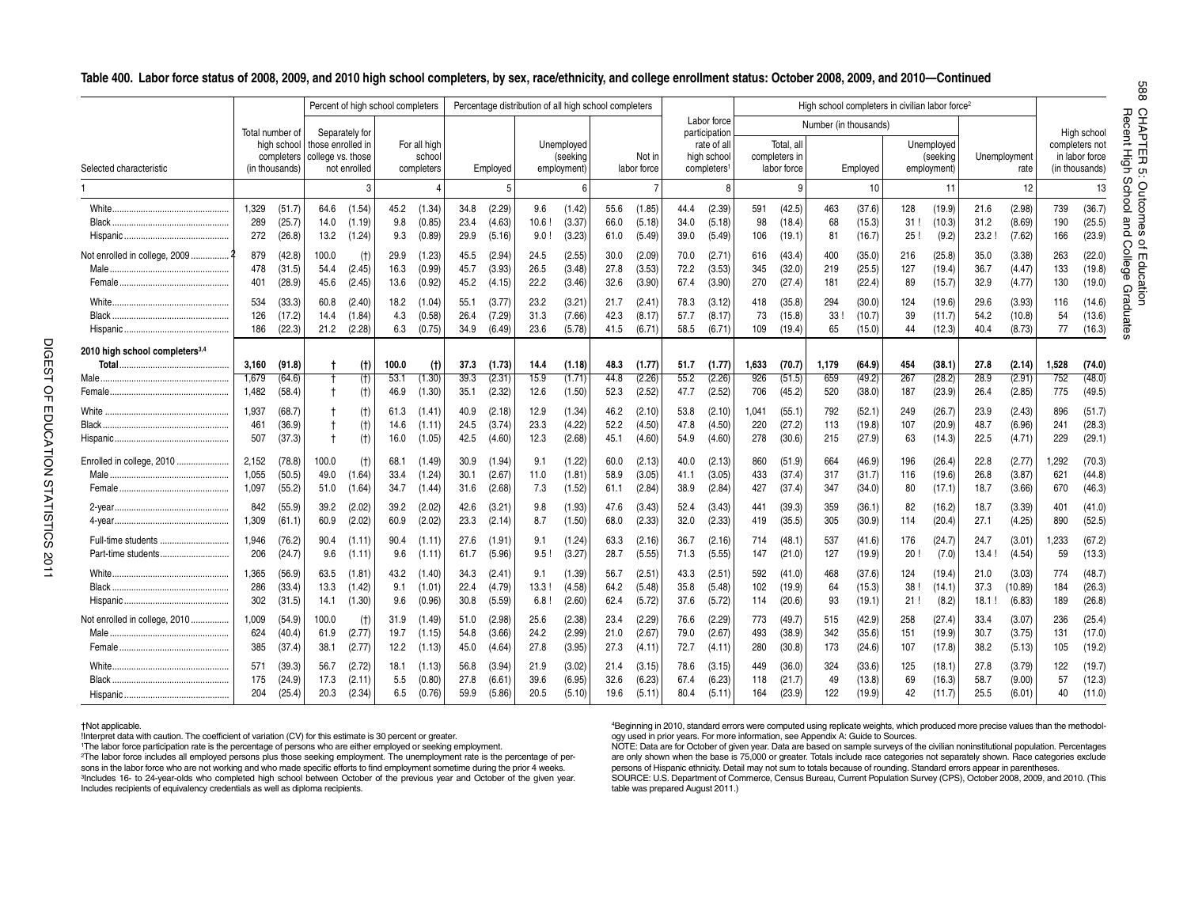**Table 400. Labor force status of 2008, 2009, and 2010 high school completers, by sex, race/ethnicity, and college enrollment status: October 2008, 2009, and 2010—Continued**

| Selected characteristic | Total number of high school completers (in thousands) | | Percent of high school completers: Separately for those enrolled in college vs. those not enrolled | | Percent of high school completers: For all high school completers | | Percentage distribution of all high school completers: Employed | | Percentage distribution of all high school completers: Unemployed (seeking employment) | | Percentage distribution of all high school completers: Not in labor force | | Labor force participation rate of all high school completers[1] | | High school completers in civilian labor force[2]: Number (in thousands): Total, all completers in labor force | | Employed | | Unemployed (seeking employment) | | Unemployment rate | | High school completers not in labor force (in thousands) | |
|---|---|---|---|---|---|---|---|---|---|---|---|---|---|---|---|---|---|---|---|---|---|---|---|---|
| 1 | | | 3 | | 4 | | 5 | | 6 | | 7 | | 8 | | 9 | | 10 | | 11 | | 12 | | 13 | |
| White | 1,329 | (51.7) | 64.6 | (1.54) | 45.2 | (1.34) | 34.8 | (2.29) | 9.6 | (1.42) | 55.6 | (1.85) | 44.4 | (2.39) | 591 | (42.5) | 463 | (37.6) | 128 | (19.9) | 21.6 | (2.98) | 739 | (36.7) |
| Black | 289 | (25.7) | 14.0 | (1.19) | 9.8 | (0.85) | 23.4 | (4.63) | 10.6 ! | (3.37) | 66.0 | (5.18) | 34.0 | (5.18) | 98 | (18.4) | 68 | (15.3) | 31 ! | (10.3) | 31.2 | (8.69) | 190 | (25.5) |
| Hispanic | 272 | (26.8) | 13.2 | (1.24) | 9.3 | (0.89) | 29.9 | (5.16) | 9.0 ! | (3.23) | 61.0 | (5.49) | 39.0 | (5.49) | 106 | (19.1) | 81 | (16.7) | 25 ! | (9.2) | 23.2 ! | (7.62) | 166 | (23.9) |
| Not enrolled in college, 2009 | 879 | (42.8) | 100.0 | (†) | 29.9 | (1.23) | 45.5 | (2.94) | 24.5 | (2.55) | 30.0 | (2.09) | 70.0 | (2.71) | 616 | (43.4) | 400 | (35.0) | 216 | (25.8) | 35.0 | (3.38) | 263 | (22.0) |
| Male | 478 | (31.5) | 54.4 | (2.45) | 16.3 | (0.99) | 45.7 | (3.93) | 26.5 | (3.48) | 27.8 | (3.53) | 72.2 | (3.53) | 345 | (32.0) | 219 | (25.5) | 127 | (19.4) | 36.7 | (4.47) | 133 | (19.8) |
| Female | 401 | (28.9) | 45.6 | (2.45) | 13.6 | (0.92) | 45.2 | (4.15) | 22.2 | (3.46) | 32.6 | (3.90) | 67.4 | (3.90) | 270 | (27.4) | 181 | (22.4) | 89 | (15.7) | 32.9 | (4.77) | 130 | (19.0) |
| White | 534 | (33.3) | 60.8 | (2.40) | 18.2 | (1.04) | 55.1 | (3.77) | 23.2 | (3.21) | 21.7 | (2.41) | 78.3 | (3.12) | 418 | (35.8) | 294 | (30.0) | 124 | (19.6) | 29.6 | (3.93) | 116 | (14.6) |
| Black | 126 | (17.2) | 14.4 | (1.84) | 4.3 | (0.58) | 26.4 | (7.29) | 31.3 | (7.66) | 42.3 | (8.17) | 57.7 | (8.17) | 73 | (15.8) | 33 ! | (10.7) | 39 | (11.7) | 54.2 | (10.8) | 54 | (13.6) |
| Hispanic | 186 | (22.3) | 21.2 | (2.28) | 6.3 | (0.75) | 34.9 | (6.49) | 23.6 | (5.78) | 41.5 | (6.71) | 58.5 | (6.71) | 109 | (19.4) | 65 | (15.0) | 44 | (12.3) | 40.4 | (8.73) | 77 | (16.3) |
| **2010 high school completers[3,4]** | | | | | | | | | | | | | | | | | | | | | | | | |
| **Total** | **3,160** | **(91.8)** | **†** | **(†)** | **100.0** | **(†)** | **37.3** | **(1.73)** | **14.4** | **(1.18)** | **48.3** | **(1.77)** | **51.7** | **(1.77)** | **1,633** | **(70.7)** | **1,179** | **(64.9)** | **454** | **(38.1)** | **27.8** | **(2.14)** | **1,528** | **(74.0)** |
| Male | 1,679 | (64.6) | † | (†) | 53.1 | (1.30) | 39.3 | (2.31) | 15.9 | (1.71) | 44.8 | (2.26) | 55.2 | (2.26) | 926 | (51.5) | 659 | (49.2) | 267 | (28.2) | 28.9 | (2.91) | 752 | (48.0) |
| Female | 1,482 | (58.4) | † | (†) | 46.9 | (1.30) | 35.1 | (2.32) | 12.6 | (1.50) | 52.3 | (2.52) | 47.7 | (2.52) | 706 | (45.2) | 520 | (38.0) | 187 | (23.9) | 26.4 | (2.85) | 775 | (49.5) |
| White | 1,937 | (68.7) | † | (†) | 61.3 | (1.41) | 40.9 | (2.18) | 12.9 | (1.34) | 46.2 | (2.10) | 53.8 | (2.10) | 1,041 | (55.1) | 792 | (52.1) | 249 | (26.7) | 23.9 | (2.43) | 896 | (51.7) |
| Black | 461 | (36.9) | † | (†) | 14.6 | (1.11) | 24.5 | (3.74) | 23.3 | (4.22) | 52.2 | (4.50) | 47.8 | (4.50) | 220 | (27.2) | 113 | (19.8) | 107 | (20.9) | 48.7 | (6.96) | 241 | (28.3) |
| Hispanic | 507 | (37.3) | † | (†) | 16.0 | (1.05) | 42.5 | (4.60) | 12.3 | (2.68) | 45.1 | (4.60) | 54.9 | (4.60) | 278 | (30.6) | 215 | (27.9) | 63 | (14.3) | 22.5 | (4.71) | 229 | (29.1) |
| Enrolled in college, 2010 | 2,152 | (78.8) | 100.0 | (†) | 68.1 | (1.49) | 30.9 | (1.94) | 9.1 | (1.22) | 60.0 | (2.13) | 40.0 | (2.13) | 860 | (51.9) | 664 | (46.9) | 196 | (26.4) | 22.8 | (2.77) | 1,292 | (70.3) |
| Male | 1,055 | (50.5) | 49.0 | (1.64) | 33.4 | (1.24) | 30.1 | (2.67) | 11.0 | (1.81) | 58.9 | (3.05) | 41.1 | (3.05) | 433 | (37.4) | 317 | (31.7) | 116 | (19.6) | 26.8 | (3.87) | 621 | (44.8) |
| Female | 1,097 | (55.2) | 51.0 | (1.64) | 34.7 | (1.44) | 31.6 | (2.68) | 7.3 | (1.52) | 61.1 | (2.84) | 38.9 | (2.84) | 427 | (37.4) | 347 | (34.0) | 80 | (17.1) | 18.7 | (3.66) | 670 | (46.3) |
| 2-year | 842 | (55.9) | 39.2 | (2.02) | 39.2 | (2.02) | 42.6 | (3.21) | 9.8 | (1.93) | 47.6 | (3.43) | 52.4 | (3.43) | 441 | (39.3) | 359 | (36.1) | 82 | (16.2) | 18.7 | (3.39) | 401 | (41.0) |
| 4-year | 1,309 | (61.1) | 60.9 | (2.02) | 60.9 | (2.02) | 23.3 | (2.14) | 8.7 | (1.50) | 68.0 | (2.33) | 32.0 | (2.33) | 419 | (35.5) | 305 | (30.9) | 114 | (20.4) | 27.1 | (4.25) | 890 | (52.5) |
| Full-time students | 1,946 | (76.2) | 90.4 | (1.11) | 90.4 | (1.11) | 27.6 | (1.91) | 9.1 | (1.24) | 63.3 | (2.16) | 36.7 | (2.16) | 714 | (48.1) | 537 | (41.6) | 176 | (24.7) | 24.7 | (3.01) | 1,233 | (67.2) |
| Part-time students | 206 | (24.7) | 9.6 | (1.11) | 9.6 | (1.11) | 61.7 | (5.96) | 9.5 ! | (3.27) | 28.7 | (5.55) | 71.3 | (5.55) | 147 | (21.0) | 127 | (19.9) | 20 ! | (7.0) | 13.4 ! | (4.54) | 59 | (13.3) |
| White | 1,365 | (56.9) | 63.5 | (1.81) | 43.2 | (1.40) | 34.3 | (2.41) | 9.1 | (1.39) | 56.7 | (2.51) | 43.3 | (2.51) | 592 | (41.0) | 468 | (37.6) | 124 | (19.4) | 21.0 | (3.03) | 774 | (48.7) |
| Black | 286 | (33.4) | 13.3 | (1.42) | 9.1 | (1.01) | 22.4 | (4.79) | 13.3 ! | (4.58) | 64.2 | (5.48) | 35.8 | (5.48) | 102 | (19.9) | 64 | (15.3) | 38 ! | (14.1) | 37.3 | (10.89) | 184 | (26.3) |
| Hispanic | 302 | (31.5) | 14.1 | (1.30) | 9.6 | (0.96) | 30.8 | (5.59) | 6.8 ! | (2.60) | 62.4 | (5.72) | 37.6 | (5.72) | 114 | (20.6) | 93 | (19.1) | 21 ! | (8.2) | 18.1 ! | (6.83) | 189 | (26.8) |
| Not enrolled in college, 2010 | 1,009 | (54.9) | 100.0 | (†) | 31.9 | (1.49) | 51.0 | (2.98) | 25.6 | (2.38) | 23.4 | (2.29) | 76.6 | (2.29) | 773 | (49.7) | 515 | (42.9) | 258 | (27.4) | 33.4 | (3.07) | 236 | (25.4) |
| Male | 624 | (40.4) | 61.9 | (2.77) | 19.7 | (1.15) | 54.8 | (3.66) | 24.2 | (2.99) | 21.0 | (2.67) | 79.0 | (2.67) | 493 | (38.9) | 342 | (35.6) | 151 | (19.9) | 30.7 | (3.75) | 131 | (17.0) |
| Female | 385 | (37.4) | 38.1 | (2.77) | 12.2 | (1.13) | 45.0 | (4.64) | 27.8 | (3.95) | 27.3 | (4.11) | 72.7 | (4.11) | 280 | (30.8) | 173 | (24.6) | 107 | (17.8) | 38.2 | (5.13) | 105 | (19.2) |
| White | 571 | (39.3) | 56.7 | (2.72) | 18.1 | (1.13) | 56.8 | (3.94) | 21.9 | (3.02) | 21.4 | (3.15) | 78.6 | (3.15) | 449 | (36.0) | 324 | (33.6) | 125 | (18.1) | 27.8 | (3.79) | 122 | (19.7) |
| Black | 175 | (24.9) | 17.3 | (2.11) | 5.5 | (0.80) | 27.8 | (6.61) | 39.6 | (6.95) | 32.6 | (6.23) | 67.4 | (6.23) | 118 | (21.7) | 49 | (13.8) | 69 | (16.3) | 58.7 | (9.00) | 57 | (12.3) |
| Hispanic | 204 | (25.4) | 20.3 | (2.34) | 6.5 | (0.76) | 59.9 | (5.86) | 20.5 | (5.10) | 19.6 | (5.11) | 80.4 | (5.11) | 164 | (23.9) | 122 | (19.9) | 42 | (11.7) | 25.5 | (6.01) | 40 | (11.0) |

†Not applicable.
!Interpret data with caution. The coefficient of variation (CV) for this estimate is 30 percent or greater.
[1]The labor force participation rate is the percentage of persons who are either employed or seeking employment.
[2]The labor force includes all employed persons plus those seeking employment. The unemployment rate is the percentage of persons in the labor force who are not working and who made specific efforts to find employment sometime during the prior 4 weeks.
[3]Includes 16- to 24-year-olds who completed high school between October of the previous year and October of the given year. Includes recipients of equivalency credentials as well as diploma recipients.
[4]Beginning in 2010, standard errors were computed using replicate weights, which produced more precise values than the methodology used in prior years. For more information, see Appendix A: Guide to Sources.
NOTE: Data are for October of given year. Data are based on sample surveys of the civilian noninstitutional population. Percentages are only shown when the base is 75,000 or greater. Totals include race categories not separately shown. Race categories exclude persons of Hispanic ethnicity. Detail may not sum to totals because of rounding. Standard errors appear in parentheses.
SOURCE: U.S. Department of Commerce, Census Bureau, Current Population Survey (CPS), October 2008, 2009, and 2010. (This table was prepared August 2011.)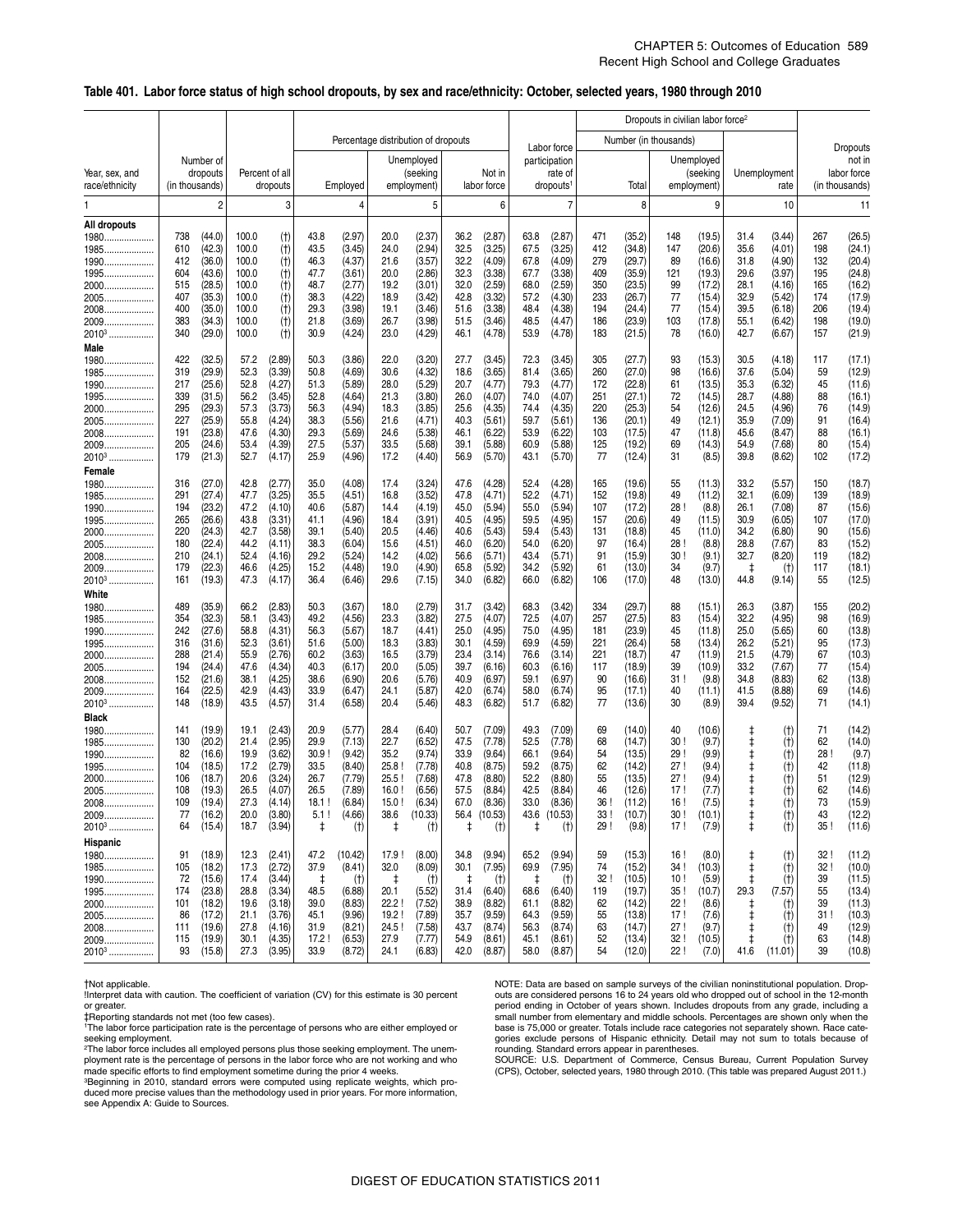## Table 401. Labor force status of high school dropouts, by sex and race/ethnicity: October, selected years, 1980 through 2010

| Year, sex, and race/ethnicity | Number of dropouts (in thousands) | | Percent of all dropouts | | Percentage distribution of dropouts: Employed | | Percentage distribution of dropouts: Unemployed (seeking employment) | | Percentage distribution of dropouts: Not in labor force | | Labor force participation rate of dropouts[1] | | Dropouts in civilian labor force[2]: Number (in thousands): Total | | Dropouts in civilian labor force[2]: Number (in thousands): Unemployed (seeking employment) | | Dropouts in civilian labor force[2]: Unemployment rate | | Dropouts not in labor force (in thousands) | |
|---|---|---|---|---|---|---|---|---|---|---|---|---|---|---|---|---|---|---|---|---|
| 1 | 2 | | 3 | | 4 | | 5 | | 6 | | 7 | | 8 | | 9 | | 10 | | 11 | |
| **All dropouts** | | | | | | | | | | | | | | | | | | | | |
| 1980 | 738 | (44.0) | 100.0 | (†) | 43.8 | (2.97) | 20.0 | (2.37) | 36.2 | (2.87) | 63.8 | (2.87) | 471 | (35.2) | 148 | (19.5) | 31.4 | (3.44) | 267 | (26.5) |
| 1985 | 610 | (42.3) | 100.0 | (†) | 43.5 | (3.45) | 24.0 | (2.94) | 32.5 | (3.25) | 67.5 | (3.25) | 412 | (34.8) | 147 | (20.6) | 35.6 | (4.01) | 198 | (24.1) |
| 1990 | 412 | (36.0) | 100.0 | (†) | 46.3 | (4.37) | 21.6 | (3.57) | 32.2 | (4.09) | 67.8 | (4.09) | 279 | (29.7) | 89 | (16.6) | 31.8 | (4.90) | 132 | (20.4) |
| 1995 | 604 | (43.6) | 100.0 | (†) | 47.7 | (3.61) | 20.0 | (2.86) | 32.3 | (3.38) | 67.7 | (3.38) | 409 | (35.9) | 121 | (19.3) | 29.6 | (3.97) | 195 | (24.8) |
| 2000 | 515 | (28.5) | 100.0 | (†) | 48.7 | (2.77) | 19.2 | (3.01) | 32.0 | (2.59) | 68.0 | (2.59) | 350 | (23.5) | 99 | (17.2) | 28.1 | (4.16) | 165 | (16.2) |
| 2005 | 407 | (35.3) | 100.0 | (†) | 38.3 | (4.22) | 18.9 | (3.42) | 42.8 | (3.32) | 57.2 | (4.30) | 233 | (26.7) | 77 | (15.4) | 32.9 | (5.42) | 174 | (17.9) |
| 2008 | 400 | (35.0) | 100.0 | (†) | 29.3 | (3.98) | 19.1 | (3.46) | 51.6 | (3.38) | 48.4 | (4.38) | 194 | (24.4) | 77 | (15.4) | 39.5 | (6.18) | 206 | (19.4) |
| 2009 | 383 | (34.3) | 100.0 | (†) | 21.8 | (3.69) | 26.7 | (3.98) | 51.5 | (3.46) | 48.5 | (4.47) | 186 | (23.9) | 103 | (17.8) | 55.1 | (6.42) | 198 | (19.0) |
| 2010[3] | 340 | (29.0) | 100.0 | (†) | 30.9 | (4.24) | 23.0 | (4.29) | 46.1 | (4.78) | 53.9 | (4.78) | 183 | (21.5) | 78 | (16.0) | 42.7 | (6.67) | 157 | (21.9) |
| **Male** | | | | | | | | | | | | | | | | | | | | |
| 1980 | 422 | (32.5) | 57.2 | (2.89) | 50.3 | (3.86) | 22.0 | (3.20) | 27.7 | (3.45) | 72.3 | (3.45) | 305 | (27.7) | 93 | (15.3) | 30.5 | (4.18) | 117 | (17.1) |
| 1985 | 319 | (29.9) | 52.3 | (3.39) | 50.8 | (4.69) | 30.6 | (4.32) | 18.6 | (3.65) | 81.4 | (3.65) | 260 | (27.0) | 98 | (16.6) | 37.6 | (5.04) | 59 | (12.9) |
| 1990 | 217 | (25.6) | 52.8 | (4.27) | 51.3 | (5.89) | 28.0 | (5.29) | 20.7 | (4.77) | 79.3 | (4.77) | 172 | (22.8) | 61 | (13.5) | 35.3 | (6.32) | 45 | (11.6) |
| 1995 | 339 | (31.5) | 56.2 | (3.45) | 52.8 | (4.64) | 21.3 | (3.80) | 26.0 | (4.07) | 74.0 | (4.07) | 251 | (27.1) | 72 | (14.5) | 28.7 | (4.88) | 88 | (16.1) |
| 2000 | 295 | (29.3) | 57.3 | (3.73) | 56.3 | (4.94) | 18.3 | (3.85) | 25.6 | (4.35) | 74.4 | (4.35) | 220 | (25.3) | 54 | (12.6) | 24.5 | (4.96) | 76 | (14.9) |
| 2005 | 227 | (25.9) | 55.8 | (4.24) | 38.3 | (5.56) | 21.6 | (4.71) | 40.3 | (5.61) | 59.7 | (5.61) | 136 | (20.1) | 49 | (12.1) | 35.9 | (7.09) | 91 | (16.4) |
| 2008 | 191 | (23.8) | 47.6 | (4.30) | 29.3 | (5.69) | 24.6 | (5.38) | 46.1 | (6.22) | 53.9 | (6.22) | 103 | (17.5) | 47 | (11.8) | 45.6 | (8.47) | 88 | (16.1) |
| 2009 | 205 | (24.6) | 53.4 | (4.39) | 27.5 | (5.37) | 33.5 | (5.68) | 39.1 | (5.88) | 60.9 | (5.88) | 125 | (19.2) | 69 | (14.3) | 54.9 | (7.68) | 80 | (15.4) |
| 2010[3] | 179 | (21.3) | 52.7 | (4.17) | 25.9 | (4.96) | 17.2 | (4.40) | 56.9 | (5.70) | 43.1 | (5.70) | 77 | (12.4) | 31 | (8.5) | 39.8 | (8.62) | 102 | (17.2) |
| **Female** | | | | | | | | | | | | | | | | | | | | |
| 1980 | 316 | (27.0) | 42.8 | (2.77) | 35.0 | (4.08) | 17.4 | (3.24) | 47.6 | (4.28) | 52.4 | (4.28) | 165 | (19.6) | 55 | (11.3) | 33.2 | (5.57) | 150 | (18.7) |
| 1985 | 291 | (27.4) | 47.7 | (3.25) | 35.5 | (4.51) | 16.8 | (3.52) | 47.8 | (4.71) | 52.2 | (4.71) | 152 | (19.8) | 49 | (11.2) | 32.1 | (6.09) | 139 | (18.9) |
| 1990 | 194 | (23.2) | 47.2 | (4.10) | 40.6 | (5.87) | 14.4 | (4.19) | 45.0 | (5.94) | 55.0 | (5.94) | 107 | (17.2) | 28 ! | (8.8) | 26.1 | (7.08) | 87 | (15.6) |
| 1995 | 265 | (26.6) | 43.8 | (3.31) | 41.1 | (4.96) | 18.4 | (3.91) | 40.5 | (4.95) | 59.5 | (4.95) | 157 | (20.6) | 49 | (11.5) | 30.9 | (6.05) | 107 | (17.0) |
| 2000 | 220 | (24.3) | 42.7 | (3.58) | 39.1 | (5.40) | 20.5 | (4.46) | 40.6 | (5.43) | 59.4 | (5.43) | 131 | (18.8) | 45 | (11.0) | 34.2 | (6.80) | 90 | (15.6) |
| 2005 | 180 | (22.4) | 44.2 | (4.11) | 38.3 | (6.04) | 15.6 | (4.51) | 46.0 | (6.20) | 54.0 | (6.20) | 97 | (16.4) | 28 ! | (8.8) | 28.8 | (7.67) | 83 | (15.2) |
| 2008 | 210 | (24.1) | 52.4 | (4.16) | 29.2 | (5.24) | 14.2 | (4.02) | 56.6 | (5.71) | 43.4 | (5.71) | 91 | (15.9) | 30 ! | (9.1) | 32.7 | (8.20) | 119 | (18.2) |
| 2009 | 179 | (22.3) | 46.6 | (4.25) | 15.2 | (4.48) | 19.0 | (4.90) | 65.8 | (5.92) | 34.2 | (5.92) | 61 | (13.0) | 34 | (9.7) | ‡ | (†) | 117 | (18.1) |
| 2010[3] | 161 | (19.3) | 47.3 | (4.17) | 36.4 | (6.46) | 29.6 | (7.15) | 34.0 | (6.82) | 66.0 | (6.82) | 106 | (17.0) | 48 | (13.0) | 44.8 | (9.14) | 55 | (12.5) |
| **White** | | | | | | | | | | | | | | | | | | | | |
| 1980 | 489 | (35.9) | 66.2 | (2.83) | 50.3 | (3.67) | 18.0 | (2.79) | 31.7 | (3.42) | 68.3 | (3.42) | 334 | (29.7) | 88 | (15.1) | 26.3 | (3.87) | 155 | (20.2) |
| 1985 | 354 | (32.3) | 58.1 | (3.43) | 49.2 | (4.56) | 23.3 | (3.82) | 27.5 | (4.07) | 72.5 | (4.07) | 257 | (27.5) | 83 | (15.4) | 32.2 | (4.95) | 98 | (16.9) |
| 1990 | 242 | (27.6) | 58.8 | (4.31) | 56.3 | (5.67) | 18.7 | (4.41) | 25.0 | (4.95) | 75.0 | (4.95) | 181 | (23.9) | 45 | (11.8) | 25.0 | (5.65) | 60 | (13.8) |
| 1995 | 316 | (31.6) | 52.3 | (3.61) | 51.6 | (5.00) | 18.3 | (3.83) | 30.1 | (4.59) | 69.9 | (4.59) | 221 | (26.4) | 58 | (13.4) | 26.2 | (5.21) | 95 | (17.3) |
| 2000 | 288 | (21.4) | 55.9 | (2.76) | 60.2 | (3.63) | 16.5 | (3.79) | 23.4 | (3.14) | 76.6 | (3.14) | 221 | (18.7) | 47 | (11.9) | 21.5 | (4.79) | 67 | (10.3) |
| 2005 | 194 | (24.4) | 47.6 | (4.34) | 40.3 | (6.17) | 20.0 | (5.05) | 39.7 | (6.16) | 60.3 | (6.16) | 117 | (18.9) | 39 | (10.9) | 33.2 | (7.67) | 77 | (15.4) |
| 2008 | 152 | (21.6) | 38.1 | (4.25) | 38.6 | (6.90) | 20.6 | (5.76) | 40.9 | (6.97) | 59.1 | (6.97) | 90 | (16.6) | 31 ! | (9.8) | 34.8 | (8.83) | 62 | (13.8) |
| 2009 | 164 | (22.5) | 42.9 | (4.43) | 33.9 | (6.47) | 24.1 | (5.87) | 42.0 | (6.74) | 58.0 | (6.74) | 95 | (17.1) | 40 | (11.1) | 41.5 | (8.88) | 69 | (14.6) |
| 2010[3] | 148 | (18.9) | 43.5 | (4.57) | 31.4 | (6.58) | 20.4 | (5.46) | 48.3 | (6.82) | 51.7 | (6.82) | 77 | (13.6) | 30 | (8.9) | 39.4 | (9.52) | 71 | (14.1) |
| **Black** | | | | | | | | | | | | | | | | | | | | |
| 1980 | 141 | (19.9) | 19.1 | (2.43) | 20.9 | (5.77) | 28.4 | (6.40) | 50.7 | (7.09) | 49.3 | (7.09) | 69 | (14.0) | 40 | (10.6) | ‡ | (†) | 71 | (14.2) |
| 1985 | 130 | (20.2) | 21.4 | (2.95) | 29.9 | (7.13) | 22.7 | (6.52) | 47.5 | (7.78) | 52.5 | (7.78) | 68 | (14.7) | 30 ! | (9.7) | ‡ | (†) | 62 | (14.0) |
| 1990 | 82 | (16.6) | 19.9 | (3.62) | 30.9 ! | (9.42) | 35.2 | (9.74) | 33.9 | (9.64) | 66.1 | (9.64) | 54 | (13.5) | 29 ! | (9.9) | ‡ | (†) | 28 ! | (9.7) |
| 1995 | 104 | (18.5) | 17.2 | (2.79) | 33.5 | (8.40) | 25.8 ! | (7.78) | 40.8 | (8.75) | 59.2 | (8.75) | 62 | (14.2) | 27 ! | (9.4) | ‡ | (†) | 42 | (11.8) |
| 2000 | 106 | (18.7) | 20.6 | (3.24) | 26.7 | (7.79) | 25.5 ! | (7.68) | 47.8 | (8.80) | 52.2 | (8.80) | 55 | (13.5) | 27 ! | (9.4) | ‡ | (†) | 51 | (12.9) |
| 2005 | 108 | (19.3) | 26.5 | (4.07) | 26.5 | (7.89) | 16.0 ! | (6.56) | 57.5 | (8.84) | 42.5 | (8.84) | 46 | (12.6) | 17 ! | (7.7) | ‡ | (†) | 62 | (14.6) |
| 2008 | 109 | (19.4) | 27.3 | (4.14) | 18.1 ! | (6.84) | 15.0 ! | (6.34) | 67.0 | (8.36) | 33.0 | (8.36) | 36 ! | (11.2) | 16 ! | (7.5) | ‡ | (†) | 73 | (15.9) |
| 2009 | 77 | (16.2) | 20.0 | (3.80) | 5.1 ! | (4.66) | 38.6 | (10.33) | 56.4 | (10.53) | 43.6 | (10.53) | 33 ! | (10.7) | 30 ! | (10.1) | ‡ | (†) | 43 | (12.2) |
| 2010[3] | 64 | (15.4) | 18.7 | (3.94) | ‡ | (†) | ‡ | (†) | ‡ | (†) | ‡ | (†) | 29 ! | (9.8) | 17 ! | (7.9) | ‡ | (†) | 35 ! | (11.6) |
| **Hispanic** | | | | | | | | | | | | | | | | | | | | |
| 1980 | 91 | (18.9) | 12.3 | (2.41) | 47.2 | (10.42) | 17.9 ! | (8.00) | 34.8 | (9.94) | 65.2 | (9.94) | 59 | (15.3) | 16 ! | (8.0) | ‡ | (†) | 32 ! | (11.2) |
| 1985 | 105 | (18.2) | 17.3 | (2.72) | 37.9 | (8.41) | 32.0 | (8.09) | 30.1 | (7.95) | 69.9 | (7.95) | 74 | (15.2) | 34 ! | (10.3) | ‡ | (†) | 32 ! | (10.0) |
| 1990 | 72 | (15.6) | 17.4 | (3.44) | ‡ | (†) | ‡ | (†) | ‡ | (†) | ‡ | (†) | 32 ! | (10.5) | 10 ! | (5.9) | ‡ | (†) | 39 | (11.5) |
| 1995 | 174 | (23.8) | 28.8 | (3.34) | 48.5 | (6.88) | 20.1 | (5.52) | 31.4 | (6.40) | 68.6 | (6.40) | 119 | (19.7) | 35 ! | (10.7) | 29.3 | (7.57) | 55 | (13.4) |
| 2000 | 101 | (18.2) | 19.6 | (3.18) | 39.0 | (8.83) | 22.2 ! | (7.52) | 38.9 | (8.82) | 61.1 | (8.82) | 62 | (14.2) | 22 ! | (8.6) | ‡ | (†) | 39 | (11.3) |
| 2005 | 86 | (17.2) | 21.1 | (3.76) | 45.1 | (9.96) | 19.2 ! | (7.89) | 35.7 | (9.59) | 64.3 | (9.59) | 55 | (13.8) | 17 ! | (7.6) | ‡ | (†) | 31 ! | (10.3) |
| 2008 | 111 | (19.6) | 27.8 | (4.16) | 31.9 | (8.21) | 24.5 ! | (7.58) | 43.7 | (8.74) | 56.3 | (8.74) | 63 | (14.7) | 27 ! | (9.7) | ‡ | (†) | 49 | (12.9) |
| 2009 | 115 | (19.9) | 30.1 | (4.35) | 17.2 ! | (6.53) | 27.9 | (7.77) | 54.9 | (8.61) | 45.1 | (8.61) | 52 | (13.4) | 32 ! | (10.5) | ‡ | (†) | 63 | (14.8) |
| 2010[3] | 93 | (15.8) | 27.3 | (3.95) | 33.9 | (8.72) | 24.1 | (6.83) | 42.0 | (8.87) | 58.0 | (8.87) | 54 | (12.0) | 22 ! | (7.0) | 41.6 | (11.01) | 39 | (10.8) |

†Not applicable.
!Interpret data with caution. The coefficient of variation (CV) for this estimate is 30 percent or greater.
‡Reporting standards not met (too few cases).
[1]The labor force participation rate is the percentage of persons who are either employed or seeking employment.
[2]The labor force includes all employed persons plus those seeking employment. The unemployment rate is the percentage of persons in the labor force who are not working and who made specific efforts to find employment sometime during the prior 4 weeks.
[3]Beginning in 2010, standard errors were computed using replicate weights, which produced more precise values than the methodology used in prior years. For more information, see Appendix A: Guide to Sources.

NOTE: Data are based on sample surveys of the civilian noninstitutional population. Dropouts are considered persons 16 to 24 years old who dropped out of school in the 12-month period ending in October of years shown. Includes dropouts from any grade, including a small number from elementary and middle schools. Percentages are shown only when the base is 75,000 or greater. Totals include race categories not separately shown. Race categories exclude persons of Hispanic ethnicity. Detail may not sum to totals because of rounding. Standard errors appear in parentheses.
SOURCE: U.S. Department of Commerce, Census Bureau, Current Population Survey (CPS), October, selected years, 1980 through 2010. (This table was prepared August 2011.)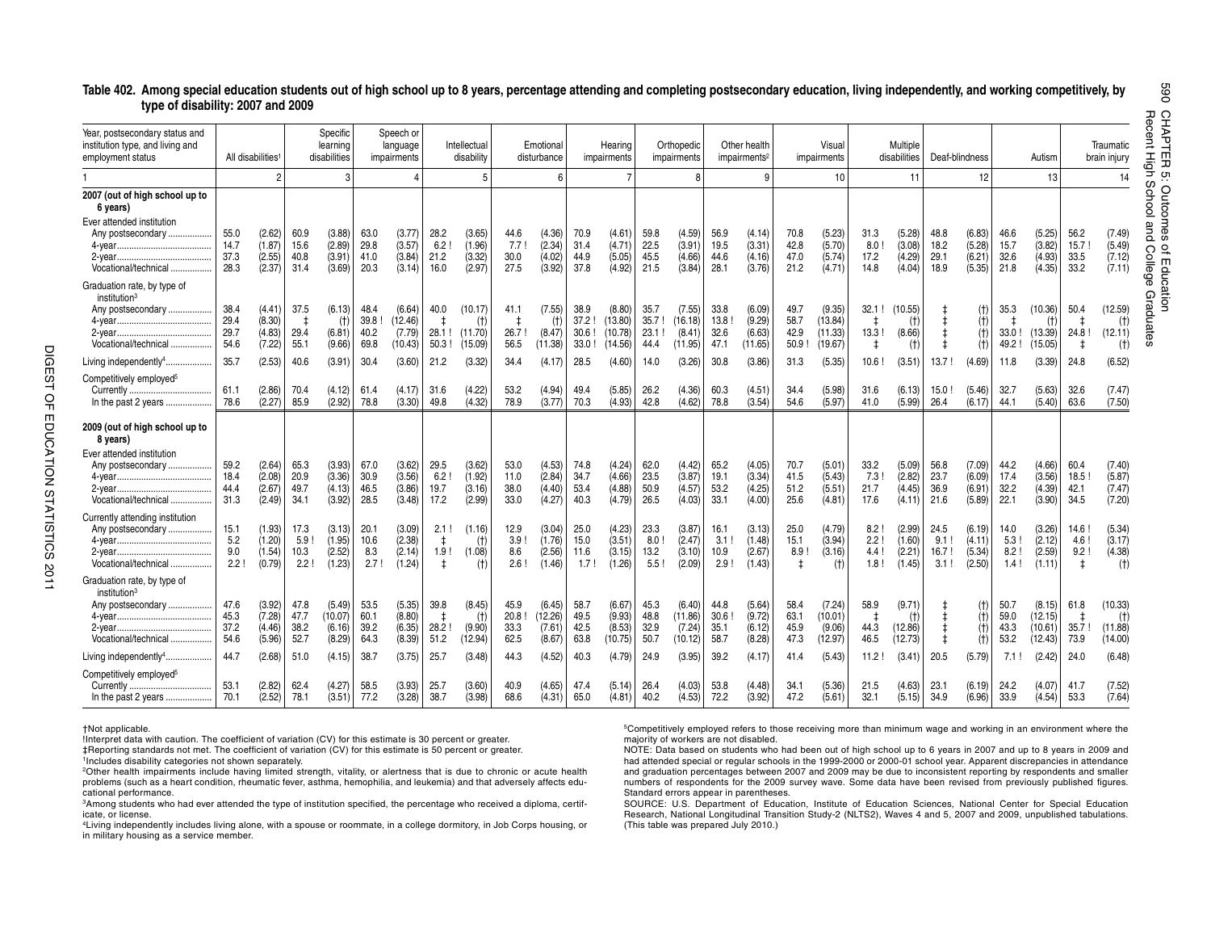## Table 402. Among special education students out of high school up to 8 years, percentage attending and completing postsecondary education, living independently, and working competitively, by type of disability: 2007 and 2009

| Year, postsecondary status and institution type, and living and employment status | All disabilities[1] | | Specific learning disabilities | | Speech or language impairments | | Intellectual disability | | Emotional disturbance | | Hearing impairments | | Orthopedic impairments | | Other health impairments[2] | | Visual impairments | | Multiple disabilities | | Deaf-blindness | | Autism | | Traumatic brain injury | |
|---|---|---|---|---|---|---|---|---|---|---|---|---|---|---|---|---|---|---|---|---|---|---|---|---|---|---|
| 1 | 2 | | 3 | | 4 | | 5 | | 6 | | 7 | | 8 | | 9 | | 10 | | 11 | | 12 | | 13 | | 14 | |
| **2007 (out of high school up to 6 years)** | | | | | | | | | | | | | | | | | | | | | | | | | | |
| Ever attended institution | | | | | | | | | | | | | | | | | | | | | | | | | | |
| Any postsecondary | 55.0 | (2.62) | 60.9 | (3.88) | 63.0 | (3.77) | 28.2 | (3.65) | 44.6 | (4.36) | 70.9 | (4.61) | 59.8 | (4.59) | 56.9 | (4.14) | 70.8 | (5.23) | 31.3 | (5.28) | 48.8 | (6.83) | 46.6 | (5.25) | 56.2 | (7.49) |
| 4-year | 14.7 | (1.87) | 15.6 | (2.89) | 29.8 | (3.57) | 6.2 ! | (1.96) | 7.7 ! | (2.34) | 31.4 | (4.71) | 22.5 | (3.91) | 19.5 | (3.31) | 42.8 | (5.70) | 8.0 ! | (3.08) | 18.2 | (5.28) | 15.7 | (3.82) | 15.7 ! | (5.49) |
| 2-year | 37.3 | (2.55) | 40.8 | (3.91) | 41.0 | (3.84) | 21.2 | (3.32) | 30.0 | (4.02) | 44.9 | (5.05) | 45.5 | (4.66) | 44.6 | (4.16) | 47.0 | (5.74) | 17.2 | (4.29) | 29.1 | (6.21) | 32.6 | (4.93) | 33.5 | (7.12) |
| Vocational/technical | 28.3 | (2.37) | 31.4 | (3.69) | 20.3 | (3.14) | 16.0 | (2.97) | 27.5 | (3.92) | 37.8 | (4.92) | 21.5 | (3.84) | 28.1 | (3.76) | 21.2 | (4.71) | 14.8 | (4.04) | 18.9 | (5.35) | 21.8 | (4.35) | 33.2 | (7.11) |
| Graduation rate, by type of institution[3] | | | | | | | | | | | | | | | | | | | | | | | | | | |
| Any postsecondary | 38.4 | (4.41) | 37.5 | (6.13) | 48.4 | (6.64) | 40.0 | (10.17) | 41.1 | (7.55) | 38.9 | (8.80) | 35.7 | (7.55) | 33.8 | (6.09) | 49.7 | (9.35) | 32.1 ! | (10.55) | ‡ | (†) | 35.3 | (10.36) | 50.4 | (12.59) |
| 4-year | 29.4 | (8.30) | ‡ | (†) | 39.8 ! | (12.46) | ‡ | (†) | ‡ | (†) | 37.2 ! | (13.80) | 35.7 ! | (16.18) | 13.8 ! | (9.29) | 58.7 | (13.84) | ‡ | (†) | ‡ | (†) | ‡ | (†) | ‡ | (†) |
| 2-year | 29.7 | (4.83) | 29.4 | (6.81) | 40.2 | (7.79) | 28.1 ! | (11.70) | 26.7 ! | (8.47) | 30.6 ! | (10.78) | 23.1 ! | (8.41) | 32.6 | (6.63) | 42.9 | (11.33) | 13.3 ! | (8.66) | ‡ | (†) | 33.0 ! | (13.39) | 24.8 ! | (12.11) |
| Vocational/technical | 54.6 | (7.22) | 55.1 | (9.66) | 69.8 | (10.43) | 50.3 ! | (15.09) | 56.5 | (11.38) | 33.0 ! | (14.56) | 44.4 | (11.95) | 47.1 | (11.65) | 50.9 ! | (19.67) | ‡ | (†) | ‡ | (†) | 49.2 ! | (15.05) | ‡ | (†) |
| Living independently[4] | 35.7 | (2.53) | 40.6 | (3.91) | 30.4 | (3.60) | 21.2 | (3.32) | 34.4 | (4.17) | 28.5 | (4.60) | 14.0 | (3.26) | 30.8 | (3.86) | 31.3 | (5.35) | 10.6 ! | (3.51) | 13.7 ! | (4.69) | 11.8 | (3.39) | 24.8 | (6.52) |
| Competitively employed[5] | | | | | | | | | | | | | | | | | | | | | | | | | | |
| Currently | 61.1 | (2.86) | 70.4 | (4.12) | 61.4 | (4.17) | 31.6 | (4.22) | 53.2 | (4.94) | 49.4 | (5.85) | 26.2 | (4.36) | 60.3 | (4.51) | 34.4 | (5.98) | 31.6 | (6.13) | 15.0 ! | (5.46) | 32.7 | (5.63) | 32.6 | (7.47) |
| In the past 2 years | 78.6 | (2.27) | 85.9 | (2.92) | 78.8 | (3.30) | 49.8 | (4.32) | 78.9 | (3.77) | 70.3 | (4.93) | 42.8 | (4.62) | 78.8 | (3.54) | 54.6 | (5.97) | 41.0 | (5.99) | 26.4 | (6.17) | 44.1 | (5.40) | 63.6 | (7.50) |
| **2009 (out of high school up to 8 years)** | | | | | | | | | | | | | | | | | | | | | | | | | | |
| Ever attended institution | | | | | | | | | | | | | | | | | | | | | | | | | | |
| Any postsecondary | 59.2 | (2.64) | 65.3 | (3.93) | 67.0 | (3.62) | 29.5 | (3.62) | 53.0 | (4.53) | 74.8 | (4.24) | 62.0 | (4.42) | 65.2 | (4.05) | 70.7 | (5.01) | 33.2 | (5.09) | 56.8 | (7.09) | 44.2 | (4.66) | 60.4 | (7.40) |
| 4-year | 18.4 | (2.08) | 20.9 | (3.36) | 30.9 | (3.56) | 6.2 ! | (1.92) | 11.0 | (2.84) | 34.7 | (4.66) | 23.5 | (3.87) | 19.1 | (3.34) | 41.5 | (5.43) | 7.3 ! | (2.82) | 23.7 | (6.09) | 17.4 | (3.56) | 18.5 ! | (5.87) |
| 2-year | 44.4 | (2.67) | 49.7 | (4.13) | 46.5 | (3.86) | 19.7 | (3.16) | 38.0 | (4.40) | 53.4 | (4.88) | 50.9 | (4.57) | 53.2 | (4.25) | 51.2 | (5.51) | 21.7 | (4.45) | 36.9 | (6.91) | 32.2 | (4.39) | 42.1 | (7.47) |
| Vocational/technical | 31.3 | (2.49) | 34.1 | (3.92) | 28.5 | (3.48) | 17.2 | (2.99) | 33.0 | (4.27) | 40.3 | (4.79) | 26.5 | (4.03) | 33.1 | (4.00) | 25.6 | (4.81) | 17.6 | (4.11) | 21.6 | (5.89) | 22.1 | (3.90) | 34.5 | (7.20) |
| Currently attending institution | | | | | | | | | | | | | | | | | | | | | | | | | | |
| Any postsecondary | 15.1 | (1.93) | 17.3 | (3.13) | 20.1 | (3.09) | 2.1 ! | (1.16) | 12.9 | (3.04) | 25.0 | (4.23) | 23.3 | (3.87) | 16.1 | (3.13) | 25.0 | (4.79) | 8.2 ! | (2.99) | 24.5 | (6.19) | 14.0 | (3.26) | 14.6 ! | (5.34) |
| 4-year | 5.2 | (1.20) | 5.9 ! | (1.95) | 10.6 | (2.38) | ‡ | (†) | 3.9 ! | (1.76) | 15.0 | (3.51) | 8.0 ! | (2.47) | 3.1 ! | (1.48) | 15.1 | (3.94) | 2.2 ! | (1.60) | 9.1 ! | (4.11) | 5.3 ! | (2.12) | 4.6 ! | (3.17) |
| 2-year | 9.0 | (1.54) | 10.3 | (2.52) | 8.3 | (2.14) | 1.9 ! | (1.08) | 8.6 | (2.56) | 11.6 | (3.15) | 13.2 | (3.10) | 10.9 | (2.67) | 8.9 ! | (3.16) | 4.4 ! | (2.21) | 16.7 ! | (5.34) | 8.2 ! | (2.59) | 9.2 ! | (4.38) |
| Vocational/technical | 2.2 ! | (0.79) | 2.2 ! | (1.23) | 2.7 ! | (1.24) | ‡ | (†) | 2.6 ! | (1.46) | 1.7 ! | (1.26) | 5.5 ! | (2.09) | 2.9 ! | (1.43) | ‡ | (†) | 1.8 ! | (1.45) | 3.1 ! | (2.50) | 1.4 ! | (1.11) | ‡ | (†) |
| Graduation rate, by type of institution[3] | | | | | | | | | | | | | | | | | | | | | | | | | | |
| Any postsecondary | 47.6 | (3.92) | 47.8 | (5.49) | 53.5 | (5.35) | 39.8 | (8.45) | 45.9 | (6.45) | 58.7 | (6.67) | 45.3 | (6.40) | 44.8 | (5.64) | 58.4 | (7.24) | 58.9 | (9.71) | ‡ | (†) | 50.7 | (8.15) | 61.8 | (10.33) |
| 4-year | 45.3 | (7.28) | 47.7 | (10.07) | 60.1 | (8.80) | ‡ | (†) | 20.8 ! | (12.26) | 49.5 | (9.93) | 48.8 | (11.86) | 30.6 ! | (9.72) | 63.1 | (10.01) | ‡ | (†) | ‡ | (†) | 59.0 | (12.15) | ‡ | (†) |
| 2-year | 37.2 | (4.46) | 38.2 | (6.16) | 39.2 | (6.35) | 28.2 ! | (9.90) | 33.3 | (7.61) | 42.5 | (8.53) | 32.9 | (7.24) | 35.1 | (6.12) | 45.9 | (9.06) | 44.3 | (12.86) | ‡ | (†) | 43.3 | (10.61) | 35.7 ! | (11.88) |
| Vocational/technical | 54.6 | (5.96) | 52.7 | (8.29) | 64.3 | (8.39) | 51.2 | (12.94) | 62.5 | (8.67) | 63.8 | (10.75) | 50.7 | (10.12) | 58.7 | (8.28) | 47.3 | (12.97) | 46.5 | (12.73) | ‡ | (†) | 53.2 | (12.43) | 73.9 | (14.00) |
| Living independently[4] | 44.7 | (2.68) | 51.0 | (4.15) | 38.7 | (3.75) | 25.7 | (3.48) | 44.3 | (4.52) | 40.3 | (4.79) | 24.9 | (3.95) | 39.2 | (4.17) | 41.4 | (5.43) | 11.2 ! | (3.41) | 20.5 | (5.79) | 7.1 ! | (2.42) | 24.0 | (6.48) |
| Competitively employed[5] | | | | | | | | | | | | | | | | | | | | | | | | | | |
| Currently | 53.1 | (2.82) | 62.4 | (4.27) | 58.5 | (3.93) | 25.7 | (3.60) | 40.9 | (4.65) | 47.4 | (5.14) | 26.4 | (4.03) | 53.8 | (4.48) | 34.1 | (5.36) | 21.5 | (4.63) | 23.1 | (6.19) | 24.2 | (4.07) | 41.7 | (7.52) |
| In the past 2 years | 70.1 | (2.52) | 78.1 | (3.51) | 77.2 | (3.28) | 38.7 | (3.98) | 68.6 | (4.31) | 65.0 | (4.81) | 40.2 | (4.53) | 72.2 | (3.92) | 47.2 | (5.61) | 32.1 | (5.15) | 34.9 | (6.96) | 33.9 | (4.54) | 53.3 | (7.64) |

†Not applicable.

!Interpret data with caution. The coefficient of variation (CV) for this estimate is 30 percent or greater.

‡Reporting standards not met. The coefficient of variation (CV) for this estimate is 50 percent or greater.

[1]Includes disability categories not shown separately.

[2]Other health impairments include having limited strength, vitality, or alertness that is due to chronic or acute health problems (such as a heart condition, rheumatic fever, asthma, hemophilia, and leukemia) and that adversely affects educational performance.

[3]Among students who had ever attended the type of institution specified, the percentage who received a diploma, certificate, or license.

[4]Living independently includes living alone, with a spouse or roommate, in a college dormitory, in Job Corps housing, or in military housing as a service member.

[5]Competitively employed refers to those receiving more than minimum wage and working in an environment where the majority of workers are not disabled.

NOTE: Data based on students who had been out of high school up to 6 years in 2007 and up to 8 years in 2009 and had attended special or regular schools in the 1999-2000 or 2000-01 school year. Apparent discrepancies in attendance and graduation percentages between 2007 and 2009 may be due to inconsistent reporting by respondents and smaller numbers of respondents for the 2009 survey wave. Some data have been revised from previously published figures. Standard errors appear in parentheses.

SOURCE: U.S. Department of Education, Institute of Education Sciences, National Center for Special Education Research, National Longitudinal Transition Study-2 (NLTS2), Waves 4 and 5, 2007 and 2009, unpublished tabulations. (This table was prepared July 2010.)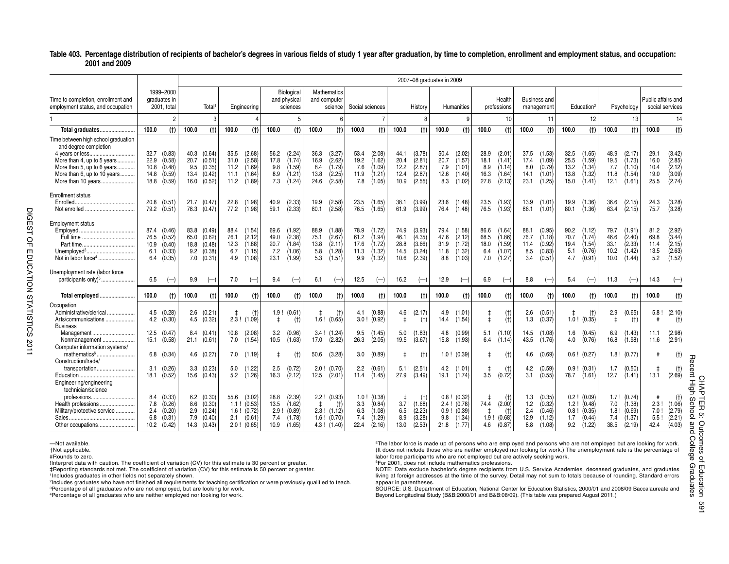**Table 403. Percentage distribution of recipients of bachelor's degrees in various fields of study 1 year after graduation, by time to completion, enrollment and employment status, and occupation: 2001 and 2009**

| Time to completion, enrollment and employment status, and occupation | 1999–2000 graduates in 2001, total | | 2007–08 graduates in 2009: Total[1] | | Engineering | | Biological and physical sciences | | Mathematics and computer science | | Social sciences | | History | | Humanities | | Health professions | | Business and management | | Education[2] | | Psychology | | Public affairs and social services | |
|---|---|---|---|---|---|---|---|---|---|---|---|---|---|---|---|---|---|---|---|---|---|---|---|---|---|---|
| 1 | 2 | | 3 | | 4 | | 5 | | 6 | | 7 | | 8 | | 9 | | 10 | | 11 | | 12 | | 13 | | 14 | |
| **Total graduates** | 100.0 | (†) | 100.0 | (†) | 100.0 | (†) | 100.0 | (†) | 100.0 | (†) | 100.0 | (†) | 100.0 | (†) | 100.0 | (†) | 100.0 | (†) | 100.0 | (†) | 100.0 | (†) | 100.0 | (†) | 100.0 | (†) |
| Time between high school graduation and degree completion | | | | | | | | | | | | | | | | | | | | | | | | | | |
| 4 years or less | 32.7 | (0.83) | 40.3 | (0.64) | 35.5 | (2.68) | 56.2 | (2.24) | 36.3 | (3.27) | 53.4 | (2.08) | 44.1 | (3.78) | 50.4 | (2.02) | 28.9 | (2.01) | 37.5 | (1.53) | 32.5 | (1.65) | 48.9 | (2.17) | 29.1 | (3.42) |
| More than 4, up to 5 years | 22.9 | (0.58) | 20.7 | (0.51) | 31.0 | (2.58) | 17.8 | (1.74) | 16.9 | (2.62) | 19.2 | (1.62) | 20.4 | (2.81) | 20.7 | (1.57) | 18.1 | (1.41) | 17.4 | (1.09) | 25.5 | (1.59) | 19.5 | (1.73) | 16.0 | (2.85) |
| More than 5, up to 6 years | 10.8 | (0.48) | 9.5 | (0.35) | 11.2 | (1.69) | 9.8 | (1.59) | 8.4 | (1.79) | 7.6 | (1.09) | 12.2 | (2.87) | 7.9 | (1.01) | 8.9 | (1.14) | 8.0 | (0.79) | 13.2 | (1.34) | 7.7 | (1.10) | 10.4 | (2.12) |
| More than 6, up to 10 years | 14.8 | (0.59) | 13.4 | (0.42) | 11.1 | (1.64) | 8.9 | (1.21) | 13.8 | (2.25) | 11.9 | (1.21) | 12.4 | (2.87) | 12.6 | (1.40) | 16.3 | (1.64) | 14.1 | (1.01) | 13.8 | (1.32) | 11.8 | (1.54) | 19.0 | (3.09) |
| More than 10 years | 18.8 | (0.59) | 16.0 | (0.52) | 11.2 | (1.89) | 7.3 | (1.24) | 24.6 | (2.58) | 7.8 | (1.05) | 10.9 | (2.55) | 8.3 | (1.02) | 27.8 | (2.13) | 23.1 | (1.25) | 15.0 | (1.41) | 12.1 | (1.61) | 25.5 | (2.74) |
| Enrollment status | | | | | | | | | | | | | | | | | | | | | | | | | | |
| Enrolled | 20.8 | (0.51) | 21.7 | (0.47) | 22.8 | (1.98) | 40.9 | (2.33) | 19.9 | (2.58) | 23.5 | (1.65) | 38.1 | (3.99) | 23.6 | (1.48) | 23.5 | (1.93) | 13.9 | (1.01) | 19.9 | (1.36) | 36.6 | (2.15) | 24.3 | (3.28) |
| Not enrolled | 79.2 | (0.51) | 78.3 | (0.47) | 77.2 | (1.98) | 59.1 | (2.33) | 80.1 | (2.58) | 76.5 | (1.65) | 61.9 | (3.99) | 76.4 | (1.48) | 76.5 | (1.93) | 86.1 | (1.01) | 80.1 | (1.36) | 63.4 | (2.15) | 75.7 | (3.28) |
| Employment status | | | | | | | | | | | | | | | | | | | | | | | | | | |
| Employed | 87.4 | (0.46) | 83.8 | (0.49) | 88.4 | (1.54) | 69.6 | (1.92) | 88.9 | (1.88) | 78.9 | (1.72) | 74.9 | (3.93) | 79.4 | (1.58) | 86.6 | (1.64) | 88.1 | (0.95) | 90.2 | (1.12) | 79.7 | (1.91) | 81.2 | (2.92) |
| Full time | 76.5 | (0.52) | 65.0 | (0.62) | 76.1 | (2.12) | 49.0 | (2.38) | 75.1 | (2.67) | 61.2 | (1.94) | 46.1 | (4.35) | 47.6 | (2.12) | 68.5 | (1.86) | 76.7 | (1.18) | 70.7 | (1.74) | 46.6 | (2.40) | 69.8 | (3.44) |
| Part time | 10.9 | (0.40) | 18.8 | (0.48) | 12.3 | (1.88) | 20.7 | (1.84) | 13.8 | (2.11) | 17.6 | (1.72) | 28.8 | (3.66) | 31.9 | (1.72) | 18.0 | (1.59) | 11.4 | (0.92) | 19.4 | (1.54) | 33.1 | (2.33) | 11.4 | (2.15) |
| Unemployed[3] | 6.1 | (0.33) | 9.2 | (0.38) | 6.7 | (1.15) | 7.2 | (1.06) | 5.8 | (1.28) | 11.3 | (1.32) | 14.5 | (3.24) | 11.8 | (1.32) | 6.4 | (1.07) | 8.5 | (0.83) | 5.1 | (0.76) | 10.2 | (1.42) | 13.5 | (2.63) |
| Not in labor force[4] | 6.4 | (0.35) | 7.0 | (0.31) | 4.9 | (1.08) | 23.1 | (1.99) | 5.3 | (1.51) | 9.9 | (1.32) | 10.6 | (2.39) | 8.8 | (1.03) | 7.0 | (1.27) | 3.4 | (0.51) | 4.7 | (0.91) | 10.0 | (1.44) | 5.2 | (1.52) |
| Unemployment rate (labor force participants only)[5] | 6.5 | (—) | 9.9 | (—) | 7.0 | (—) | 9.4 | (—) | 6.1 | (—) | 12.5 | (—) | 16.2 | (—) | 12.9 | (—) | 6.9 | (—) | 8.8 | (—) | 5.4 | (—) | 11.3 | (—) | 14.3 | (—) |
| **Total employed** | 100.0 | (†) | 100.0 | (†) | 100.0 | (†) | 100.0 | (†) | 100.0 | (†) | 100.0 | (†) | 100.0 | (†) | 100.0 | (†) | 100.0 | (†) | 100.0 | (†) | 100.0 | (†) | 100.0 | (†) | 100.0 | (†) |
| Occupation | | | | | | | | | | | | | | | | | | | | | | | | | | |
| Administrative/clerical | 4.5 | (0.28) | 2.6 | (0.21) | ‡ | (†) | 1.9 ! | (0.61) | ‡ | (†) | 4.1 | (0.88) | 4.6 ! | (2.17) | 4.9 | (1.01) | ‡ | (†) | 2.6 | (0.51) | ‡ | (†) | 2.9 | (0.65) | 5.8 ! | (2.10) |
| Arts/communications | 4.2 | (0.30) | 4.5 | (0.32) | 2.3 ! | (1.09) | ‡ | (†) | 1.6 ! | (0.65) | 3.0 ! | (0.92) | ‡ | (†) | 14.4 | (1.54) | ‡ | (†) | 1.3 | (0.37) | 1.0 ! | (0.35) | ‡ | (†) | # | (†) |
| Business | | | | | | | | | | | | | | | | | | | | | | | | | | |
| Management | 12.5 | (0.47) | 8.4 | (0.41) | 10.8 | (2.08) | 3.2 | (0.96) | 3.4 ! | (1.24) | 9.5 | (1.45) | 5.0 ! | (1.83) | 4.8 | (0.99) | 5.1 | (1.10) | 14.5 | (1.08) | 1.6 | (0.45) | 6.9 | (1.43) | 11.1 | (2.98) |
| Nonmanagement | 15.1 | (0.58) | 21.1 | (0.61) | 7.0 | (1.54) | 10.5 | (1.63) | 17.0 | (2.82) | 26.3 | (2.05) | 19.5 | (3.67) | 15.8 | (1.93) | 6.4 | (1.14) | 43.5 | (1.76) | 4.0 | (0.76) | 16.8 | (1.98) | 11.6 | (2.91) |
| Computer information systems/ mathematics[6] | 6.8 | (0.34) | 4.6 | (0.27) | 7.0 | (1.19) | ‡ | (†) | 50.6 | (3.28) | 3.0 | (0.89) | ‡ | (†) | 1.0 ! | (0.39) | ‡ | (†) | 4.6 | (0.69) | 0.6 ! | (0.27) | 1.8 ! | (0.77) | # | (†) |
| Construction/trade/ transportation | 3.1 | (0.26) | 3.3 | (0.23) | 5.0 | (1.22) | 2.5 | (0.72) | 2.0 ! | (0.70) | 2.2 | (0.61) | 5.1 ! | (2.51) | 4.2 | (1.01) | ‡ | (†) | 4.2 | (0.59) | 0.9 ! | (0.31) | 1.7 | (0.50) | ‡ | (†) |
| Education | 18.1 | (0.52) | 15.6 | (0.43) | 5.2 | (1.26) | 16.3 | (2.12) | 12.5 | (2.01) | 11.4 | (1.45) | 27.9 | (3.49) | 19.1 | (1.74) | 3.5 | (0.72) | 3.1 | (0.55) | 78.7 | (1.61) | 12.7 | (1.41) | 13.1 | (2.69) |
| Engineering/engineering technician/science professions | 8.4 | (0.33) | 6.2 | (0.30) | 55.6 | (3.02) | 28.8 | (2.39) | 2.2 ! | (0.93) | 1.0 ! | (0.38) | ‡ | (†) | 0.8 ! | (0.32) | ‡ | (†) | 1.3 | (0.35) | 0.2 ! | (0.09) | 1.7 ! | (0.74) | # | (†) |
| Health professions | 7.8 | (0.26) | 8.6 | (0.30) | 1.1 ! | (0.53) | 13.5 | (1.62) | ‡ | (†) | 3.3 | (0.84) | 3.7 ! | (1.68) | 2.4 ! | (0.78) | 74.4 | (2.00) | 1.2 | (0.32) | 1.2 ! | (0.48) | 7.0 | (1.38) | 2.3 ! | (1.06) |
| Military/protective service | 2.4 | (0.20) | 2.9 | (0.24) | 1.6 ! | (0.72) | 2.9 ! | (0.89) | 2.3 ! | (1.12) | 6.3 | (1.08) | 6.5 ! | (2.23) | 0.9 ! | (0.39) | ‡ | (†) | 2.4 | (0.46) | 0.8 ! | (0.35) | 1.8 ! | (0.69) | 7.0 ! | (2.79) |
| Sales | 6.8 | (0.31) | 7.9 | (0.40) | 2.1 | (0.61) | 7.4 | (1.78) | 1.6 ! | (0.70) | 7.4 | (1.29) | 8.9 ! | (3.28) | 9.8 | (1.34) | 1.9 ! | (0.68) | 12.9 | (1.12) | 1.7 | (0.44) | 7.4 | (1.37) | 5.5 ! | (2.21) |
| Other occupations | 10.2 | (0.42) | 14.3 | (0.43) | 2.0 ! | (0.65) | 10.9 | (1.65) | 4.3 ! | (1.40) | 22.4 | (2.16) | 13.0 | (2.53) | 21.8 | (1.77) | 4.6 | (0.87) | 8.8 | (1.08) | 9.2 | (1.22) | 38.5 | (2.19) | 42.4 | (4.03) |

—Not available.
†Not applicable.
#Rounds to zero.
!Interpret data with caution. The coefficient of variation (CV) for this estimate is 30 percent or greater.
‡Reporting standards not met. The coefficient of variation (CV) for this estimate is 50 percent or greater.
[1]Includes graduates in other fields not separately shown.
[2]Includes graduates who have not finished all requirements for teaching certification or were previously qualified to teach.
[3]Percentage of all graduates who are not employed, but are looking for work.
[4]Percentage of all graduates who are neither employed nor looking for work.
[5]The labor force is made up of persons who are employed and persons who are not employed but are looking for work. (It does not include those who are neither employed nor looking for work.) The unemployment rate is the percentage of labor force participants who are not employed but are actively seeking work.
[6]For 2001, does not include mathematics professions.
NOTE: Data exclude bachelor's degree recipients from U.S. Service Academies, deceased graduates, and graduates living at foreign addresses at the time of the survey. Detail may not sum to totals because of rounding. Standard errors appear in parentheses.
SOURCE: U.S. Department of Education, National Center for Education Statistics, 2000/01 and 2008/09 Baccalaureate and Beyond Longitudinal Study (B&B:2000/01 and B&B:08/09). (This table was prepared August 2011.)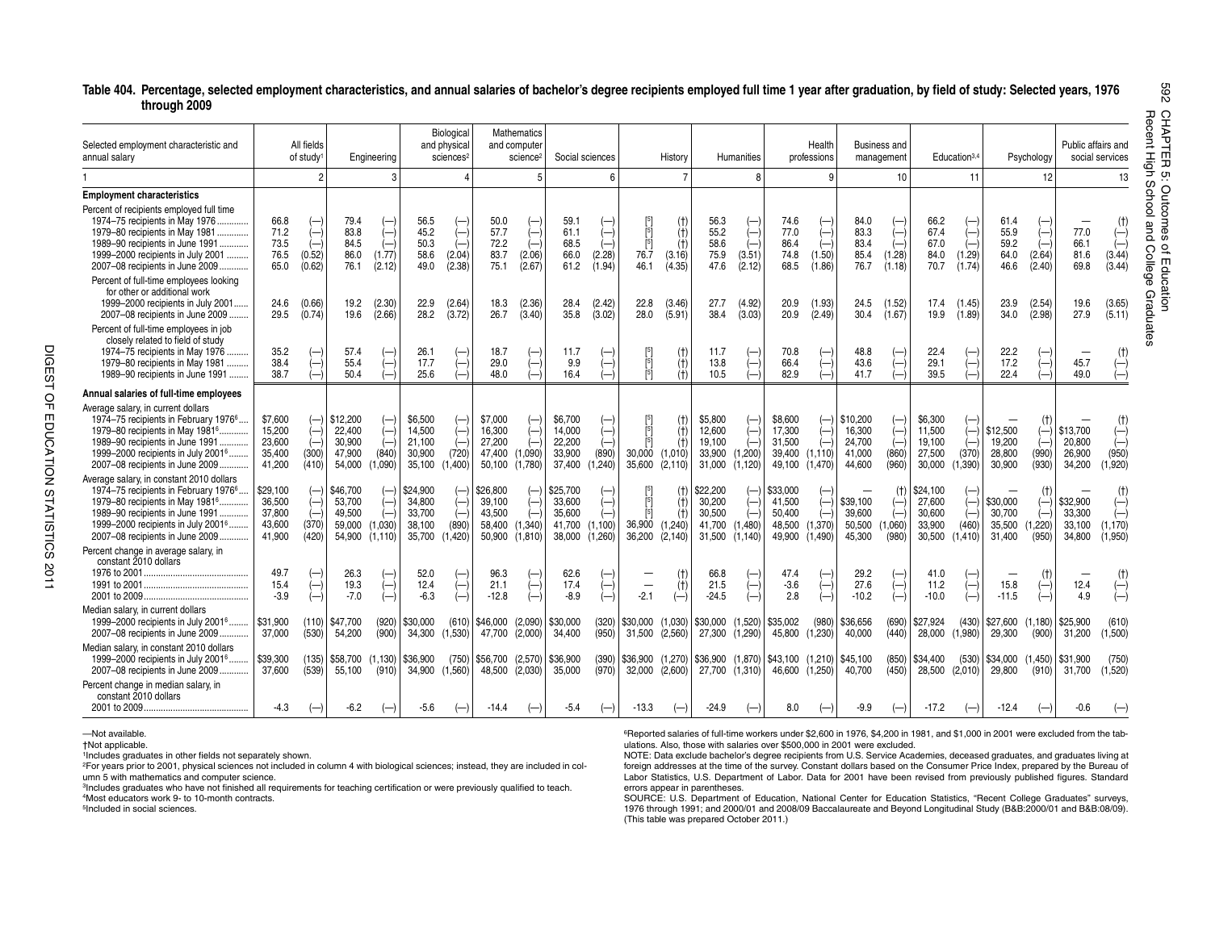**Table 404. Percentage, selected employment characteristics, and annual salaries of bachelor's degree recipients employed full time 1 year after graduation, by field of study: Selected years, 1976 through 2009**

| Selected employment characteristic and annual salary | All fields of study[1] | | Engineering | | Biological and physical sciences[2] | | Mathematics and computer science[2] | | Social sciences | | History | | Humanities | | Health professions | | Business and management | | Education[3,4] | | Psychology | | Public affairs and social services | |
|---|---|---|---|---|---|---|---|---|---|---|---|---|---|---|---|---|---|---|---|---|---|---|---|---|
| 1 | 2 | | 3 | | 4 | | 5 | | 6 | | 7 | | 8 | | 9 | | 10 | | 11 | | 12 | | 13 | |
| **Employment characteristics** | | | | | | | | | | | | | | | | | | | | | | | | |
| Percent of recipients employed full time | | | | | | | | | | | | | | | | | | | | | | | | |
| 1974–75 recipients in May 1976 | 66.8 | (—) | 79.4 | (—) | 56.5 | (—) | 50.0 | (—) | 59.1 | (—) | [5] | (†) | 56.3 | (—) | 74.6 | (—) | 84.0 | (—) | 66.2 | (—) | 61.4 | (—) | — | (†) |
| 1979–80 recipients in May 1981 | 71.2 | (—) | 83.8 | (—) | 45.2 | (—) | 57.7 | (—) | 61.1 | (—) | [5] | (†) | 55.2 | (—) | 77.0 | (—) | 83.3 | (—) | 67.4 | (—) | 55.9 | (—) | 77.0 | (—) |
| 1989–90 recipients in June 1991 | 73.5 | (—) | 84.5 | (—) | 50.3 | (—) | 72.2 | (—) | 68.5 | (—) | [5] | (†) | 58.6 | (—) | 86.4 | (—) | 83.4 | (—) | 67.0 | (—) | 59.2 | (—) | 66.1 | (—) |
| 1999–2000 recipients in July 2001 | 76.5 | (0.52) | 86.0 | (1.77) | 58.6 | (2.04) | 83.7 | (2.06) | 66.0 | (2.28) | 76.7 | (3.16) | 75.9 | (3.51) | 74.8 | (1.50) | 85.4 | (1.28) | 84.0 | (1.29) | 64.0 | (2.64) | 81.6 | (3.44) |
| 2007–08 recipients in June 2009 | 65.0 | (0.62) | 76.1 | (2.12) | 49.0 | (2.38) | 75.1 | (2.67) | 61.2 | (1.94) | 46.1 | (4.35) | 47.6 | (2.12) | 68.5 | (1.86) | 76.7 | (1.18) | 70.7 | (1.74) | 46.6 | (2.40) | 69.8 | (3.44) |
| Percent of full-time employees looking for other or additional work | | | | | | | | | | | | | | | | | | | | | | | | |
| 1999–2000 recipients in July 2001 | 24.6 | (0.66) | 19.2 | (2.30) | 22.9 | (2.64) | 18.3 | (2.36) | 28.4 | (2.42) | 22.8 | (3.46) | 27.7 | (4.92) | 20.9 | (1.93) | 24.5 | (1.52) | 17.4 | (1.45) | 23.9 | (2.54) | 19.6 | (3.65) |
| 2007–08 recipients in June 2009 | 29.5 | (0.74) | 19.6 | (2.66) | 28.2 | (3.72) | 26.7 | (3.40) | 35.8 | (3.02) | 28.0 | (5.91) | 38.4 | (3.03) | 20.9 | (2.49) | 30.4 | (1.67) | 19.9 | (1.89) | 34.0 | (2.98) | 27.9 | (5.11) |
| Percent of full-time employees in job closely related to field of study | | | | | | | | | | | | | | | | | | | | | | | | |
| 1974–75 recipients in May 1976 | 35.2 | (—) | 57.4 | (—) | 26.1 | (—) | 18.7 | (—) | 11.7 | (—) | [5] | (†) | 11.7 | (—) | 70.8 | (—) | 48.8 | (—) | 22.4 | (—) | 22.2 | (—) | — | (†) |
| 1979–80 recipients in May 1981 | 38.4 | (—) | 55.4 | (—) | 17.7 | (—) | 29.0 | (—) | 9.9 | (—) | [5] | (†) | 13.8 | (—) | 66.4 | (—) | 43.6 | (—) | 29.1 | (—) | 17.2 | (—) | 45.7 | (—) |
| 1989–90 recipients in June 1991 | 38.7 | (—) | 50.4 | (—) | 25.6 | (—) | 48.0 | (—) | 16.4 | (—) | [5] | (†) | 10.5 | (—) | 82.9 | (—) | 41.7 | (—) | 39.5 | (—) | 22.4 | (—) | 49.0 | (—) |
| **Annual salaries of full-time employees** | | | | | | | | | | | | | | | | | | | | | | | | |
| Average salary, in current dollars | | | | | | | | | | | | | | | | | | | | | | | | |
| 1974–75 recipients in February 1976[6] | $7,600 | (—) | $12,200 | (—) | $6,500 | (—) | $7,000 | (—) | $6,700 | (—) | [5] | (†) | $5,800 | (—) | $8,600 | (—) | $10,200 | (—) | $6,300 | (—) | — | (†) | — | (†) |
| 1979–80 recipients in May 1981[6] | 15,200 | (—) | 22,400 | (—) | 14,500 | (—) | 16,300 | (—) | 14,000 | (—) | [5] | (†) | 12,600 | (—) | 17,300 | (—) | 16,300 | (—) | 11,500 | (—) | $12,500 | (—) | $13,700 | (—) |
| 1989–90 recipients in June 1991 | 23,600 | (—) | 30,900 | (—) | 21,100 | (—) | 27,200 | (—) | 22,200 | (—) | [5] | (†) | 19,100 | (—) | 31,500 | (—) | 24,700 | (—) | 19,100 | (—) | 19,200 | (—) | 20,800 | (—) |
| 1999–2000 recipients in July 2001[6] | 35,400 | (300) | 47,900 | (840) | 30,900 | (720) | 47,400 | (1,090) | 33,900 | (890) | 30,000 | (1,010) | 33,900 | (1,200) | 39,400 | (1,110) | 41,000 | (860) | 27,500 | (370) | 28,800 | (990) | 26,900 | (950) |
| 2007–08 recipients in June 2009 | 41,200 | (410) | 54,000 | (1,090) | 35,100 | (1,400) | 50,100 | (1,780) | 37,400 | (1,240) | 35,600 | (2,110) | 31,000 | (1,120) | 49,100 | (1,470) | 44,600 | (960) | 30,000 | (1,390) | 30,900 | (930) | 34,200 | (1,920) |
| Average salary, in constant 2010 dollars | | | | | | | | | | | | | | | | | | | | | | | | |
| 1974–75 recipients in February 1976[6] | $29,100 | (—) | $46,700 | (—) | $24,900 | (—) | $26,800 | (—) | $25,700 | (—) | [5] | (†) | $22,200 | (—) | $33,000 | (—) | — | (†) | $24,100 | (—) | — | (†) | — | (†) |
| 1979–80 recipients in May 1981[6] | 36,500 | (—) | 53,700 | (—) | 34,800 | (—) | 39,100 | (—) | 33,600 | (—) | [5] | (†) | 30,200 | (—) | 41,500 | (—) | $39,100 | (—) | 27,600 | (—) | $30,000 | (—) | $32,900 | (—) |
| 1989–90 recipients in June 1991 | 37,800 | (—) | 49,500 | (—) | 33,700 | (—) | 43,500 | (—) | 35,600 | (—) | [5] | (†) | 30,500 | (—) | 50,400 | (—) | 39,600 | (—) | 30,600 | (—) | 30,700 | (—) | 33,300 | (—) |
| 1999–2000 recipients in July 2001[6] | 43,600 | (370) | 59,000 | (1,030) | 38,100 | (890) | 58,400 | (1,340) | 41,700 | (1,100) | 36,900 | (1,240) | 41,700 | (1,480) | 48,500 | (1,370) | 50,500 | (1,060) | 33,900 | (460) | 35,500 | (1,220) | 33,100 | (1,170) |
| 2007–08 recipients in June 2009 | 41,900 | (420) | 54,900 | (1,110) | 35,700 | (1,420) | 50,900 | (1,810) | 38,000 | (1,260) | 36,200 | (2,140) | 31,500 | (1,140) | 49,900 | (1,490) | 45,300 | (980) | 30,500 | (1,410) | 31,400 | (950) | 34,800 | (1,950) |
| Percent change in average salary, in constant 2010 dollars | | | | | | | | | | | | | | | | | | | | | | | | |
| 1976 to 2001 | 49.7 | (—) | 26.3 | (—) | 52.0 | (—) | 96.3 | (—) | 62.6 | (—) | — | (†) | 66.8 | (—) | 47.4 | (—) | 29.2 | (—) | 41.0 | (—) | — | (†) | — | (†) |
| 1991 to 2001 | 15.4 | (—) | 19.3 | (—) | 12.4 | (—) | 21.1 | (—) | 17.4 | (—) | — | (†) | 21.5 | (—) | -3.6 | (—) | 27.6 | (—) | 11.2 | (—) | 15.8 | (—) | 12.4 | (—) |
| 2001 to 2009 | -3.9 | (—) | -7.0 | (—) | -6.3 | (—) | -12.8 | (—) | -8.9 | (—) | -2.1 | (—) | -24.5 | (—) | 2.8 | (—) | -10.2 | (—) | -10.0 | (—) | -11.5 | (—) | 4.9 | (—) |
| Median salary, in current dollars | | | | | | | | | | | | | | | | | | | | | | | | |
| 1999–2000 recipients in July 2001[6] | $31,900 | (110) | $47,700 | (920) | $30,000 | (610) | $46,000 | (2,090) | $30,000 | (320) | $30,000 | (1,030) | $30,000 | (1,520) | $35,002 | (980) | $36,656 | (690) | $27,924 | (430) | $27,600 | (1,180) | $25,900 | (610) |
| 2007–08 recipients in June 2009 | 37,000 | (530) | 54,200 | (900) | 34,300 | (1,530) | 47,700 | (2,000) | 34,400 | (950) | 31,500 | (2,560) | 27,300 | (1,290) | 45,800 | (1,230) | 40,000 | (440) | 28,000 | (1,980) | 29,300 | (900) | 31,200 | (1,500) |
| Median salary, in constant 2010 dollars | | | | | | | | | | | | | | | | | | | | | | | | |
| 1999–2000 recipients in July 2001[6] | $39,300 | (135) | $58,700 | (1,130) | $36,900 | (750) | $56,700 | (2,570) | $36,900 | (390) | $36,900 | (1,270) | $36,900 | (1,870) | $43,100 | (1,210) | $45,100 | (850) | $34,400 | (530) | $34,000 | (1,450) | $31,900 | (750) |
| 2007–08 recipients in June 2009 | 37,600 | (539) | 55,100 | (910) | 34,900 | (1,560) | 48,500 | (2,030) | 35,000 | (970) | 32,000 | (2,600) | 27,700 | (1,310) | 46,600 | (1,250) | 40,700 | (450) | 28,500 | (2,010) | 29,800 | (910) | 31,700 | (1,520) |
| Percent change in median salary, in constant 2010 dollars | | | | | | | | | | | | | | | | | | | | | | | | |
| 2001 to 2009 | -4.3 | (—) | -6.2 | (—) | -5.6 | (—) | -14.4 | (—) | -5.4 | (—) | -13.3 | (—) | -24.9 | (—) | 8.0 | (—) | -9.9 | (—) | -17.2 | (—) | -12.4 | (—) | -0.6 | (—) |

—Not available.
†Not applicable.
[1]Includes graduates in other fields not separately shown.
[2]For years prior to 2001, physical sciences not included in column 4 with biological sciences; instead, they are included in column 5 with mathematics and computer science.
[3]Includes graduates who have not finished all requirements for teaching certification or were previously qualified to teach.
[4]Most educators work 9- to 10-month contracts.
[5]Included in social sciences.
[6]Reported salaries of full-time workers under $2,600 in 1976, $4,200 in 1981, and $1,000 in 2001 were excluded from the tabulations. Also, those with salaries over $500,000 in 2001 were excluded.

NOTE: Data exclude bachelor's degree recipients from U.S. Service Academies, deceased graduates, and graduates living at foreign addresses at the time of the survey. Constant dollars based on the Consumer Price Index, prepared by the Bureau of Labor Statistics, U.S. Department of Labor. Data for 2001 have been revised from previously published figures. Standard errors appear in parentheses.

SOURCE: U.S. Department of Education, National Center for Education Statistics, "Recent College Graduates" surveys, 1976 through 1991; and 2000/01 and 2008/09 Baccalaureate and Beyond Longitudinal Study (B&B:2000/01 and B&B:08/09). (This table was prepared October 2011.)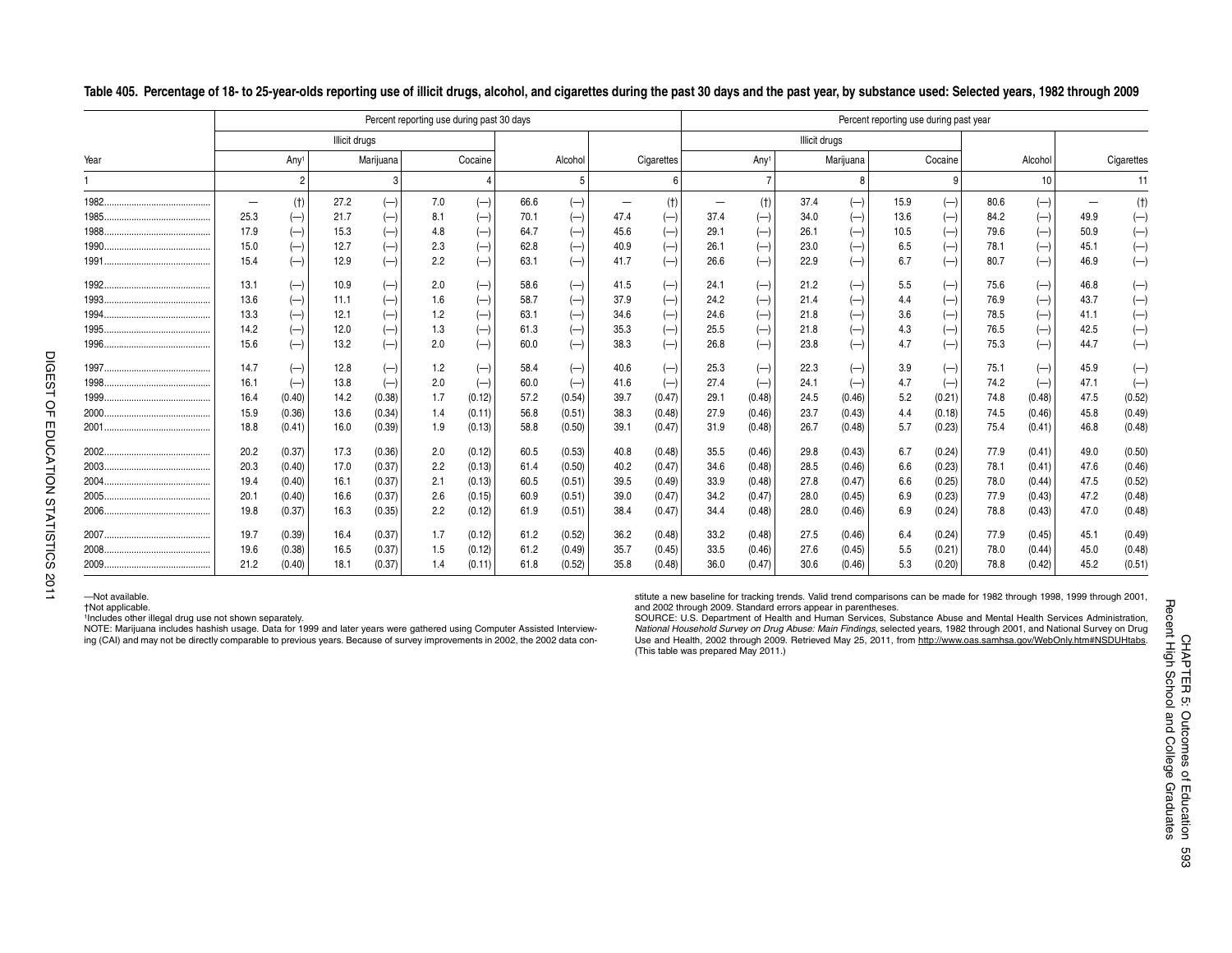## Table 405. Percentage of 18- to 25-year-olds reporting use of illicit drugs, alcohol, and cigarettes during the past 30 days and the past year, by substance used: Selected years, 1982 through 2009

| Year | Percent reporting use during past 30 days | | | | | | | | | | Percent reporting use during past year | | | | | | | | | |
|---|---|---|---|---|---|---|---|---|---|---|---|---|---|---|---|---|---|---|---|---|
| | Illicit drugs | | | | | | | | | | Illicit drugs | | | | | | | | | |
| | Any[1] | | Marijuana | | Cocaine | | Alcohol | | Cigarettes | | Any[1] | | Marijuana | | Cocaine | | Alcohol | | Cigarettes | |
| 1 | 2 | | 3 | | 4 | | 5 | | 6 | | 7 | | 8 | | 9 | | 10 | | 11 | |
| 1982 | — | (†) | 27.2 | (—) | 7.0 | (—) | 66.6 | (—) | — | (†) | — | (†) | 37.4 | (—) | 15.9 | (—) | 80.6 | (—) | — | (†) |
| 1985 | 25.3 | (—) | 21.7 | (—) | 8.1 | (—) | 70.1 | (—) | 47.4 | (—) | 37.4 | (—) | 34.0 | (—) | 13.6 | (—) | 84.2 | (—) | 49.9 | (—) |
| 1988 | 17.9 | (—) | 15.3 | (—) | 4.8 | (—) | 64.7 | (—) | 45.6 | (—) | 29.1 | (—) | 26.1 | (—) | 10.5 | (—) | 79.6 | (—) | 50.9 | (—) |
| 1990 | 15.0 | (—) | 12.7 | (—) | 2.3 | (—) | 62.8 | (—) | 40.9 | (—) | 26.1 | (—) | 23.0 | (—) | 6.5 | (—) | 78.1 | (—) | 45.1 | (—) |
| 1991 | 15.4 | (—) | 12.9 | (—) | 2.2 | (—) | 63.1 | (—) | 41.7 | (—) | 26.6 | (—) | 22.9 | (—) | 6.7 | (—) | 80.7 | (—) | 46.9 | (—) |
| 1992 | 13.1 | (—) | 10.9 | (—) | 2.0 | (—) | 58.6 | (—) | 41.5 | (—) | 24.1 | (—) | 21.2 | (—) | 5.5 | (—) | 75.6 | (—) | 46.8 | (—) |
| 1993 | 13.6 | (—) | 11.1 | (—) | 1.6 | (—) | 58.7 | (—) | 37.9 | (—) | 24.2 | (—) | 21.4 | (—) | 4.4 | (—) | 76.9 | (—) | 43.7 | (—) |
| 1994 | 13.3 | (—) | 12.1 | (—) | 1.2 | (—) | 63.1 | (—) | 34.6 | (—) | 24.6 | (—) | 21.8 | (—) | 3.6 | (—) | 78.5 | (—) | 41.1 | (—) |
| 1995 | 14.2 | (—) | 12.0 | (—) | 1.3 | (—) | 61.3 | (—) | 35.3 | (—) | 25.5 | (—) | 21.8 | (—) | 4.3 | (—) | 76.5 | (—) | 42.5 | (—) |
| 1996 | 15.6 | (—) | 13.2 | (—) | 2.0 | (—) | 60.0 | (—) | 38.3 | (—) | 26.8 | (—) | 23.8 | (—) | 4.7 | (—) | 75.3 | (—) | 44.7 | (—) |
| 1997 | 14.7 | (—) | 12.8 | (—) | 1.2 | (—) | 58.4 | (—) | 40.6 | (—) | 25.3 | (—) | 22.3 | (—) | 3.9 | (—) | 75.1 | (—) | 45.9 | (—) |
| 1998 | 16.1 | (—) | 13.8 | (—) | 2.0 | (—) | 60.0 | (—) | 41.6 | (—) | 27.4 | (—) | 24.1 | (—) | 4.7 | (—) | 74.2 | (—) | 47.1 | (—) |
| 1999 | 16.4 | (0.40) | 14.2 | (0.38) | 1.7 | (0.12) | 57.2 | (0.54) | 39.7 | (0.47) | 29.1 | (0.48) | 24.5 | (0.46) | 5.2 | (0.21) | 74.8 | (0.48) | 47.5 | (0.52) |
| 2000 | 15.9 | (0.36) | 13.6 | (0.34) | 1.4 | (0.11) | 56.8 | (0.51) | 38.3 | (0.48) | 27.9 | (0.46) | 23.7 | (0.43) | 4.4 | (0.18) | 74.5 | (0.46) | 45.8 | (0.49) |
| 2001 | 18.8 | (0.41) | 16.0 | (0.39) | 1.9 | (0.13) | 58.8 | (0.50) | 39.1 | (0.47) | 31.9 | (0.48) | 26.7 | (0.48) | 5.7 | (0.23) | 75.4 | (0.41) | 46.8 | (0.48) |
| 2002 | 20.2 | (0.37) | 17.3 | (0.36) | 2.0 | (0.12) | 60.5 | (0.53) | 40.8 | (0.48) | 35.5 | (0.46) | 29.8 | (0.43) | 6.7 | (0.24) | 77.9 | (0.41) | 49.0 | (0.50) |
| 2003 | 20.3 | (0.40) | 17.0 | (0.37) | 2.2 | (0.13) | 61.4 | (0.50) | 40.2 | (0.47) | 34.6 | (0.48) | 28.5 | (0.46) | 6.6 | (0.23) | 78.1 | (0.41) | 47.6 | (0.46) |
| 2004 | 19.4 | (0.40) | 16.1 | (0.37) | 2.1 | (0.13) | 60.5 | (0.51) | 39.5 | (0.49) | 33.9 | (0.48) | 27.8 | (0.47) | 6.6 | (0.25) | 78.0 | (0.44) | 47.5 | (0.52) |
| 2005 | 20.1 | (0.40) | 16.6 | (0.37) | 2.6 | (0.15) | 60.9 | (0.51) | 39.0 | (0.47) | 34.2 | (0.47) | 28.0 | (0.45) | 6.9 | (0.23) | 77.9 | (0.43) | 47.2 | (0.48) |
| 2006 | 19.8 | (0.37) | 16.3 | (0.35) | 2.2 | (0.12) | 61.9 | (0.51) | 38.4 | (0.47) | 34.4 | (0.48) | 28.0 | (0.46) | 6.9 | (0.24) | 78.8 | (0.43) | 47.0 | (0.48) |
| 2007 | 19.7 | (0.39) | 16.4 | (0.37) | 1.7 | (0.12) | 61.2 | (0.52) | 36.2 | (0.48) | 33.2 | (0.48) | 27.5 | (0.46) | 6.4 | (0.24) | 77.9 | (0.45) | 45.1 | (0.49) |
| 2008 | 19.6 | (0.38) | 16.5 | (0.37) | 1.5 | (0.12) | 61.2 | (0.49) | 35.7 | (0.45) | 33.5 | (0.46) | 27.6 | (0.45) | 5.5 | (0.21) | 78.0 | (0.44) | 45.0 | (0.48) |
| 2009 | 21.2 | (0.40) | 18.1 | (0.37) | 1.4 | (0.11) | 61.8 | (0.52) | 35.8 | (0.48) | 36.0 | (0.47) | 30.6 | (0.46) | 5.3 | (0.20) | 78.8 | (0.42) | 45.2 | (0.51) |

—Not available.
†Not applicable.
[1]Includes other illegal drug use not shown separately.
NOTE: Marijuana includes hashish usage. Data for 1999 and later years were gathered using Computer Assisted Interviewing (CAI) and may not be directly comparable to previous years. Because of survey improvements in 2002, the 2002 data constitute a new baseline for tracking trends. Valid trend comparisons can be made for 1982 through 1998, 1999 through 2001, and 2002 through 2009. Standard errors appear in parentheses.
SOURCE: U.S. Department of Health and Human Services, Substance Abuse and Mental Health Services Administration, *National Household Survey on Drug Abuse: Main Findings*, selected years, 1982 through 2001, and National Survey on Drug Use and Health, 2002 through 2009. Retrieved May 25, 2011, from http://www.oas.samhsa.gov/WebOnly.htm#NSDUHtabs. (This table was prepared May 2011.)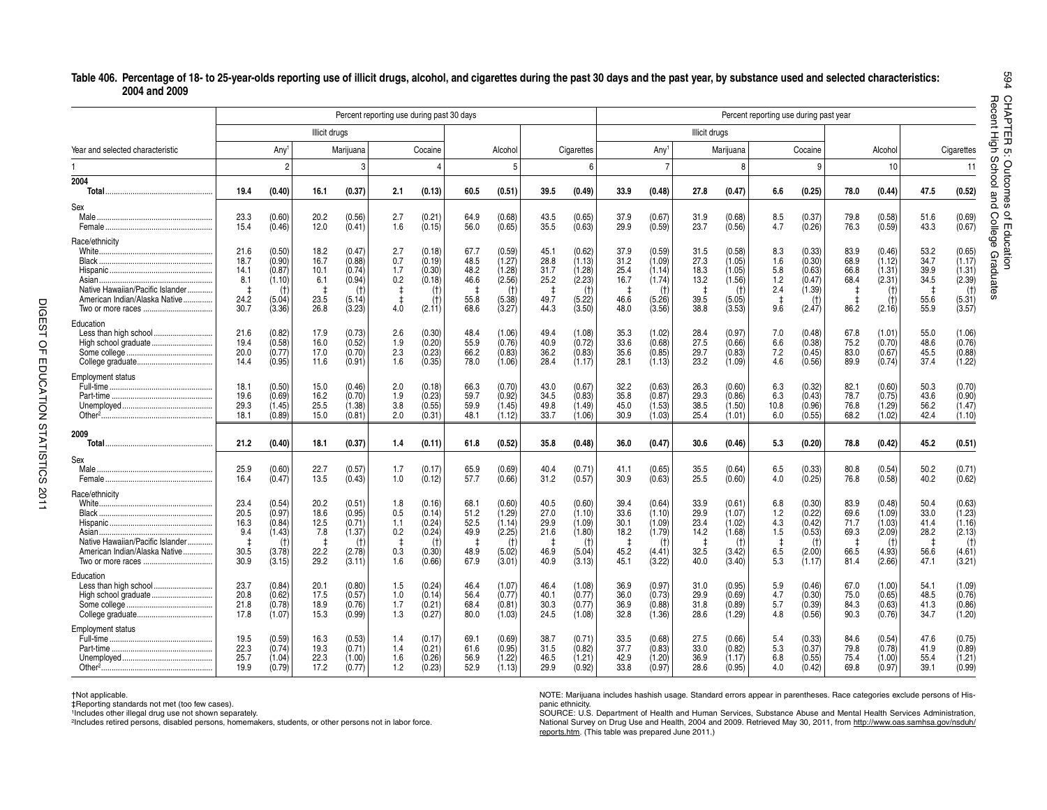## Table 406. Percentage of 18- to 25-year-olds reporting use of illicit drugs, alcohol, and cigarettes during the past 30 days and the past year, by substance used and selected characteristics: 2004 and 2009

| Year and selected characteristic | Percent reporting use during past 30 days | | | | | | | | | | Percent reporting use during past year | | | | | | | | | |
|---|---|---|---|---|---|---|---|---|---|---|---|---|---|---|---|---|---|---|---|---|
| | Illicit drugs | | | | | | | | | | Illicit drugs | | | | | | | | | |
| | Any[1] | | Marijuana | | Cocaine | | Alcohol | | Cigarettes | | Any[1] | | Marijuana | | Cocaine | | Alcohol | | Cigarettes | |
| 1 | 2 | | 3 | | 4 | | 5 | | 6 | | 7 | | 8 | | 9 | | 10 | | 11 | |
| **2004** | | | | | | | | | | | | | | | | | | | | |
| **Total** | **19.4** | **(0.40)** | **16.1** | **(0.37)** | **2.1** | **(0.13)** | **60.5** | **(0.51)** | **39.5** | **(0.49)** | **33.9** | **(0.48)** | **27.8** | **(0.47)** | **6.6** | **(0.25)** | **78.0** | **(0.44)** | **47.5** | **(0.52)** |
| Sex | | | | | | | | | | | | | | | | | | | | |
| Male | 23.3 | (0.60) | 20.2 | (0.56) | 2.7 | (0.21) | 64.9 | (0.68) | 43.5 | (0.65) | 37.9 | (0.67) | 31.9 | (0.68) | 8.5 | (0.37) | 79.8 | (0.58) | 51.6 | (0.69) |
| Female | 15.4 | (0.46) | 12.0 | (0.41) | 1.6 | (0.15) | 56.0 | (0.65) | 35.5 | (0.63) | 29.9 | (0.59) | 23.7 | (0.56) | 4.7 | (0.26) | 76.3 | (0.59) | 43.3 | (0.67) |
| Race/ethnicity | | | | | | | | | | | | | | | | | | | | |
| White | 21.6 | (0.50) | 18.2 | (0.47) | 2.7 | (0.18) | 67.7 | (0.59) | 45.1 | (0.62) | 37.9 | (0.59) | 31.5 | (0.58) | 8.3 | (0.33) | 83.9 | (0.46) | 53.2 | (0.65) |
| Black | 18.7 | (0.90) | 16.7 | (0.88) | 0.7 | (0.19) | 48.5 | (1.27) | 28.8 | (1.13) | 31.2 | (1.09) | 27.3 | (1.05) | 1.6 | (0.30) | 68.9 | (1.12) | 34.7 | (1.17) |
| Hispanic | 14.1 | (0.87) | 10.1 | (0.74) | 1.7 | (0.30) | 48.2 | (1.28) | 31.7 | (1.28) | 25.4 | (1.14) | 18.3 | (1.05) | 5.8 | (0.63) | 66.8 | (1.31) | 39.9 | (1.31) |
| Asian | 8.1 | (1.10) | 6.1 | (0.94) | 0.2 | (0.18) | 46.6 | (2.56) | 25.2 | (2.23) | 16.7 | (1.74) | 13.2 | (1.56) | 1.2 | (0.47) | 68.4 | (2.31) | 34.5 | (2.39) |
| Native Hawaiian/Pacific Islander | ‡ | (†) | ‡ | (†) | ‡ | (†) | ‡ | (†) | ‡ | (†) | ‡ | (†) | ‡ | (†) | 2.4 | (1.39) | ‡ | (†) | ‡ | (†) |
| American Indian/Alaska Native | 24.2 | (5.04) | 23.5 | (5.14) | ‡ | (†) | 55.8 | (5.38) | 49.7 | (5.22) | 46.6 | (5.26) | 39.5 | (5.05) | ‡ | (†) | ‡ | (†) | 55.6 | (5.31) |
| Two or more races | 30.7 | (3.36) | 26.8 | (3.23) | 4.0 | (2.11) | 68.6 | (3.27) | 44.3 | (3.50) | 48.0 | (3.56) | 38.8 | (3.53) | 9.6 | (2.47) | 86.2 | (2.16) | 55.9 | (3.57) |
| Education | | | | | | | | | | | | | | | | | | | | |
| Less than high school | 21.6 | (0.82) | 17.9 | (0.73) | 2.6 | (0.30) | 48.4 | (1.06) | 49.4 | (1.08) | 35.3 | (1.02) | 28.4 | (0.97) | 7.0 | (0.48) | 67.8 | (1.01) | 55.0 | (1.06) |
| High school graduate | 19.4 | (0.58) | 16.0 | (0.52) | 1.9 | (0.20) | 55.9 | (0.76) | 40.9 | (0.72) | 33.6 | (0.68) | 27.5 | (0.66) | 6.6 | (0.38) | 75.2 | (0.70) | 48.6 | (0.76) |
| Some college | 20.0 | (0.77) | 17.0 | (0.70) | 2.3 | (0.23) | 66.2 | (0.83) | 36.2 | (0.83) | 35.6 | (0.85) | 29.7 | (0.83) | 7.2 | (0.45) | 83.0 | (0.67) | 45.5 | (0.88) |
| College graduate | 14.4 | (0.95) | 11.6 | (0.91) | 1.6 | (0.35) | 78.0 | (1.06) | 28.4 | (1.17) | 28.1 | (1.13) | 23.2 | (1.09) | 4.6 | (0.56) | 89.9 | (0.74) | 37.4 | (1.22) |
| Employment status | | | | | | | | | | | | | | | | | | | | |
| Full-time | 18.1 | (0.50) | 15.0 | (0.46) | 2.0 | (0.18) | 66.3 | (0.70) | 43.0 | (0.67) | 32.2 | (0.63) | 26.3 | (0.60) | 6.3 | (0.32) | 82.1 | (0.60) | 50.3 | (0.70) |
| Part-time | 19.6 | (0.69) | 16.2 | (0.70) | 1.9 | (0.23) | 59.7 | (0.92) | 34.5 | (0.83) | 35.8 | (0.87) | 29.3 | (0.86) | 6.3 | (0.43) | 78.7 | (0.75) | 43.6 | (0.90) |
| Unemployed | 29.3 | (1.45) | 25.5 | (1.38) | 3.8 | (0.55) | 59.9 | (1.45) | 49.8 | (1.49) | 45.0 | (1.53) | 38.5 | (1.50) | 10.8 | (0.96) | 76.8 | (1.29) | 56.2 | (1.47) |
| Other[2] | 18.1 | (0.89) | 15.0 | (0.81) | 2.0 | (0.31) | 48.1 | (1.12) | 33.7 | (1.06) | 30.9 | (1.03) | 25.4 | (1.01) | 6.0 | (0.55) | 68.2 | (1.02) | 42.4 | (1.10) |
| **2009** | | | | | | | | | | | | | | | | | | | | |
| **Total** | **21.2** | **(0.40)** | **18.1** | **(0.37)** | **1.4** | **(0.11)** | **61.8** | **(0.52)** | **35.8** | **(0.48)** | **36.0** | **(0.47)** | **30.6** | **(0.46)** | **5.3** | **(0.20)** | **78.8** | **(0.42)** | **45.2** | **(0.51)** |
| Sex | | | | | | | | | | | | | | | | | | | | |
| Male | 25.9 | (0.60) | 22.7 | (0.57) | 1.7 | (0.17) | 65.9 | (0.69) | 40.4 | (0.71) | 41.1 | (0.65) | 35.5 | (0.64) | 6.5 | (0.33) | 80.8 | (0.54) | 50.2 | (0.71) |
| Female | 16.4 | (0.47) | 13.5 | (0.43) | 1.0 | (0.12) | 57.7 | (0.66) | 31.2 | (0.57) | 30.9 | (0.63) | 25.5 | (0.60) | 4.0 | (0.25) | 76.8 | (0.58) | 40.2 | (0.62) |
| Race/ethnicity | | | | | | | | | | | | | | | | | | | | |
| White | 23.4 | (0.54) | 20.2 | (0.51) | 1.8 | (0.16) | 68.1 | (0.60) | 40.5 | (0.60) | 39.4 | (0.64) | 33.9 | (0.61) | 6.8 | (0.30) | 83.9 | (0.48) | 50.4 | (0.63) |
| Black | 20.5 | (0.97) | 18.6 | (0.95) | 0.5 | (0.14) | 51.2 | (1.29) | 27.0 | (1.10) | 33.6 | (1.10) | 29.9 | (1.07) | 1.2 | (0.22) | 69.6 | (1.09) | 33.0 | (1.23) |
| Hispanic | 16.3 | (0.84) | 12.5 | (0.71) | 1.1 | (0.24) | 52.5 | (1.14) | 29.9 | (1.09) | 30.1 | (1.09) | 23.4 | (1.02) | 4.3 | (0.42) | 71.7 | (1.03) | 41.4 | (1.16) |
| Asian | 9.4 | (1.43) | 7.8 | (1.37) | 0.2 | (0.24) | 49.9 | (2.25) | 21.6 | (1.80) | 18.2 | (1.79) | 14.2 | (1.68) | 1.5 | (0.53) | 69.3 | (2.09) | 28.2 | (2.13) |
| Native Hawaiian/Pacific Islander | ‡ | (†) | ‡ | (†) | ‡ | (†) | ‡ | (†) | ‡ | (†) | ‡ | (†) | ‡ | (†) | ‡ | (†) | ‡ | (†) | ‡ | (†) |
| American Indian/Alaska Native | 30.5 | (3.78) | 22.2 | (2.78) | 0.3 | (0.30) | 48.9 | (5.02) | 46.9 | (5.04) | 45.2 | (4.41) | 32.5 | (3.42) | 6.5 | (2.00) | 66.5 | (4.93) | 56.6 | (4.61) |
| Two or more races | 30.9 | (3.15) | 29.2 | (3.11) | 1.6 | (0.66) | 67.9 | (3.01) | 40.9 | (3.13) | 45.1 | (3.22) | 40.0 | (3.40) | 5.3 | (1.17) | 81.4 | (2.66) | 47.1 | (3.21) |
| Education | | | | | | | | | | | | | | | | | | | | |
| Less than high school | 23.7 | (0.84) | 20.1 | (0.80) | 1.5 | (0.24) | 46.4 | (1.07) | 46.4 | (1.08) | 36.9 | (0.97) | 31.0 | (0.95) | 5.9 | (0.46) | 67.0 | (1.00) | 54.1 | (1.09) |
| High school graduate | 20.8 | (0.62) | 17.5 | (0.57) | 1.0 | (0.14) | 56.4 | (0.77) | 40.1 | (0.77) | 36.0 | (0.73) | 29.9 | (0.69) | 4.7 | (0.30) | 75.0 | (0.65) | 48.5 | (0.76) |
| Some college | 21.8 | (0.78) | 18.9 | (0.76) | 1.7 | (0.21) | 68.4 | (0.81) | 30.3 | (0.77) | 36.9 | (0.88) | 31.8 | (0.89) | 5.7 | (0.39) | 84.3 | (0.63) | 41.3 | (0.86) |
| College graduate | 17.8 | (1.07) | 15.3 | (0.99) | 1.3 | (0.27) | 80.0 | (1.03) | 24.5 | (1.08) | 32.8 | (1.36) | 28.6 | (1.29) | 4.8 | (0.56) | 90.3 | (0.76) | 34.7 | (1.20) |
| Employment status | | | | | | | | | | | | | | | | | | | | |
| Full-time | 19.5 | (0.59) | 16.3 | (0.53) | 1.4 | (0.17) | 69.1 | (0.69) | 38.7 | (0.71) | 33.5 | (0.68) | 27.5 | (0.66) | 5.4 | (0.33) | 84.6 | (0.54) | 47.6 | (0.75) |
| Part-time | 22.3 | (0.74) | 19.3 | (0.71) | 1.4 | (0.21) | 61.6 | (0.95) | 31.5 | (0.82) | 37.7 | (0.83) | 33.0 | (0.82) | 5.3 | (0.37) | 79.8 | (0.78) | 41.9 | (0.89) |
| Unemployed | 25.7 | (1.04) | 22.3 | (1.00) | 1.6 | (0.26) | 56.9 | (1.22) | 46.5 | (1.21) | 42.9 | (1.20) | 36.9 | (1.17) | 6.8 | (0.55) | 75.4 | (1.00) | 55.4 | (1.21) |
| Other[2] | 19.9 | (0.79) | 17.2 | (0.77) | 1.2 | (0.23) | 52.9 | (1.13) | 29.9 | (0.92) | 33.8 | (0.97) | 28.6 | (0.95) | 4.0 | (0.42) | 69.8 | (0.97) | 39.1 | (0.99) |

†Not applicable.
‡Reporting standards not met (too few cases).
[1]Includes other illegal drug use not shown separately.
[2]Includes retired persons, disabled persons, homemakers, students, or other persons not in labor force.

NOTE: Marijuana includes hashish usage. Standard errors appear in parentheses. Race categories exclude persons of Hispanic ethnicity.
SOURCE: U.S. Department of Health and Human Services, Substance Abuse and Mental Health Services Administration, National Survey on Drug Use and Health, 2004 and 2009. Retrieved May 30, 2011, from http://www.oas.samhsa.gov/nsduh/reports.htm. (This table was prepared June 2011.)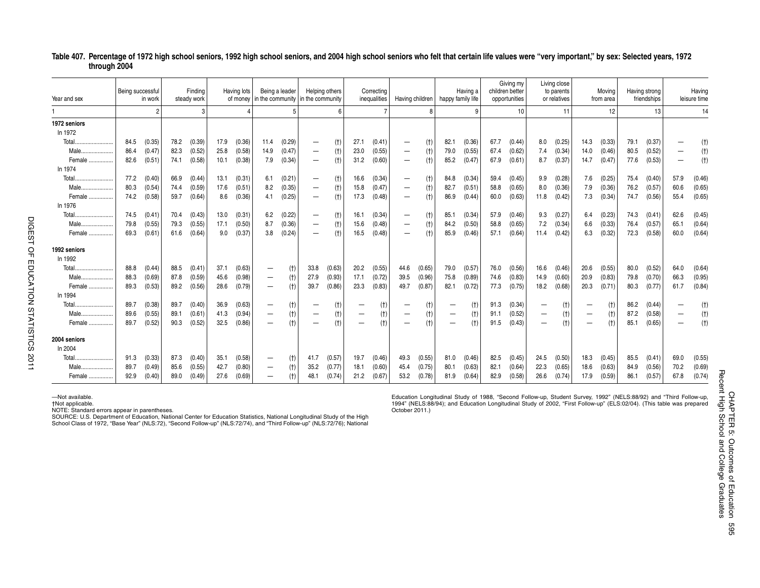**Table 407. Percentage of 1972 high school seniors, 1992 high school seniors, and 2004 high school seniors who felt that certain life values were "very important," by sex: Selected years, 1972 through 2004**

| Year and sex | Being successful in work | | Finding steady work | | Having lots of money | | Being a leader in the community | | Helping others in the community | | Correcting inequalities | | Having children | | Having a happy family life | | Giving my children better opportunities | | Living close to parents or relatives | | Moving from area | | Having strong friendships | | Having leisure time | |
|---|---|---|---|---|---|---|---|---|---|---|---|---|---|---|---|---|---|---|---|---|---|---|---|---|---|---|
| 1 | | 2 | | 3 | | 4 | | 5 | | 6 | | 7 | | 8 | | 9 | | 10 | | 11 | | 12 | | 13 | | 14 |
| **1972 seniors** | | | | | | | | | | | | | | | | | | | | | | | | | | |
| In 1972 | | | | | | | | | | | | | | | | | | | | | | | | | | |
| Total | 84.5 | (0.35) | 78.2 | (0.39) | 17.9 | (0.36) | 11.4 | (0.29) | — | (†) | 27.1 | (0.41) | — | (†) | 82.1 | (0.36) | 67.7 | (0.44) | 8.0 | (0.25) | 14.3 | (0.33) | 79.1 | (0.37) | — | (†) |
| Male | 86.4 | (0.47) | 82.3 | (0.52) | 25.8 | (0.58) | 14.9 | (0.47) | — | (†) | 23.0 | (0.55) | — | (†) | 79.0 | (0.55) | 67.4 | (0.62) | 7.4 | (0.34) | 14.0 | (0.46) | 80.5 | (0.52) | — | (†) |
| Female | 82.6 | (0.51) | 74.1 | (0.58) | 10.1 | (0.38) | 7.9 | (0.34) | — | (†) | 31.2 | (0.60) | — | (†) | 85.2 | (0.47) | 67.9 | (0.61) | 8.7 | (0.37) | 14.7 | (0.47) | 77.6 | (0.53) | — | (†) |
| In 1974 | | | | | | | | | | | | | | | | | | | | | | | | | | |
| Total | 77.2 | (0.40) | 66.9 | (0.44) | 13.1 | (0.31) | 6.1 | (0.21) | — | (†) | 16.6 | (0.34) | — | (†) | 84.8 | (0.34) | 59.4 | (0.45) | 9.9 | (0.28) | 7.6 | (0.25) | 75.4 | (0.40) | 57.9 | (0.46) |
| Male | 80.3 | (0.54) | 74.4 | (0.59) | 17.6 | (0.51) | 8.2 | (0.35) | — | (†) | 15.8 | (0.47) | — | (†) | 82.7 | (0.51) | 58.8 | (0.65) | 8.0 | (0.36) | 7.9 | (0.36) | 76.2 | (0.57) | 60.6 | (0.65) |
| Female | 74.2 | (0.58) | 59.7 | (0.64) | 8.6 | (0.36) | 4.1 | (0.25) | — | (†) | 17.3 | (0.48) | — | (†) | 86.9 | (0.44) | 60.0 | (0.63) | 11.8 | (0.42) | 7.3 | (0.34) | 74.7 | (0.56) | 55.4 | (0.65) |
| In 1976 | | | | | | | | | | | | | | | | | | | | | | | | | | |
| Total | 74.5 | (0.41) | 70.4 | (0.43) | 13.0 | (0.31) | 6.2 | (0.22) | — | (†) | 16.1 | (0.34) | — | (†) | 85.1 | (0.34) | 57.9 | (0.46) | 9.3 | (0.27) | 6.4 | (0.23) | 74.3 | (0.41) | 62.6 | (0.45) |
| Male | 79.8 | (0.55) | 79.3 | (0.55) | 17.1 | (0.50) | 8.7 | (0.36) | — | (†) | 15.6 | (0.48) | — | (†) | 84.2 | (0.50) | 58.8 | (0.65) | 7.2 | (0.34) | 6.6 | (0.33) | 76.4 | (0.57) | 65.1 | (0.64) |
| Female | 69.3 | (0.61) | 61.6 | (0.64) | 9.0 | (0.37) | 3.8 | (0.24) | — | (†) | 16.5 | (0.48) | — | (†) | 85.9 | (0.46) | 57.1 | (0.64) | 11.4 | (0.42) | 6.3 | (0.32) | 72.3 | (0.58) | 60.0 | (0.64) |
| **1992 seniors** | | | | | | | | | | | | | | | | | | | | | | | | | | |
| In 1992 | | | | | | | | | | | | | | | | | | | | | | | | | | |
| Total | 88.8 | (0.44) | 88.5 | (0.41) | 37.1 | (0.63) | — | (†) | 33.8 | (0.63) | 20.2 | (0.55) | 44.6 | (0.65) | 79.0 | (0.57) | 76.0 | (0.56) | 16.6 | (0.46) | 20.6 | (0.55) | 80.0 | (0.52) | 64.0 | (0.64) |
| Male | 88.3 | (0.69) | 87.8 | (0.59) | 45.6 | (0.98) | — | (†) | 27.9 | (0.93) | 17.1 | (0.72) | 39.5 | (0.96) | 75.8 | (0.89) | 74.6 | (0.83) | 14.9 | (0.60) | 20.9 | (0.83) | 79.8 | (0.70) | 66.3 | (0.95) |
| Female | 89.3 | (0.53) | 89.2 | (0.56) | 28.6 | (0.79) | — | (†) | 39.7 | (0.86) | 23.3 | (0.83) | 49.7 | (0.87) | 82.1 | (0.72) | 77.3 | (0.75) | 18.2 | (0.68) | 20.3 | (0.71) | 80.3 | (0.77) | 61.7 | (0.84) |
| In 1994 | | | | | | | | | | | | | | | | | | | | | | | | | | |
| Total | 89.7 | (0.38) | 89.7 | (0.40) | 36.9 | (0.63) | — | (†) | — | (†) | — | (†) | — | (†) | — | (†) | 91.3 | (0.34) | — | (†) | — | (†) | 86.2 | (0.44) | — | (†) |
| Male | 89.6 | (0.55) | 89.1 | (0.61) | 41.3 | (0.94) | — | (†) | — | (†) | — | (†) | — | (†) | — | (†) | 91.1 | (0.52) | — | (†) | — | (†) | 87.2 | (0.58) | — | (†) |
| Female | 89.7 | (0.52) | 90.3 | (0.52) | 32.5 | (0.86) | — | (†) | — | (†) | — | (†) | — | (†) | — | (†) | 91.5 | (0.43) | — | (†) | — | (†) | 85.1 | (0.65) | — | (†) |
| **2004 seniors** | | | | | | | | | | | | | | | | | | | | | | | | | | |
| In 2004 | | | | | | | | | | | | | | | | | | | | | | | | | | |
| Total | 91.3 | (0.33) | 87.3 | (0.40) | 35.1 | (0.58) | — | (†) | 41.7 | (0.57) | 19.7 | (0.46) | 49.3 | (0.55) | 81.0 | (0.46) | 82.5 | (0.45) | 24.5 | (0.50) | 18.3 | (0.45) | 85.5 | (0.41) | 69.0 | (0.55) |
| Male | 89.7 | (0.49) | 85.6 | (0.55) | 42.7 | (0.80) | — | (†) | 35.2 | (0.77) | 18.1 | (0.60) | 45.4 | (0.75) | 80.1 | (0.63) | 82.1 | (0.64) | 22.3 | (0.65) | 18.6 | (0.63) | 84.9 | (0.56) | 70.2 | (0.69) |
| Female | 92.9 | (0.40) | 89.0 | (0.49) | 27.6 | (0.69) | — | (†) | 48.1 | (0.74) | 21.2 | (0.67) | 53.2 | (0.78) | 81.9 | (0.64) | 82.9 | (0.58) | 26.6 | (0.74) | 17.9 | (0.59) | 86.1 | (0.57) | 67.8 | (0.74) |

—Not available.
†Not applicable.
NOTE: Standard errors appear in parentheses.
SOURCE: U.S. Department of Education, National Center for Education Statistics, National Longitudinal Study of the High School Class of 1972, "Base Year" (NLS:72), "Second Follow-up" (NLS:72/74), and "Third Follow-up" (NLS:72/76); National Education Longitudinal Study of 1988, "Second Follow-up, Student Survey, 1992" (NELS:88/92) and "Third Follow-up, 1994" (NELS:88/94); and Education Longitudinal Study of 2002, "First Follow-up" (ELS:02/04). (This table was prepared October 2011.)